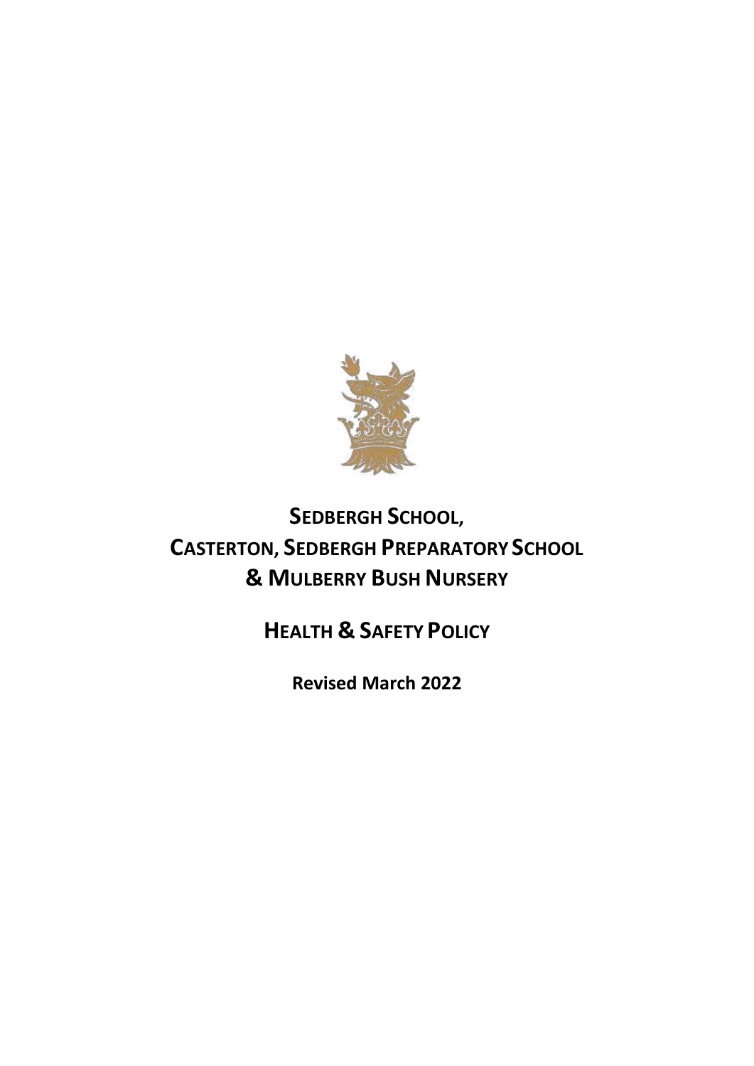# SEDBERGH SCHOOL, CASTERTON, SEDBERGH PREPARATORY SCHOOL & MULBERRY BUSH NURSERY

## HEALTH & SAFETY POLICY

**Revised March 2022**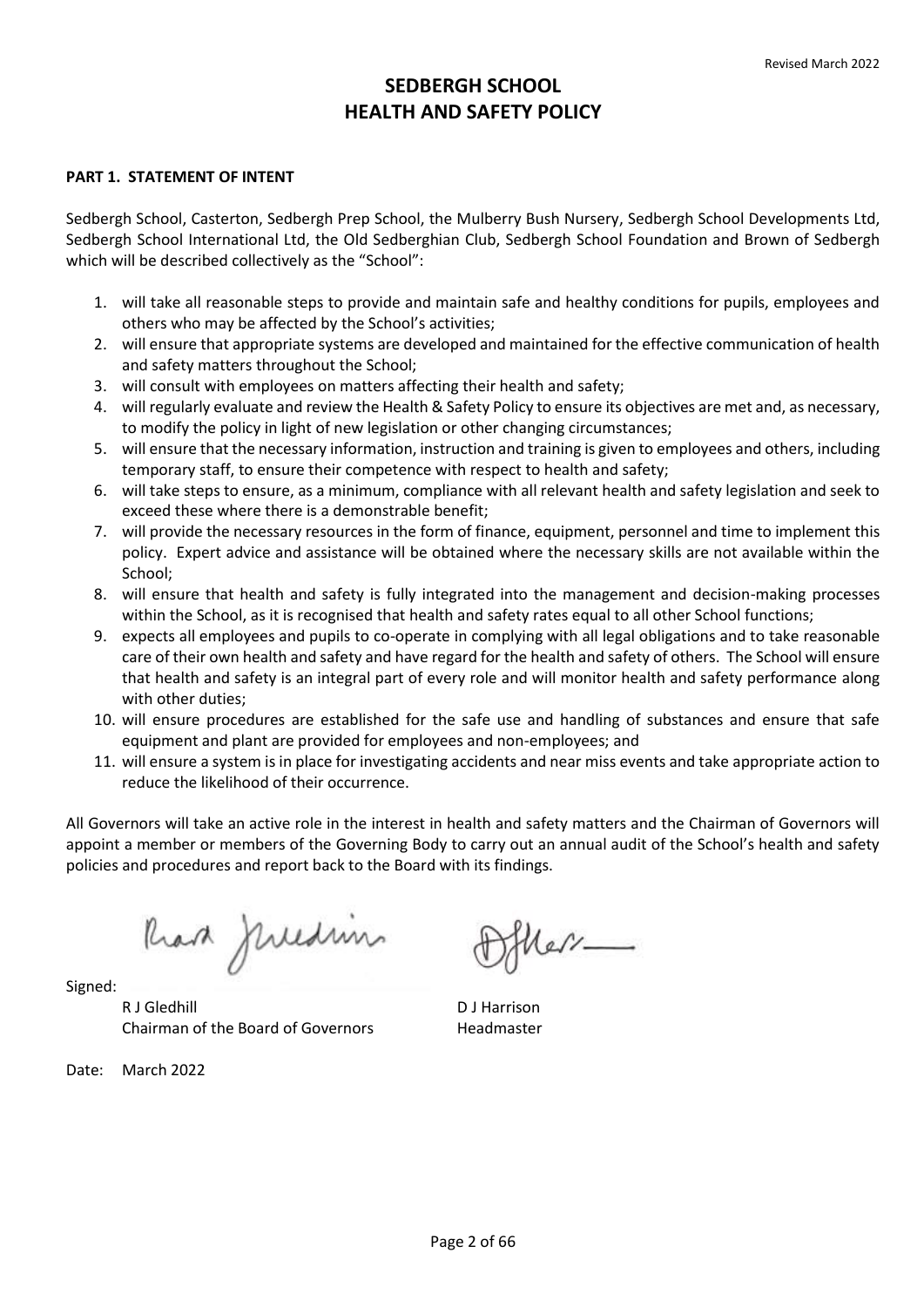Revised March 2022

# SEDBERGH SCHOOL
# HEALTH AND SAFETY POLICY

**PART 1. STATEMENT OF INTENT**

Sedbergh School, Casterton, Sedbergh Prep School, the Mulberry Bush Nursery, Sedbergh School Developments Ltd, Sedbergh School International Ltd, the Old Sedberghian Club, Sedbergh School Foundation and Brown of Sedbergh which will be described collectively as the "School":

1. will take all reasonable steps to provide and maintain safe and healthy conditions for pupils, employees and others who may be affected by the School's activities;
2. will ensure that appropriate systems are developed and maintained for the effective communication of health and safety matters throughout the School;
3. will consult with employees on matters affecting their health and safety;
4. will regularly evaluate and review the Health & Safety Policy to ensure its objectives are met and, as necessary, to modify the policy in light of new legislation or other changing circumstances;
5. will ensure that the necessary information, instruction and training is given to employees and others, including temporary staff, to ensure their competence with respect to health and safety;
6. will take steps to ensure, as a minimum, compliance with all relevant health and safety legislation and seek to exceed these where there is a demonstrable benefit;
7. will provide the necessary resources in the form of finance, equipment, personnel and time to implement this policy. Expert advice and assistance will be obtained where the necessary skills are not available within the School;
8. will ensure that health and safety is fully integrated into the management and decision-making processes within the School, as it is recognised that health and safety rates equal to all other School functions;
9. expects all employees and pupils to co-operate in complying with all legal obligations and to take reasonable care of their own health and safety and have regard for the health and safety of others. The School will ensure that health and safety is an integral part of every role and will monitor health and safety performance along with other duties;
10. will ensure procedures are established for the safe use and handling of substances and ensure that safe equipment and plant are provided for employees and non-employees; and
11. will ensure a system is in place for investigating accidents and near miss events and take appropriate action to reduce the likelihood of their occurrence.

All Governors will take an active role in the interest in health and safety matters and the Chairman of Governors will appoint a member or members of the Governing Body to carry out an annual audit of the School's health and safety policies and procedures and report back to the Board with its findings.

Signed:

R J Gledhill
Chairman of the Board of Governors

D J Harrison
Headmaster

Date: March 2022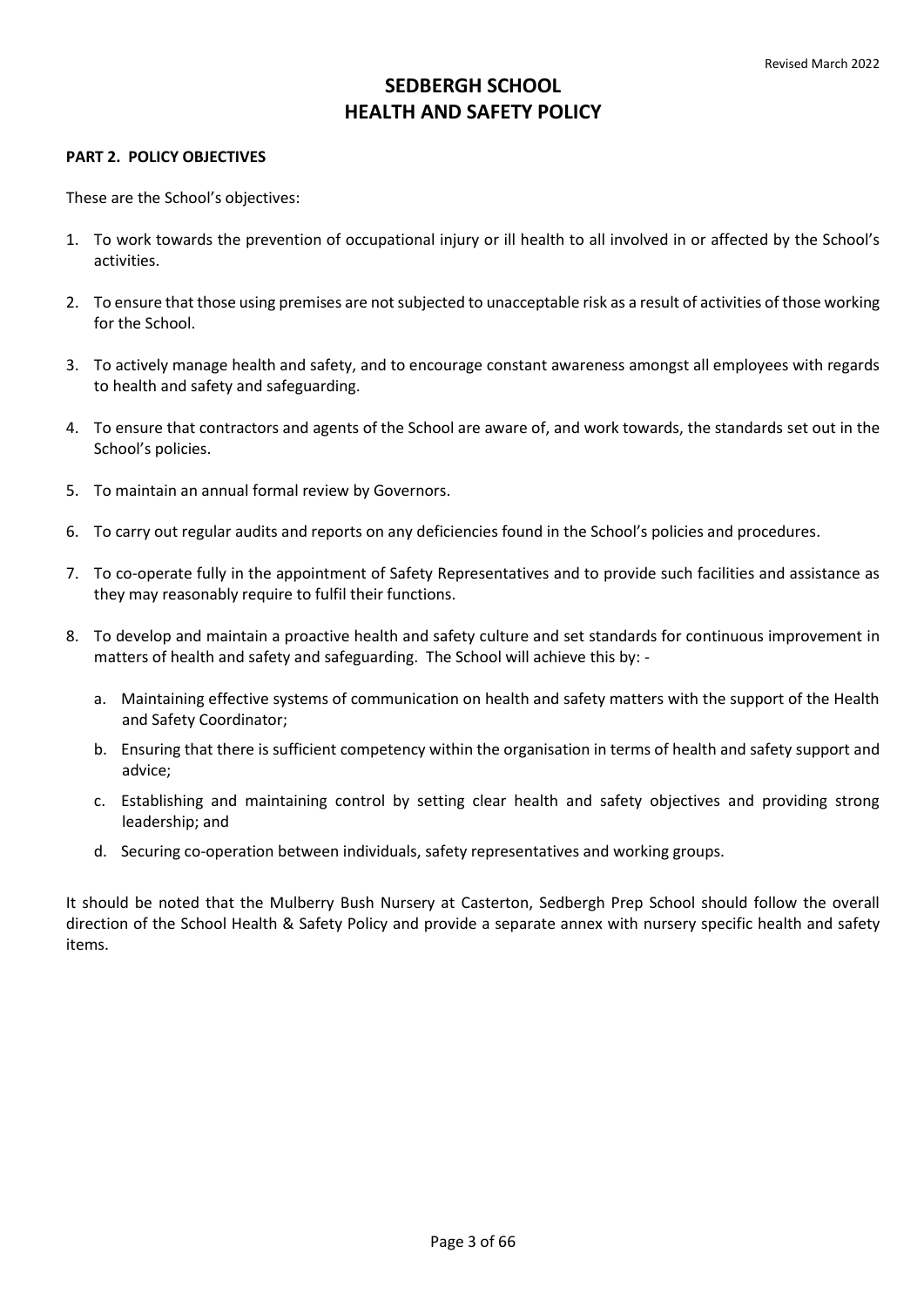# SEDBERGH SCHOOL
# HEALTH AND SAFETY POLICY

**PART 2. POLICY OBJECTIVES**

These are the School's objectives:

1. To work towards the prevention of occupational injury or ill health to all involved in or affected by the School's activities.

2. To ensure that those using premises are not subjected to unacceptable risk as a result of activities of those working for the School.

3. To actively manage health and safety, and to encourage constant awareness amongst all employees with regards to health and safety and safeguarding.

4. To ensure that contractors and agents of the School are aware of, and work towards, the standards set out in the School's policies.

5. To maintain an annual formal review by Governors.

6. To carry out regular audits and reports on any deficiencies found in the School's policies and procedures.

7. To co-operate fully in the appointment of Safety Representatives and to provide such facilities and assistance as they may reasonably require to fulfil their functions.

8. To develop and maintain a proactive health and safety culture and set standards for continuous improvement in matters of health and safety and safeguarding. The School will achieve this by: -

   a. Maintaining effective systems of communication on health and safety matters with the support of the Health and Safety Coordinator;

   b. Ensuring that there is sufficient competency within the organisation in terms of health and safety support and advice;

   c. Establishing and maintaining control by setting clear health and safety objectives and providing strong leadership; and

   d. Securing co-operation between individuals, safety representatives and working groups.

It should be noted that the Mulberry Bush Nursery at Casterton, Sedbergh Prep School should follow the overall direction of the School Health & Safety Policy and provide a separate annex with nursery specific health and safety items.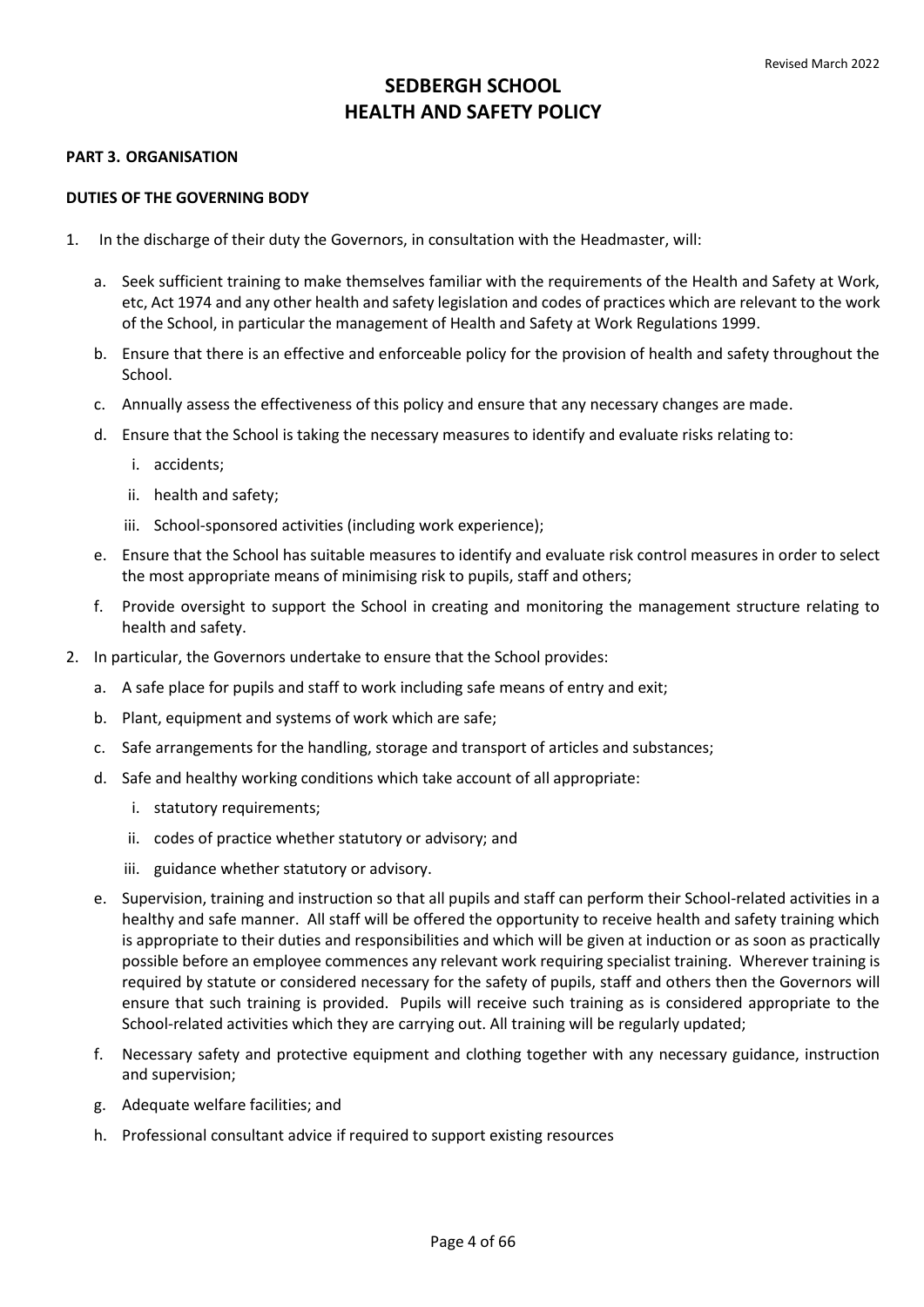# SEDBERGH SCHOOL
# HEALTH AND SAFETY POLICY

**PART 3. ORGANISATION**

**DUTIES OF THE GOVERNING BODY**

1. In the discharge of their duty the Governors, in consultation with the Headmaster, will:

    a. Seek sufficient training to make themselves familiar with the requirements of the Health and Safety at Work, etc, Act 1974 and any other health and safety legislation and codes of practices which are relevant to the work of the School, in particular the management of Health and Safety at Work Regulations 1999.

    b. Ensure that there is an effective and enforceable policy for the provision of health and safety throughout the School.

    c. Annually assess the effectiveness of this policy and ensure that any necessary changes are made.

    d. Ensure that the School is taking the necessary measures to identify and evaluate risks relating to:

        i. accidents;

        ii. health and safety;

        iii. School-sponsored activities (including work experience);

    e. Ensure that the School has suitable measures to identify and evaluate risk control measures in order to select the most appropriate means of minimising risk to pupils, staff and others;

    f. Provide oversight to support the School in creating and monitoring the management structure relating to health and safety.

2. In particular, the Governors undertake to ensure that the School provides:

    a. A safe place for pupils and staff to work including safe means of entry and exit;

    b. Plant, equipment and systems of work which are safe;

    c. Safe arrangements for the handling, storage and transport of articles and substances;

    d. Safe and healthy working conditions which take account of all appropriate:

        i. statutory requirements;

        ii. codes of practice whether statutory or advisory; and

        iii. guidance whether statutory or advisory.

    e. Supervision, training and instruction so that all pupils and staff can perform their School-related activities in a healthy and safe manner. All staff will be offered the opportunity to receive health and safety training which is appropriate to their duties and responsibilities and which will be given at induction or as soon as practically possible before an employee commences any relevant work requiring specialist training. Wherever training is required by statute or considered necessary for the safety of pupils, staff and others then the Governors will ensure that such training is provided. Pupils will receive such training as is considered appropriate to the School-related activities which they are carrying out. All training will be regularly updated;

    f. Necessary safety and protective equipment and clothing together with any necessary guidance, instruction and supervision;

    g. Adequate welfare facilities; and

    h. Professional consultant advice if required to support existing resources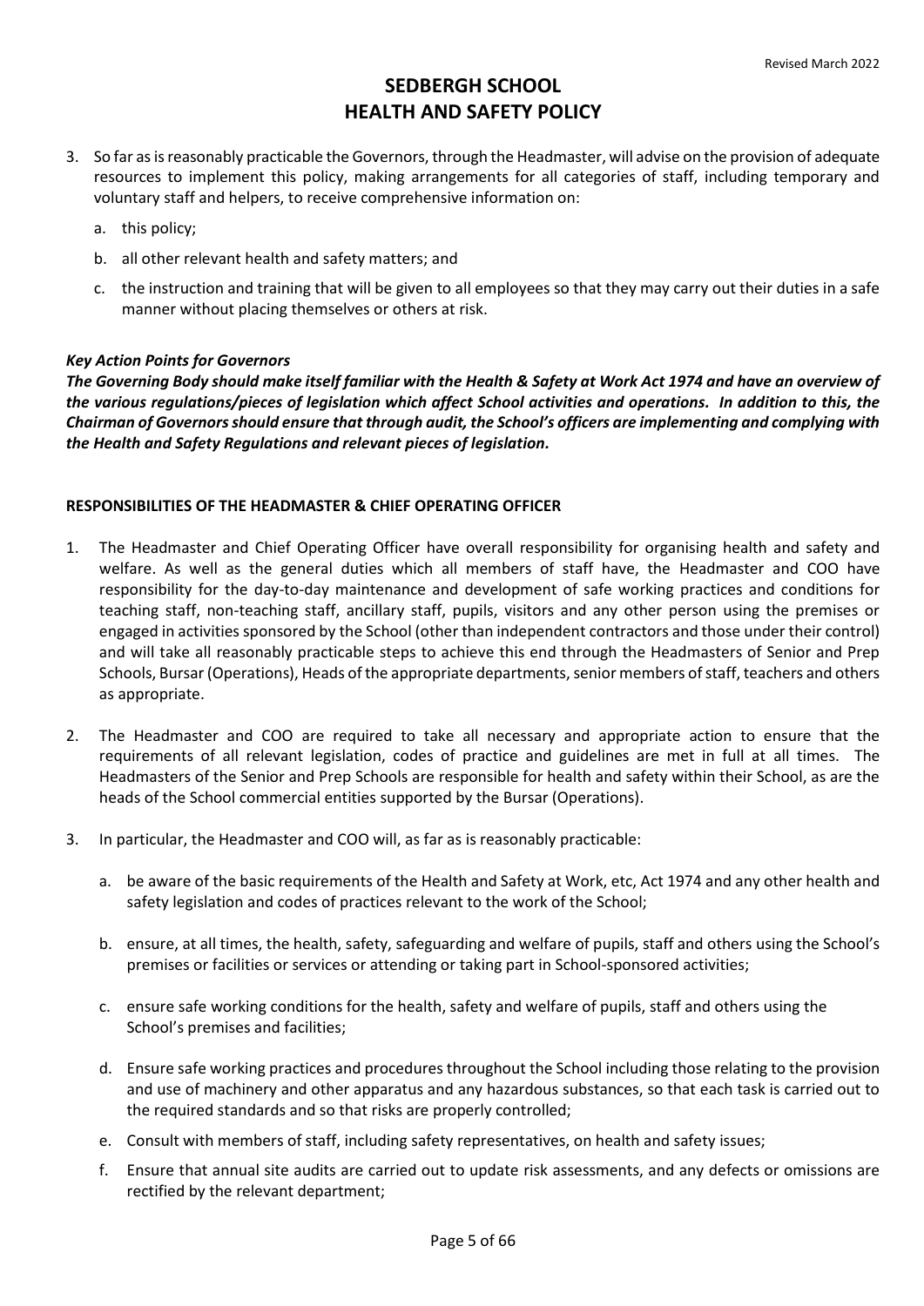# SEDBERGH SCHOOL
# HEALTH AND SAFETY POLICY

3. So far as is reasonably practicable the Governors, through the Headmaster, will advise on the provision of adequate resources to implement this policy, making arrangements for all categories of staff, including temporary and voluntary staff and helpers, to receive comprehensive information on:

   a. this policy;

   b. all other relevant health and safety matters; and

   c. the instruction and training that will be given to all employees so that they may carry out their duties in a safe manner without placing themselves or others at risk.

***Key Action Points for Governors***

***The Governing Body should make itself familiar with the Health & Safety at Work Act 1974 and have an overview of the various regulations/pieces of legislation which affect School activities and operations. In addition to this, the Chairman of Governors should ensure that through audit, the School's officers are implementing and complying with the Health and Safety Regulations and relevant pieces of legislation.***

**RESPONSIBILITIES OF THE HEADMASTER & CHIEF OPERATING OFFICER**

1. The Headmaster and Chief Operating Officer have overall responsibility for organising health and safety and welfare. As well as the general duties which all members of staff have, the Headmaster and COO have responsibility for the day-to-day maintenance and development of safe working practices and conditions for teaching staff, non-teaching staff, ancillary staff, pupils, visitors and any other person using the premises or engaged in activities sponsored by the School (other than independent contractors and those under their control) and will take all reasonably practicable steps to achieve this end through the Headmasters of Senior and Prep Schools, Bursar (Operations), Heads of the appropriate departments, senior members of staff, teachers and others as appropriate.

2. The Headmaster and COO are required to take all necessary and appropriate action to ensure that the requirements of all relevant legislation, codes of practice and guidelines are met in full at all times. The Headmasters of the Senior and Prep Schools are responsible for health and safety within their School, as are the heads of the School commercial entities supported by the Bursar (Operations).

3. In particular, the Headmaster and COO will, as far as is reasonably practicable:

   a. be aware of the basic requirements of the Health and Safety at Work, etc, Act 1974 and any other health and safety legislation and codes of practices relevant to the work of the School;

   b. ensure, at all times, the health, safety, safeguarding and welfare of pupils, staff and others using the School's premises or facilities or services or attending or taking part in School-sponsored activities;

   c. ensure safe working conditions for the health, safety and welfare of pupils, staff and others using the School's premises and facilities;

   d. Ensure safe working practices and procedures throughout the School including those relating to the provision and use of machinery and other apparatus and any hazardous substances, so that each task is carried out to the required standards and so that risks are properly controlled;

   e. Consult with members of staff, including safety representatives, on health and safety issues;

   f. Ensure that annual site audits are carried out to update risk assessments, and any defects or omissions are rectified by the relevant department;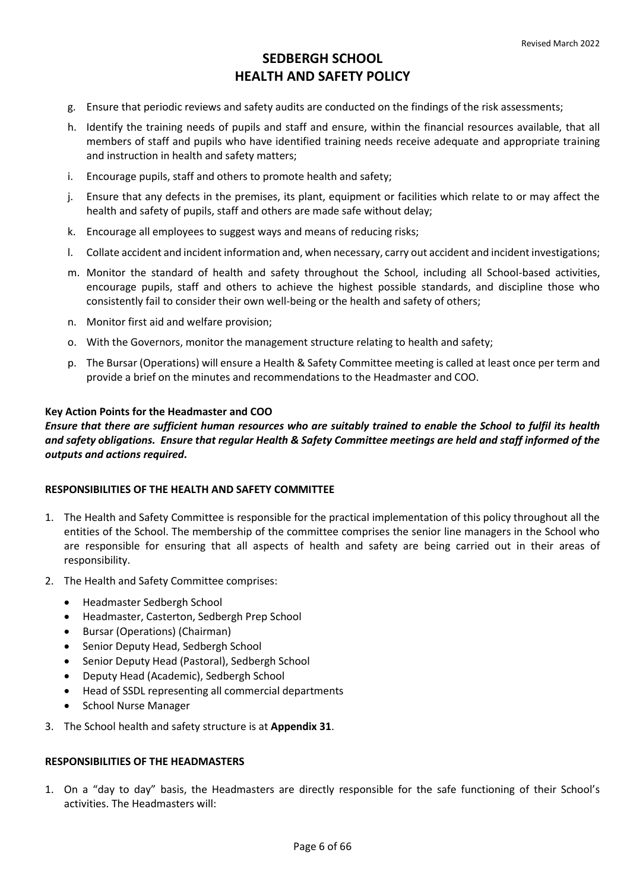g. Ensure that periodic reviews and safety audits are conducted on the findings of the risk assessments;

h. Identify the training needs of pupils and staff and ensure, within the financial resources available, that all members of staff and pupils who have identified training needs receive adequate and appropriate training and instruction in health and safety matters;

i. Encourage pupils, staff and others to promote health and safety;

j. Ensure that any defects in the premises, its plant, equipment or facilities which relate to or may affect the health and safety of pupils, staff and others are made safe without delay;

k. Encourage all employees to suggest ways and means of reducing risks;

l. Collate accident and incident information and, when necessary, carry out accident and incident investigations;

m. Monitor the standard of health and safety throughout the School, including all School-based activities, encourage pupils, staff and others to achieve the highest possible standards, and discipline those who consistently fail to consider their own well-being or the health and safety of others;

n. Monitor first aid and welfare provision;

o. With the Governors, monitor the management structure relating to health and safety;

p. The Bursar (Operations) will ensure a Health & Safety Committee meeting is called at least once per term and provide a brief on the minutes and recommendations to the Headmaster and COO.

**Key Action Points for the Headmaster and COO**

***Ensure that there are sufficient human resources who are suitably trained to enable the School to fulfil its health and safety obligations. Ensure that regular Health & Safety Committee meetings are held and staff informed of the outputs and actions required.***

**RESPONSIBILITIES OF THE HEALTH AND SAFETY COMMITTEE**

1. The Health and Safety Committee is responsible for the practical implementation of this policy throughout all the entities of the School. The membership of the committee comprises the senior line managers in the School who are responsible for ensuring that all aspects of health and safety are being carried out in their areas of responsibility.

2. The Health and Safety Committee comprises:
   - Headmaster Sedbergh School
   - Headmaster, Casterton, Sedbergh Prep School
   - Bursar (Operations) (Chairman)
   - Senior Deputy Head, Sedbergh School
   - Senior Deputy Head (Pastoral), Sedbergh School
   - Deputy Head (Academic), Sedbergh School
   - Head of SSDL representing all commercial departments
   - School Nurse Manager

3. The School health and safety structure is at **Appendix 31**.

**RESPONSIBILITIES OF THE HEADMASTERS**

1. On a "day to day" basis, the Headmasters are directly responsible for the safe functioning of their School's activities. The Headmasters will: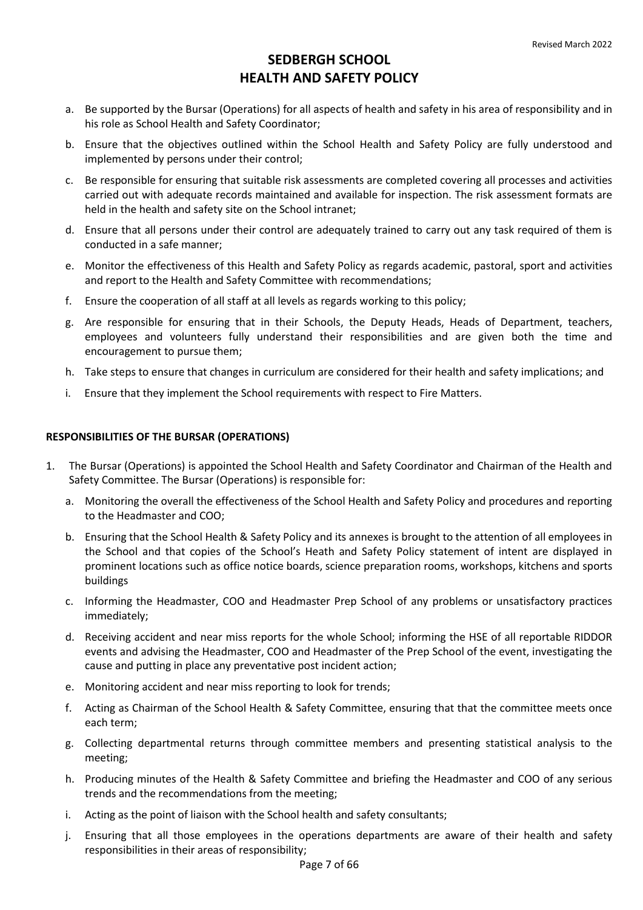a. Be supported by the Bursar (Operations) for all aspects of health and safety in his area of responsibility and in his role as School Health and Safety Coordinator;

b. Ensure that the objectives outlined within the School Health and Safety Policy are fully understood and implemented by persons under their control;

c. Be responsible for ensuring that suitable risk assessments are completed covering all processes and activities carried out with adequate records maintained and available for inspection. The risk assessment formats are held in the health and safety site on the School intranet;

d. Ensure that all persons under their control are adequately trained to carry out any task required of them is conducted in a safe manner;

e. Monitor the effectiveness of this Health and Safety Policy as regards academic, pastoral, sport and activities and report to the Health and Safety Committee with recommendations;

f. Ensure the cooperation of all staff at all levels as regards working to this policy;

g. Are responsible for ensuring that in their Schools, the Deputy Heads, Heads of Department, teachers, employees and volunteers fully understand their responsibilities and are given both the time and encouragement to pursue them;

h. Take steps to ensure that changes in curriculum are considered for their health and safety implications; and

i. Ensure that they implement the School requirements with respect to Fire Matters.

**RESPONSIBILITIES OF THE BURSAR (OPERATIONS)**

1. The Bursar (Operations) is appointed the School Health and Safety Coordinator and Chairman of the Health and Safety Committee. The Bursar (Operations) is responsible for:

   a. Monitoring the overall the effectiveness of the School Health and Safety Policy and procedures and reporting to the Headmaster and COO;

   b. Ensuring that the School Health & Safety Policy and its annexes is brought to the attention of all employees in the School and that copies of the School's Heath and Safety Policy statement of intent are displayed in prominent locations such as office notice boards, science preparation rooms, workshops, kitchens and sports buildings

   c. Informing the Headmaster, COO and Headmaster Prep School of any problems or unsatisfactory practices immediately;

   d. Receiving accident and near miss reports for the whole School; informing the HSE of all reportable RIDDOR events and advising the Headmaster, COO and Headmaster of the Prep School of the event, investigating the cause and putting in place any preventative post incident action;

   e. Monitoring accident and near miss reporting to look for trends;

   f. Acting as Chairman of the School Health & Safety Committee, ensuring that that the committee meets once each term;

   g. Collecting departmental returns through committee members and presenting statistical analysis to the meeting;

   h. Producing minutes of the Health & Safety Committee and briefing the Headmaster and COO of any serious trends and the recommendations from the meeting;

   i. Acting as the point of liaison with the School health and safety consultants;

   j. Ensuring that all those employees in the operations departments are aware of their health and safety responsibilities in their areas of responsibility;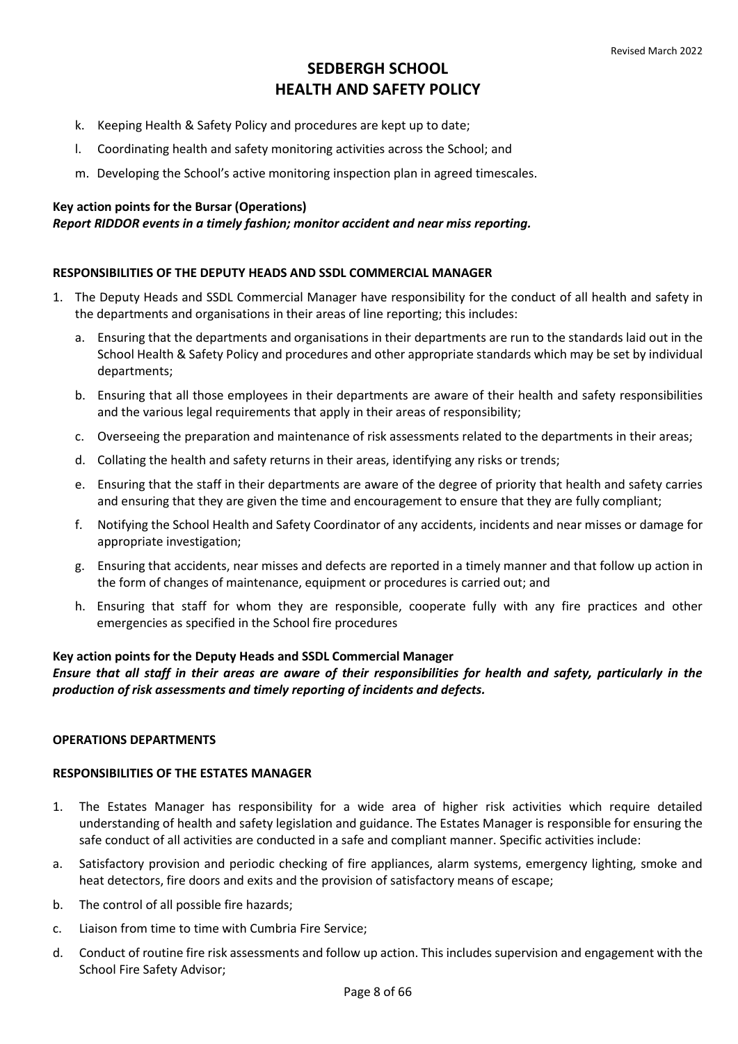k. Keeping Health & Safety Policy and procedures are kept up to date;

l. Coordinating health and safety monitoring activities across the School; and

m. Developing the School's active monitoring inspection plan in agreed timescales.

**Key action points for the Bursar (Operations)**
***Report RIDDOR events in a timely fashion; monitor accident and near miss reporting.***

**RESPONSIBILITIES OF THE DEPUTY HEADS AND SSDL COMMERCIAL MANAGER**

1. The Deputy Heads and SSDL Commercial Manager have responsibility for the conduct of all health and safety in the departments and organisations in their areas of line reporting; this includes:
   a. Ensuring that the departments and organisations in their departments are run to the standards laid out in the School Health & Safety Policy and procedures and other appropriate standards which may be set by individual departments;
   b. Ensuring that all those employees in their departments are aware of their health and safety responsibilities and the various legal requirements that apply in their areas of responsibility;
   c. Overseeing the preparation and maintenance of risk assessments related to the departments in their areas;
   d. Collating the health and safety returns in their areas, identifying any risks or trends;
   e. Ensuring that the staff in their departments are aware of the degree of priority that health and safety carries and ensuring that they are given the time and encouragement to ensure that they are fully compliant;
   f. Notifying the School Health and Safety Coordinator of any accidents, incidents and near misses or damage for appropriate investigation;
   g. Ensuring that accidents, near misses and defects are reported in a timely manner and that follow up action in the form of changes of maintenance, equipment or procedures is carried out; and
   h. Ensuring that staff for whom they are responsible, cooperate fully with any fire practices and other emergencies as specified in the School fire procedures

**Key action points for the Deputy Heads and SSDL Commercial Manager**
***Ensure that all staff in their areas are aware of their responsibilities for health and safety, particularly in the production of risk assessments and timely reporting of incidents and defects.***

**OPERATIONS DEPARTMENTS**

**RESPONSIBILITIES OF THE ESTATES MANAGER**

1. The Estates Manager has responsibility for a wide area of higher risk activities which require detailed understanding of health and safety legislation and guidance. The Estates Manager is responsible for ensuring the safe conduct of all activities are conducted in a safe and compliant manner. Specific activities include:

a. Satisfactory provision and periodic checking of fire appliances, alarm systems, emergency lighting, smoke and heat detectors, fire doors and exits and the provision of satisfactory means of escape;

b. The control of all possible fire hazards;

c. Liaison from time to time with Cumbria Fire Service;

d. Conduct of routine fire risk assessments and follow up action. This includes supervision and engagement with the School Fire Safety Advisor;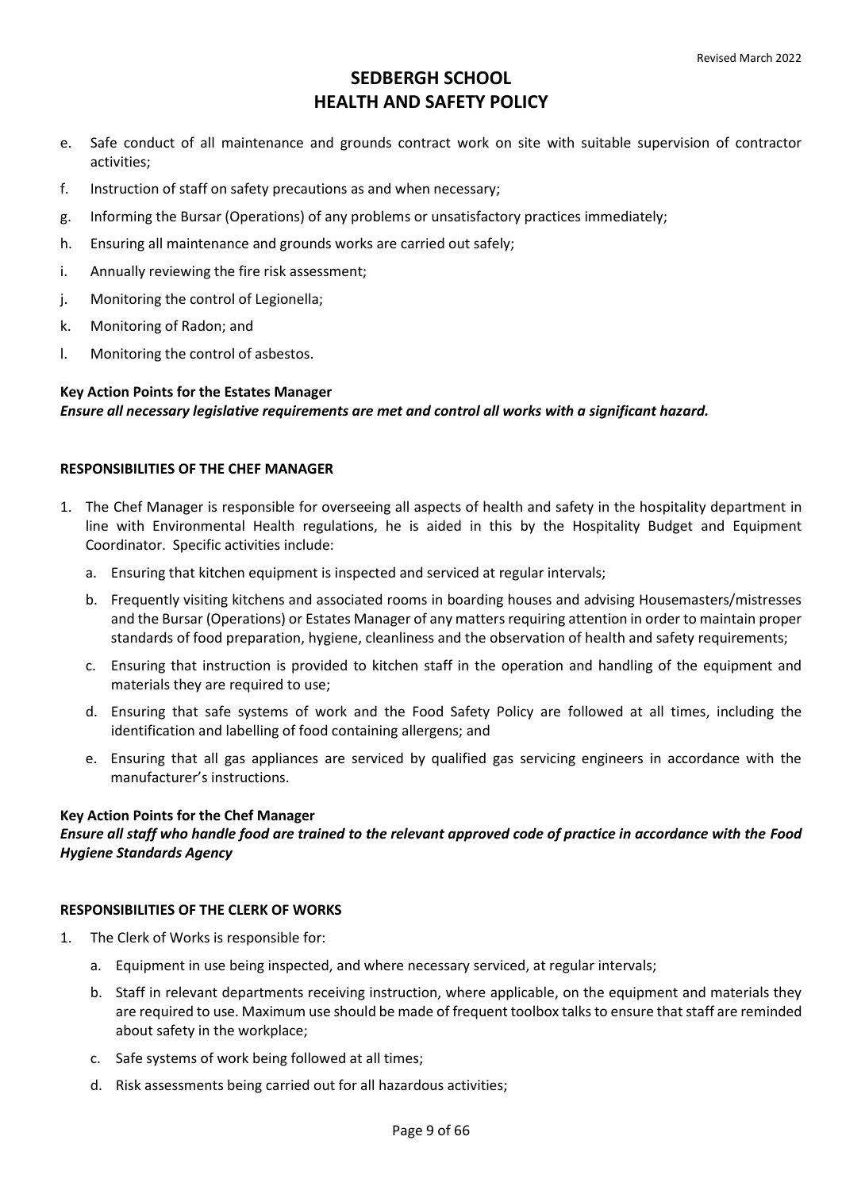e. Safe conduct of all maintenance and grounds contract work on site with suitable supervision of contractor activities;
f. Instruction of staff on safety precautions as and when necessary;
g. Informing the Bursar (Operations) of any problems or unsatisfactory practices immediately;
h. Ensuring all maintenance and grounds works are carried out safely;
i. Annually reviewing the fire risk assessment;
j. Monitoring the control of Legionella;
k. Monitoring of Radon; and
l. Monitoring the control of asbestos.

**Key Action Points for the Estates Manager**
***Ensure all necessary legislative requirements are met and control all works with a significant hazard.***

**RESPONSIBILITIES OF THE CHEF MANAGER**

1. The Chef Manager is responsible for overseeing all aspects of health and safety in the hospitality department in line with Environmental Health regulations, he is aided in this by the Hospitality Budget and Equipment Coordinator. Specific activities include:
   a. Ensuring that kitchen equipment is inspected and serviced at regular intervals;
   b. Frequently visiting kitchens and associated rooms in boarding houses and advising Housemasters/mistresses and the Bursar (Operations) or Estates Manager of any matters requiring attention in order to maintain proper standards of food preparation, hygiene, cleanliness and the observation of health and safety requirements;
   c. Ensuring that instruction is provided to kitchen staff in the operation and handling of the equipment and materials they are required to use;
   d. Ensuring that safe systems of work and the Food Safety Policy are followed at all times, including the identification and labelling of food containing allergens; and
   e. Ensuring that all gas appliances are serviced by qualified gas servicing engineers in accordance with the manufacturer's instructions.

**Key Action Points for the Chef Manager**
***Ensure all staff who handle food are trained to the relevant approved code of practice in accordance with the Food Hygiene Standards Agency***

**RESPONSIBILITIES OF THE CLERK OF WORKS**

1. The Clerk of Works is responsible for:
   a. Equipment in use being inspected, and where necessary serviced, at regular intervals;
   b. Staff in relevant departments receiving instruction, where applicable, on the equipment and materials they are required to use. Maximum use should be made of frequent toolbox talks to ensure that staff are reminded about safety in the workplace;
   c. Safe systems of work being followed at all times;
   d. Risk assessments being carried out for all hazardous activities;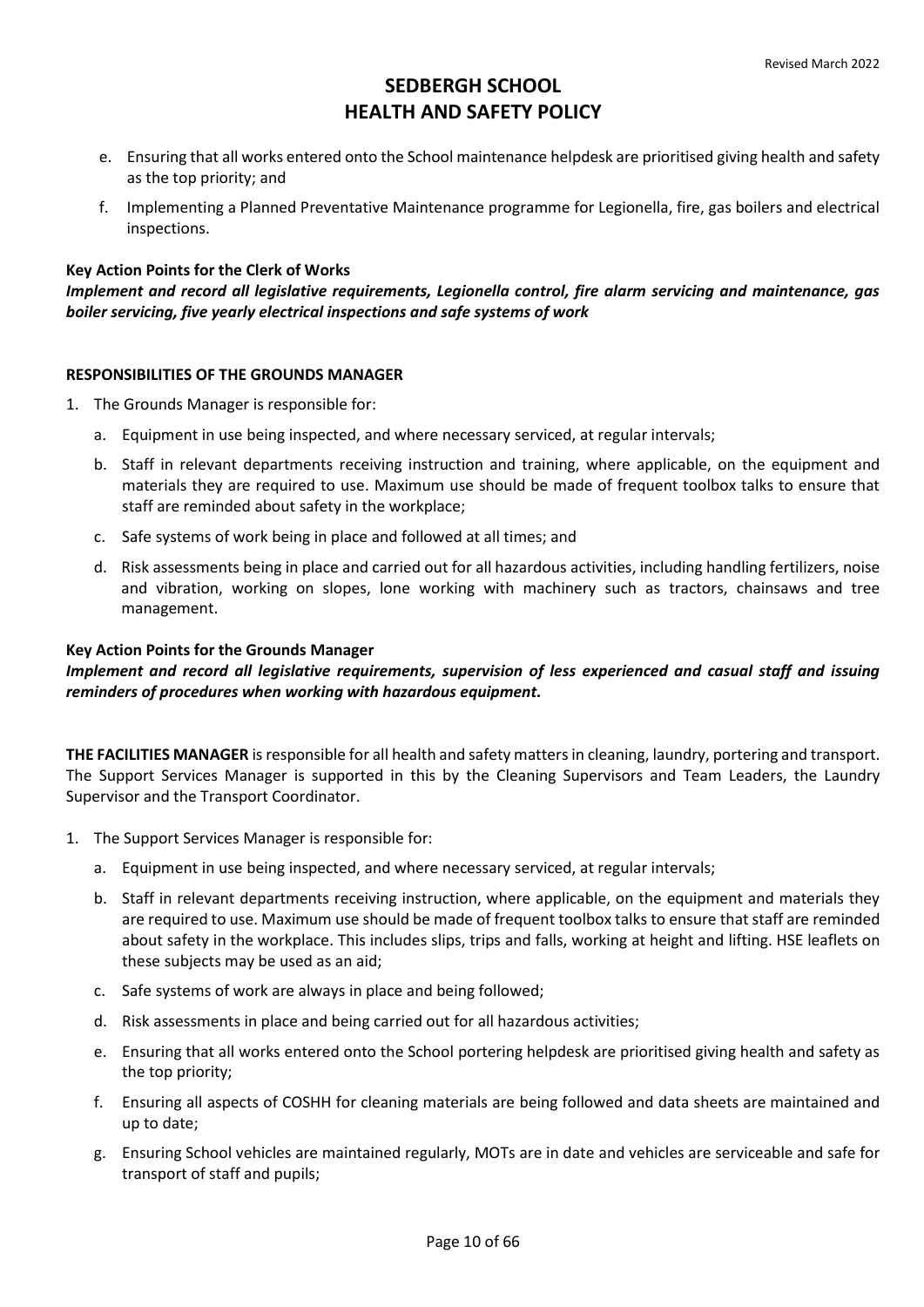e. Ensuring that all works entered onto the School maintenance helpdesk are prioritised giving health and safety as the top priority; and

f. Implementing a Planned Preventative Maintenance programme for Legionella, fire, gas boilers and electrical inspections.

**Key Action Points for the Clerk of Works**

***Implement and record all legislative requirements, Legionella control, fire alarm servicing and maintenance, gas boiler servicing, five yearly electrical inspections and safe systems of work***

**RESPONSIBILITIES OF THE GROUNDS MANAGER**

1. The Grounds Manager is responsible for:
   a. Equipment in use being inspected, and where necessary serviced, at regular intervals;
   b. Staff in relevant departments receiving instruction and training, where applicable, on the equipment and materials they are required to use. Maximum use should be made of frequent toolbox talks to ensure that staff are reminded about safety in the workplace;
   c. Safe systems of work being in place and followed at all times; and
   d. Risk assessments being in place and carried out for all hazardous activities, including handling fertilizers, noise and vibration, working on slopes, lone working with machinery such as tractors, chainsaws and tree management.

**Key Action Points for the Grounds Manager**

***Implement and record all legislative requirements, supervision of less experienced and casual staff and issuing reminders of procedures when working with hazardous equipment.***

**THE FACILITIES MANAGER** is responsible for all health and safety matters in cleaning, laundry, portering and transport. The Support Services Manager is supported in this by the Cleaning Supervisors and Team Leaders, the Laundry Supervisor and the Transport Coordinator.

1. The Support Services Manager is responsible for:
   a. Equipment in use being inspected, and where necessary serviced, at regular intervals;
   b. Staff in relevant departments receiving instruction, where applicable, on the equipment and materials they are required to use. Maximum use should be made of frequent toolbox talks to ensure that staff are reminded about safety in the workplace. This includes slips, trips and falls, working at height and lifting. HSE leaflets on these subjects may be used as an aid;
   c. Safe systems of work are always in place and being followed;
   d. Risk assessments in place and being carried out for all hazardous activities;
   e. Ensuring that all works entered onto the School portering helpdesk are prioritised giving health and safety as the top priority;
   f. Ensuring all aspects of COSHH for cleaning materials are being followed and data sheets are maintained and up to date;
   g. Ensuring School vehicles are maintained regularly, MOTs are in date and vehicles are serviceable and safe for transport of staff and pupils;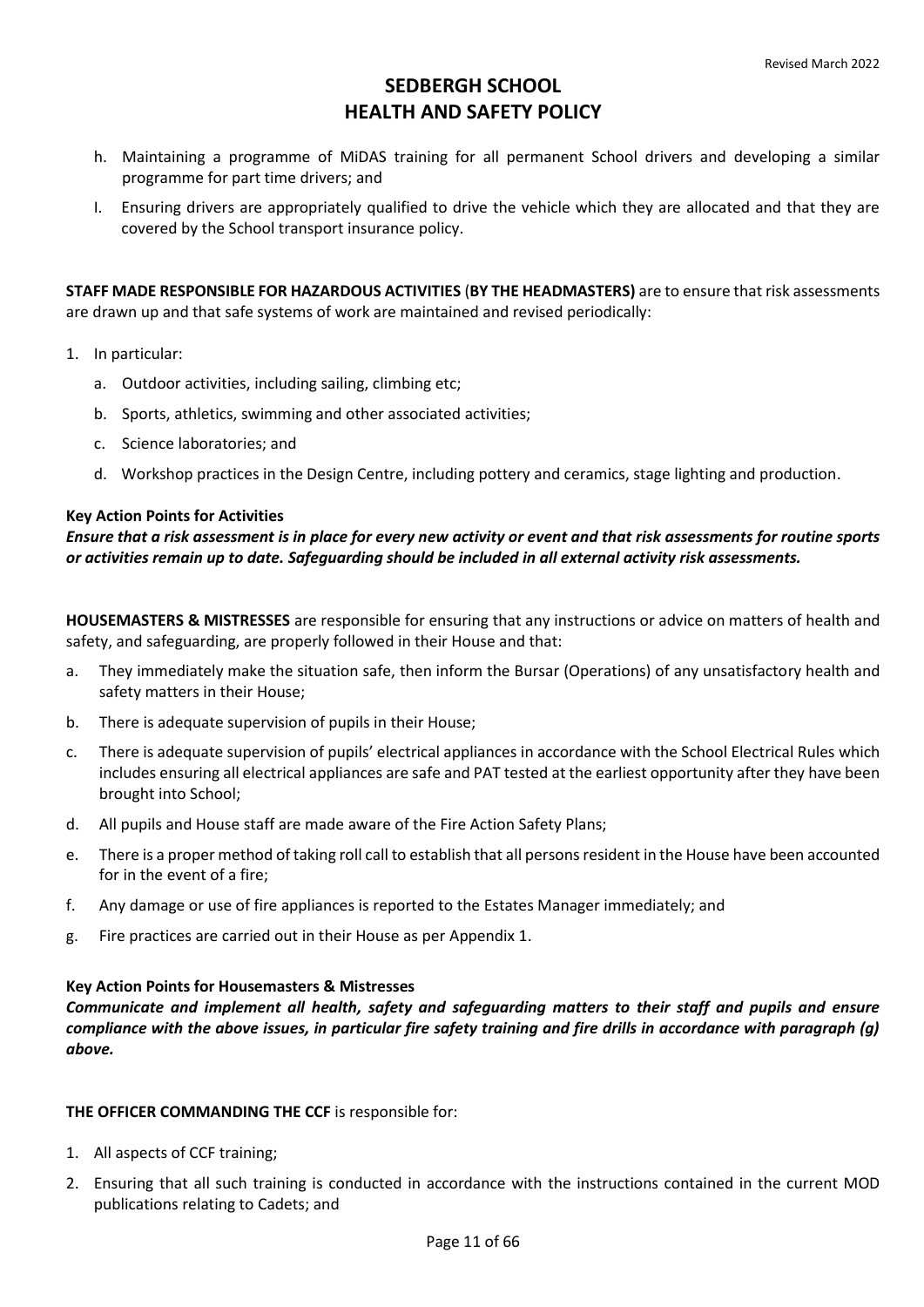h. Maintaining a programme of MiDAS training for all permanent School drivers and developing a similar programme for part time drivers; and

I. Ensuring drivers are appropriately qualified to drive the vehicle which they are allocated and that they are covered by the School transport insurance policy.

**STAFF MADE RESPONSIBLE FOR HAZARDOUS ACTIVITIES** (**BY THE HEADMASTERS)** are to ensure that risk assessments are drawn up and that safe systems of work are maintained and revised periodically:

1. In particular:
   a. Outdoor activities, including sailing, climbing etc;
   b. Sports, athletics, swimming and other associated activities;
   c. Science laboratories; and
   d. Workshop practices in the Design Centre, including pottery and ceramics, stage lighting and production.

**Key Action Points for Activities**

***Ensure that a risk assessment is in place for every new activity or event and that risk assessments for routine sports or activities remain up to date. Safeguarding should be included in all external activity risk assessments.***

**HOUSEMASTERS & MISTRESSES** are responsible for ensuring that any instructions or advice on matters of health and safety, and safeguarding, are properly followed in their House and that:

a. They immediately make the situation safe, then inform the Bursar (Operations) of any unsatisfactory health and safety matters in their House;

b. There is adequate supervision of pupils in their House;

c. There is adequate supervision of pupils' electrical appliances in accordance with the School Electrical Rules which includes ensuring all electrical appliances are safe and PAT tested at the earliest opportunity after they have been brought into School;

d. All pupils and House staff are made aware of the Fire Action Safety Plans;

e. There is a proper method of taking roll call to establish that all persons resident in the House have been accounted for in the event of a fire;

f. Any damage or use of fire appliances is reported to the Estates Manager immediately; and

g. Fire practices are carried out in their House as per Appendix 1.

**Key Action Points for Housemasters & Mistresses**

***Communicate and implement all health, safety and safeguarding matters to their staff and pupils and ensure compliance with the above issues, in particular fire safety training and fire drills in accordance with paragraph (g) above.***

**THE OFFICER COMMANDING THE CCF** is responsible for:

1. All aspects of CCF training;
2. Ensuring that all such training is conducted in accordance with the instructions contained in the current MOD publications relating to Cadets; and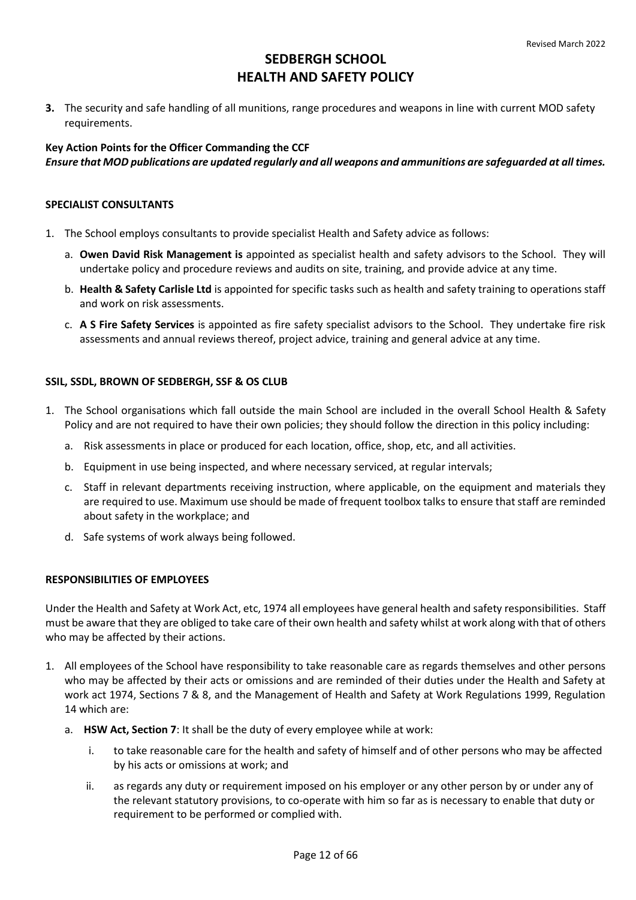**3.** The security and safe handling of all munitions, range procedures and weapons in line with current MOD safety requirements.

**Key Action Points for the Officer Commanding the CCF**
***Ensure that MOD publications are updated regularly and all weapons and ammunitions are safeguarded at all times.***

**SPECIALIST CONSULTANTS**

1. The School employs consultants to provide specialist Health and Safety advice as follows:
    a. **Owen David Risk Management is** appointed as specialist health and safety advisors to the School. They will undertake policy and procedure reviews and audits on site, training, and provide advice at any time.
    b. **Health & Safety Carlisle Ltd** is appointed for specific tasks such as health and safety training to operations staff and work on risk assessments.
    c. **A S Fire Safety Services** is appointed as fire safety specialist advisors to the School. They undertake fire risk assessments and annual reviews thereof, project advice, training and general advice at any time.

**SSIL, SSDL, BROWN OF SEDBERGH, SSF & OS CLUB**

1. The School organisations which fall outside the main School are included in the overall School Health & Safety Policy and are not required to have their own policies; they should follow the direction in this policy including:
    a. Risk assessments in place or produced for each location, office, shop, etc, and all activities.
    b. Equipment in use being inspected, and where necessary serviced, at regular intervals;
    c. Staff in relevant departments receiving instruction, where applicable, on the equipment and materials they are required to use. Maximum use should be made of frequent toolbox talks to ensure that staff are reminded about safety in the workplace; and
    d. Safe systems of work always being followed.

**RESPONSIBILITIES OF EMPLOYEES**

Under the Health and Safety at Work Act, etc, 1974 all employees have general health and safety responsibilities. Staff must be aware that they are obliged to take care of their own health and safety whilst at work along with that of others who may be affected by their actions.

1. All employees of the School have responsibility to take reasonable care as regards themselves and other persons who may be affected by their acts or omissions and are reminded of their duties under the Health and Safety at work act 1974, Sections 7 & 8, and the Management of Health and Safety at Work Regulations 1999, Regulation 14 which are:
    a. **HSW Act, Section 7**: It shall be the duty of every employee while at work:
        i. to take reasonable care for the health and safety of himself and of other persons who may be affected by his acts or omissions at work; and
        ii. as regards any duty or requirement imposed on his employer or any other person by or under any of the relevant statutory provisions, to co-operate with him so far as is necessary to enable that duty or requirement to be performed or complied with.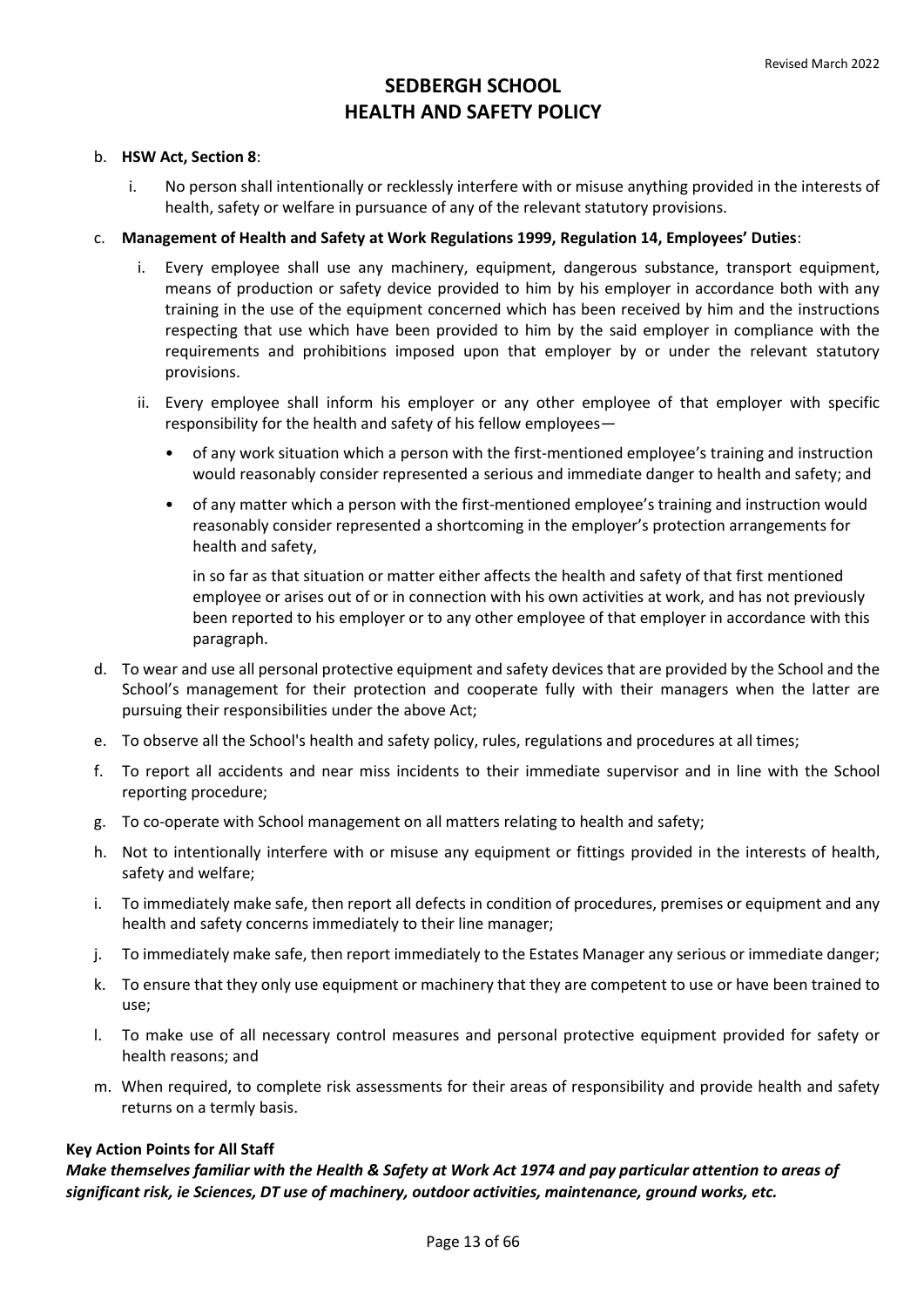b. **HSW Act, Section 8**:

   i. No person shall intentionally or recklessly interfere with or misuse anything provided in the interests of health, safety or welfare in pursuance of any of the relevant statutory provisions.

c. **Management of Health and Safety at Work Regulations 1999, Regulation 14, Employees' Duties**:

   i. Every employee shall use any machinery, equipment, dangerous substance, transport equipment, means of production or safety device provided to him by his employer in accordance both with any training in the use of the equipment concerned which has been received by him and the instructions respecting that use which have been provided to him by the said employer in compliance with the requirements and prohibitions imposed upon that employer by or under the relevant statutory provisions.

   ii. Every employee shall inform his employer or any other employee of that employer with specific responsibility for the health and safety of his fellow employees—

      - of any work situation which a person with the first-mentioned employee's training and instruction would reasonably consider represented a serious and immediate danger to health and safety; and
      - of any matter which a person with the first-mentioned employee's training and instruction would reasonably consider represented a shortcoming in the employer's protection arrangements for health and safety,

      in so far as that situation or matter either affects the health and safety of that first mentioned employee or arises out of or in connection with his own activities at work, and has not previously been reported to his employer or to any other employee of that employer in accordance with this paragraph.

d. To wear and use all personal protective equipment and safety devices that are provided by the School and the School's management for their protection and cooperate fully with their managers when the latter are pursuing their responsibilities under the above Act;

e. To observe all the School's health and safety policy, rules, regulations and procedures at all times;

f. To report all accidents and near miss incidents to their immediate supervisor and in line with the School reporting procedure;

g. To co-operate with School management on all matters relating to health and safety;

h. Not to intentionally interfere with or misuse any equipment or fittings provided in the interests of health, safety and welfare;

i. To immediately make safe, then report all defects in condition of procedures, premises or equipment and any health and safety concerns immediately to their line manager;

j. To immediately make safe, then report immediately to the Estates Manager any serious or immediate danger;

k. To ensure that they only use equipment or machinery that they are competent to use or have been trained to use;

l. To make use of all necessary control measures and personal protective equipment provided for safety or health reasons; and

m. When required, to complete risk assessments for their areas of responsibility and provide health and safety returns on a termly basis.

**Key Action Points for All Staff**

***Make themselves familiar with the Health & Safety at Work Act 1974 and pay particular attention to areas of significant risk, ie Sciences, DT use of machinery, outdoor activities, maintenance, ground works, etc.***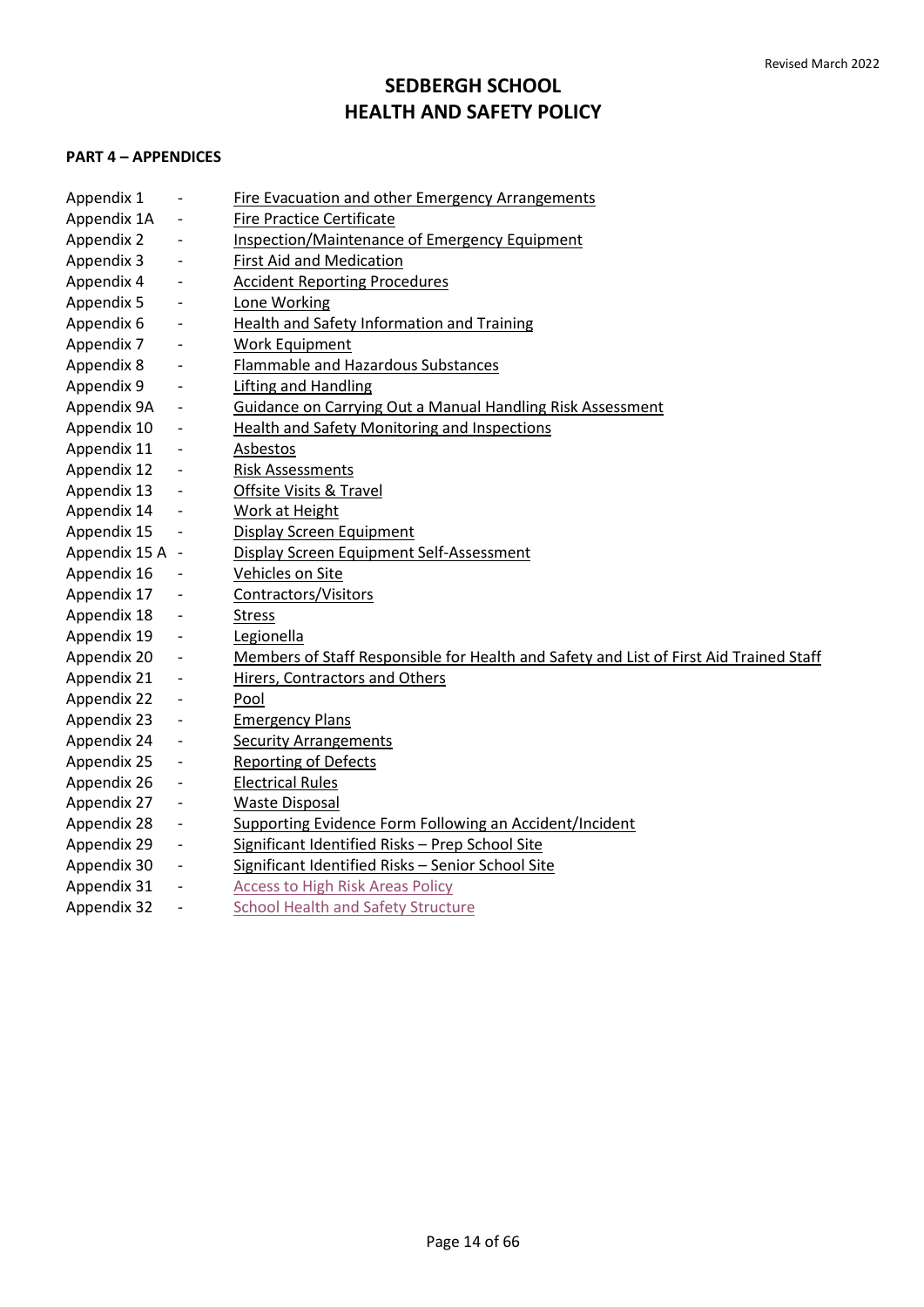# SEDBERGH SCHOOL
# HEALTH AND SAFETY POLICY

**PART 4 – APPENDICES**

- Appendix 1 - Fire Evacuation and other Emergency Arrangements
- Appendix 1A - Fire Practice Certificate
- Appendix 2 - Inspection/Maintenance of Emergency Equipment
- Appendix 3 - First Aid and Medication
- Appendix 4 - Accident Reporting Procedures
- Appendix 5 - Lone Working
- Appendix 6 - Health and Safety Information and Training
- Appendix 7 - Work Equipment
- Appendix 8 - Flammable and Hazardous Substances
- Appendix 9 - Lifting and Handling
- Appendix 9A - Guidance on Carrying Out a Manual Handling Risk Assessment
- Appendix 10 - Health and Safety Monitoring and Inspections
- Appendix 11 - Asbestos
- Appendix 12 - Risk Assessments
- Appendix 13 - Offsite Visits & Travel
- Appendix 14 - Work at Height
- Appendix 15 - Display Screen Equipment
- Appendix 15 A - Display Screen Equipment Self-Assessment
- Appendix 16 - Vehicles on Site
- Appendix 17 - Contractors/Visitors
- Appendix 18 - Stress
- Appendix 19 - Legionella
- Appendix 20 - Members of Staff Responsible for Health and Safety and List of First Aid Trained Staff
- Appendix 21 - Hirers, Contractors and Others
- Appendix 22 - Pool
- Appendix 23 - Emergency Plans
- Appendix 24 - Security Arrangements
- Appendix 25 - Reporting of Defects
- Appendix 26 - Electrical Rules
- Appendix 27 - Waste Disposal
- Appendix 28 - Supporting Evidence Form Following an Accident/Incident
- Appendix 29 - Significant Identified Risks – Prep School Site
- Appendix 30 - Significant Identified Risks – Senior School Site
- Appendix 31 - Access to High Risk Areas Policy
- Appendix 32 - School Health and Safety Structure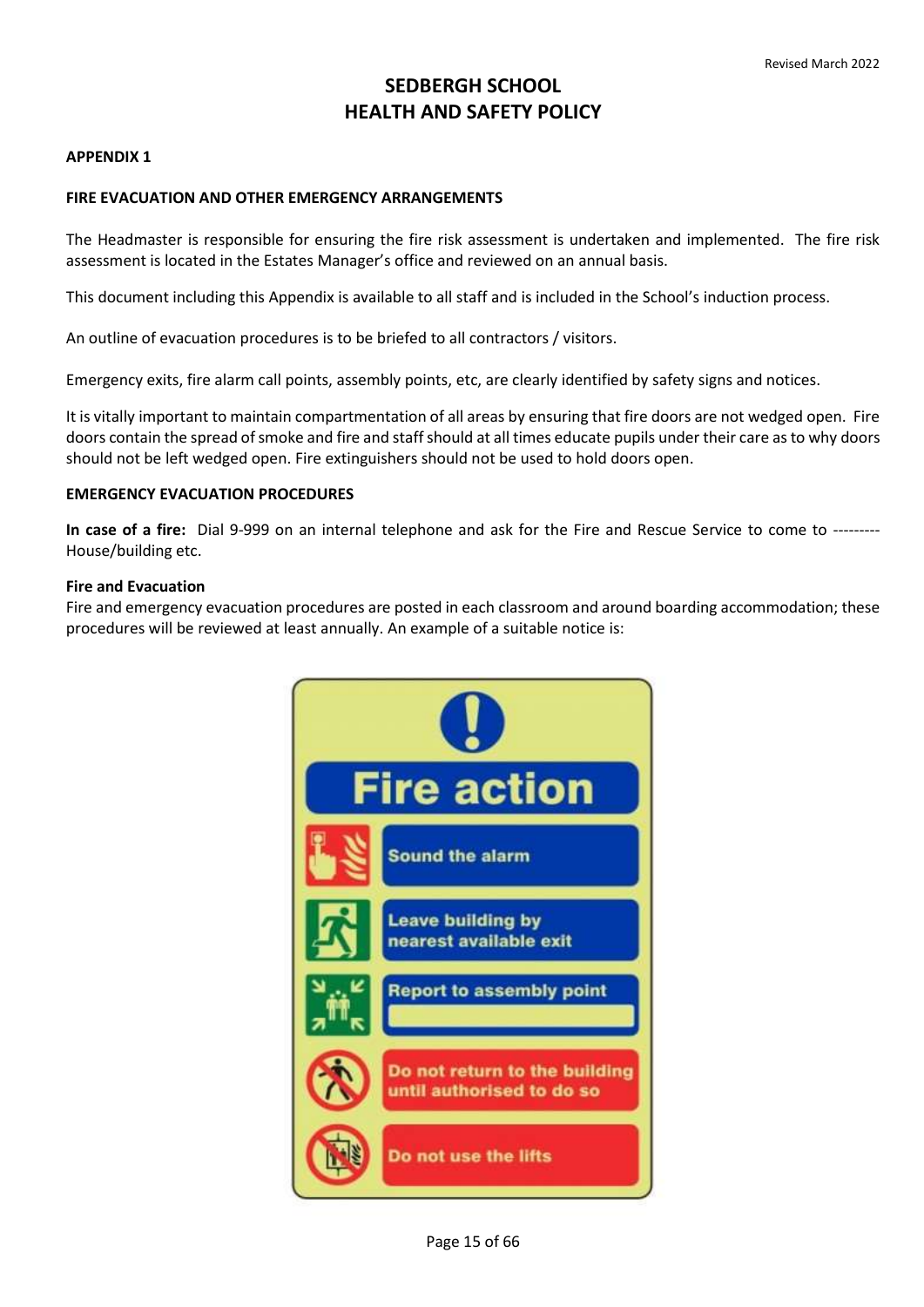# SEDBERGH SCHOOL
# HEALTH AND SAFETY POLICY

## APPENDIX 1

### FIRE EVACUATION AND OTHER EMERGENCY ARRANGEMENTS

The Headmaster is responsible for ensuring the fire risk assessment is undertaken and implemented. The fire risk assessment is located in the Estates Manager's office and reviewed on an annual basis.

This document including this Appendix is available to all staff and is included in the School's induction process.

An outline of evacuation procedures is to be briefed to all contractors / visitors.

Emergency exits, fire alarm call points, assembly points, etc, are clearly identified by safety signs and notices.

It is vitally important to maintain compartmentation of all areas by ensuring that fire doors are not wedged open. Fire doors contain the spread of smoke and fire and staff should at all times educate pupils under their care as to why doors should not be left wedged open. Fire extinguishers should not be used to hold doors open.

### EMERGENCY EVACUATION PROCEDURES

**In case of a fire:** Dial 9-999 on an internal telephone and ask for the Fire and Rescue Service to come to --------- House/building etc.

**Fire and Evacuation**
Fire and emergency evacuation procedures are posted in each classroom and around boarding accommodation; these procedures will be reviewed at least annually. An example of a suitable notice is:

**Fire action**

- Sound the alarm
- Leave building by nearest available exit
- Report to assembly point
- Do not return to the building until authorised to do so
- Do not use the lifts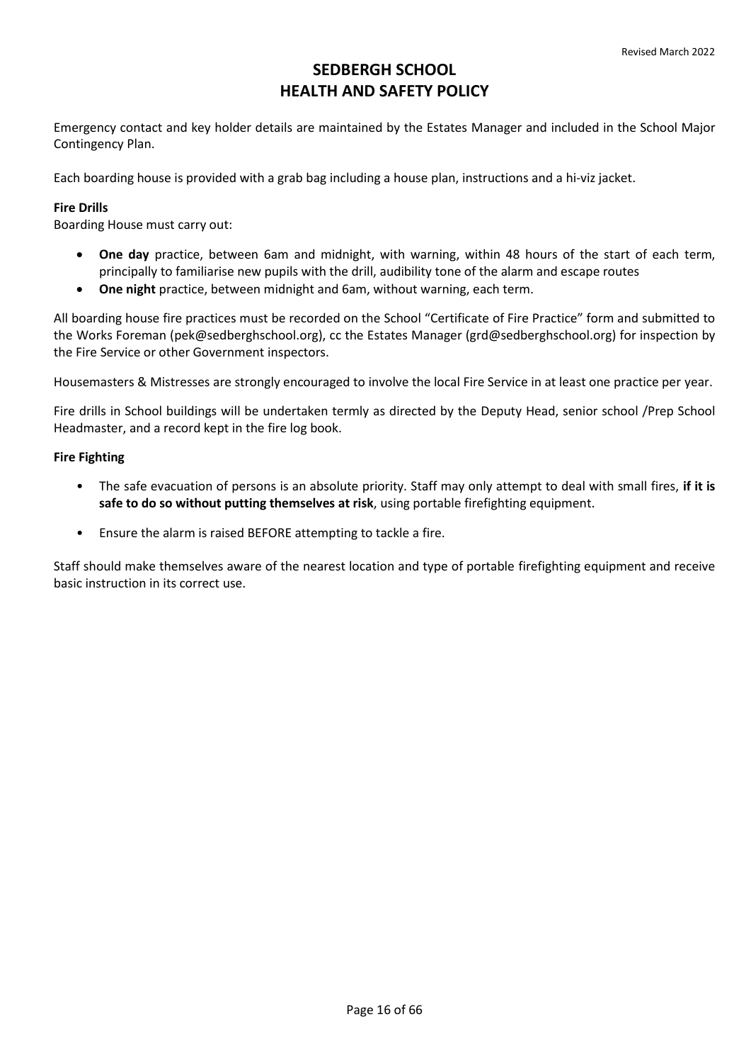Emergency contact and key holder details are maintained by the Estates Manager and included in the School Major Contingency Plan.

Each boarding house is provided with a grab bag including a house plan, instructions and a hi-viz jacket.

**Fire Drills**

Boarding House must carry out:

- **One day** practice, between 6am and midnight, with warning, within 48 hours of the start of each term, principally to familiarise new pupils with the drill, audibility tone of the alarm and escape routes
- **One night** practice, between midnight and 6am, without warning, each term.

All boarding house fire practices must be recorded on the School "Certificate of Fire Practice" form and submitted to the Works Foreman (pek@sedberghschool.org), cc the Estates Manager (grd@sedberghschool.org) for inspection by the Fire Service or other Government inspectors.

Housemasters & Mistresses are strongly encouraged to involve the local Fire Service in at least one practice per year.

Fire drills in School buildings will be undertaken termly as directed by the Deputy Head, senior school /Prep School Headmaster, and a record kept in the fire log book.

**Fire Fighting**

- The safe evacuation of persons is an absolute priority. Staff may only attempt to deal with small fires, **if it is safe to do so without putting themselves at risk**, using portable firefighting equipment.
- Ensure the alarm is raised BEFORE attempting to tackle a fire.

Staff should make themselves aware of the nearest location and type of portable firefighting equipment and receive basic instruction in its correct use.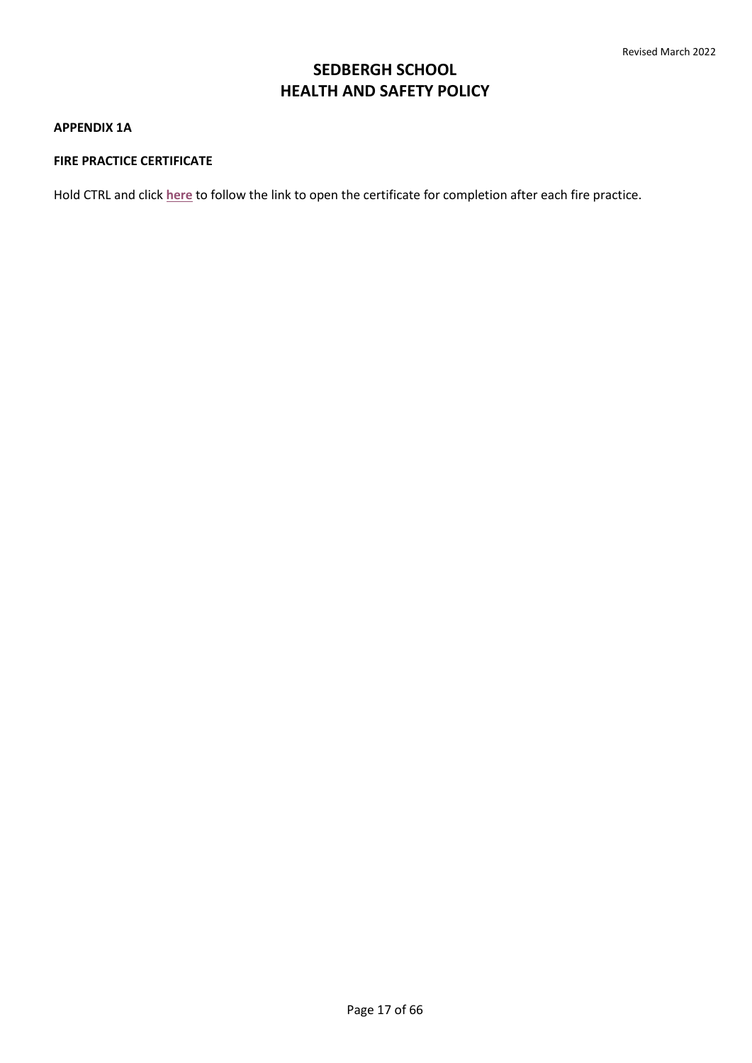**APPENDIX 1A**

**FIRE PRACTICE CERTIFICATE**

Hold CTRL and click **here** to follow the link to open the certificate for completion after each fire practice.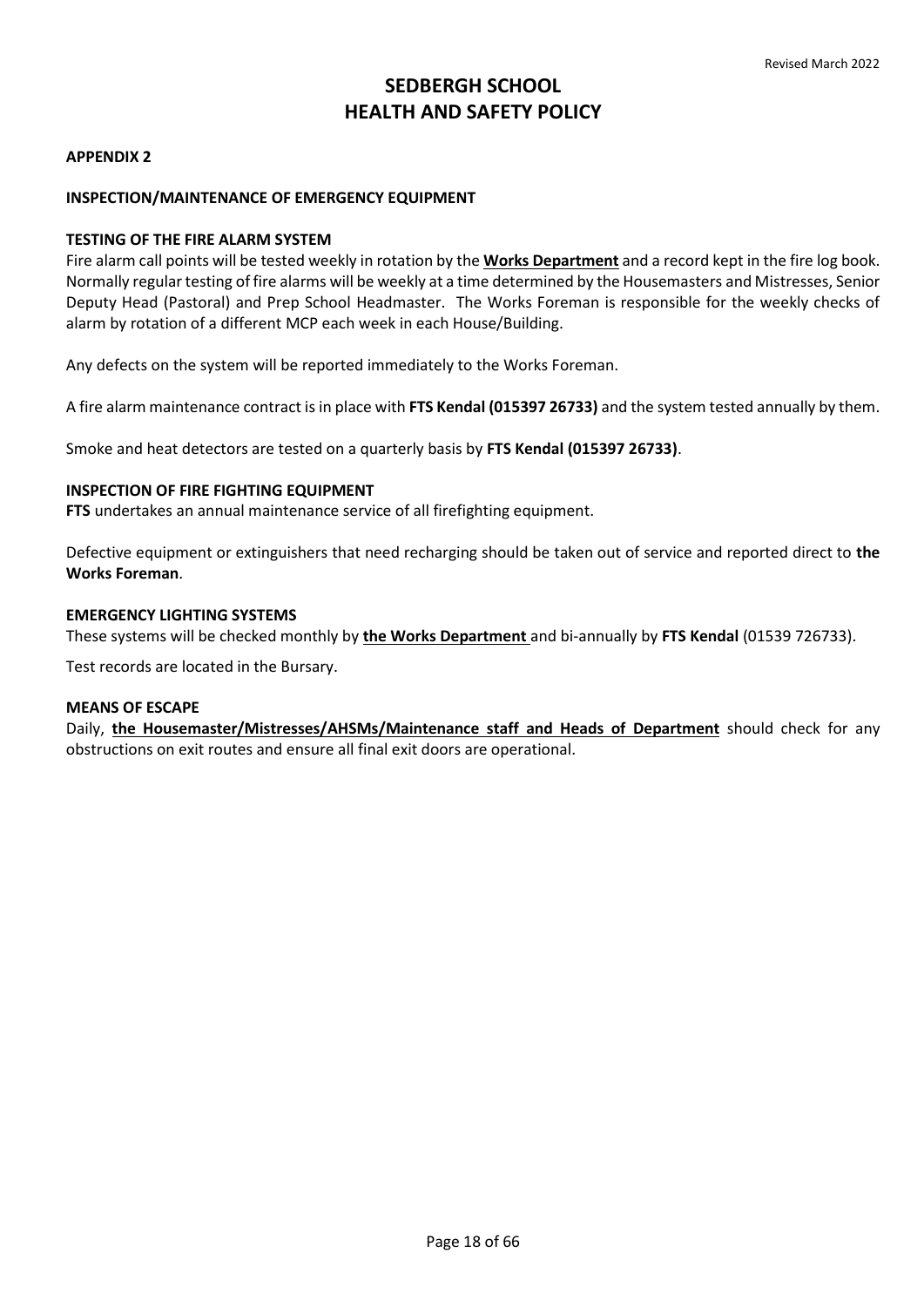# SEDBERGH SCHOOL
# HEALTH AND SAFETY POLICY

**APPENDIX 2**

**INSPECTION/MAINTENANCE OF EMERGENCY EQUIPMENT**

**TESTING OF THE FIRE ALARM SYSTEM**

Fire alarm call points will be tested weekly in rotation by the **Works Department** and a record kept in the fire log book. Normally regular testing of fire alarms will be weekly at a time determined by the Housemasters and Mistresses, Senior Deputy Head (Pastoral) and Prep School Headmaster. The Works Foreman is responsible for the weekly checks of alarm by rotation of a different MCP each week in each House/Building.

Any defects on the system will be reported immediately to the Works Foreman.

A fire alarm maintenance contract is in place with **FTS Kendal (015397 26733)** and the system tested annually by them.

Smoke and heat detectors are tested on a quarterly basis by **FTS Kendal (015397 26733)**.

**INSPECTION OF FIRE FIGHTING EQUIPMENT**

**FTS** undertakes an annual maintenance service of all firefighting equipment.

Defective equipment or extinguishers that need recharging should be taken out of service and reported direct to **the Works Foreman**.

**EMERGENCY LIGHTING SYSTEMS**

These systems will be checked monthly by **the Works Department** and bi-annually by **FTS Kendal** (01539 726733).

Test records are located in the Bursary.

**MEANS OF ESCAPE**

Daily, **the Housemaster/Mistresses/AHSMs/Maintenance staff and Heads of Department** should check for any obstructions on exit routes and ensure all final exit doors are operational.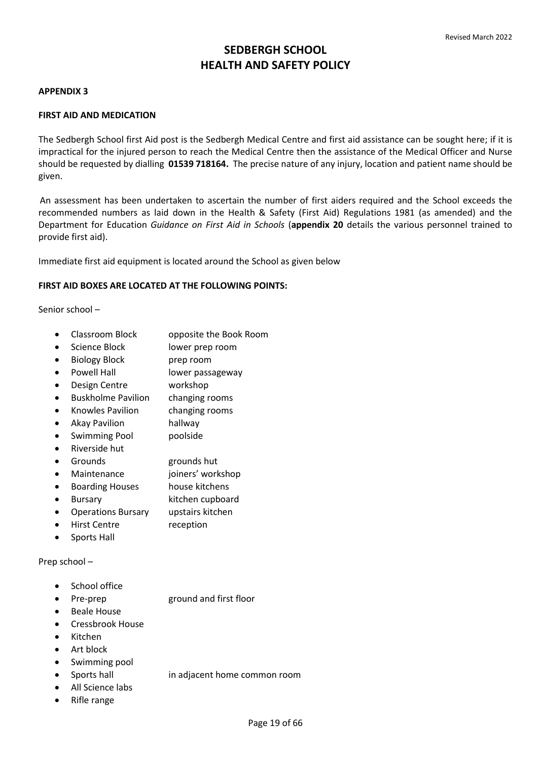Revised March 2022

# SEDBERGH SCHOOL
# HEALTH AND SAFETY POLICY

**APPENDIX 3**

**FIRST AID AND MEDICATION**

The Sedbergh School first Aid post is the Sedbergh Medical Centre and first aid assistance can be sought here; if it is impractical for the injured person to reach the Medical Centre then the assistance of the Medical Officer and Nurse should be requested by dialling **01539 718164.** The precise nature of any injury, location and patient name should be given.

An assessment has been undertaken to ascertain the number of first aiders required and the School exceeds the recommended numbers as laid down in the Health & Safety (First Aid) Regulations 1981 (as amended) and the Department for Education *Guidance on First Aid in Schools* (**appendix 20** details the various personnel trained to provide first aid).

Immediate first aid equipment is located around the School as given below

**FIRST AID BOXES ARE LOCATED AT THE FOLLOWING POINTS:**

Senior school –

- Classroom Block — opposite the Book Room
- Science Block — lower prep room
- Biology Block — prep room
- Powell Hall — lower passageway
- Design Centre — workshop
- Buskholme Pavilion — changing rooms
- Knowles Pavilion — changing rooms
- Akay Pavilion — hallway
- Swimming Pool — poolside
- Riverside hut
- Grounds — grounds hut
- Maintenance — joiners' workshop
- Boarding Houses — house kitchens
- Bursary — kitchen cupboard
- Operations Bursary — upstairs kitchen
- Hirst Centre — reception
- Sports Hall

Prep school –

- School office
- Pre-prep — ground and first floor
- Beale House
- Cressbrook House
- Kitchen
- Art block
- Swimming pool
- Sports hall — in adjacent home common room
- All Science labs
- Rifle range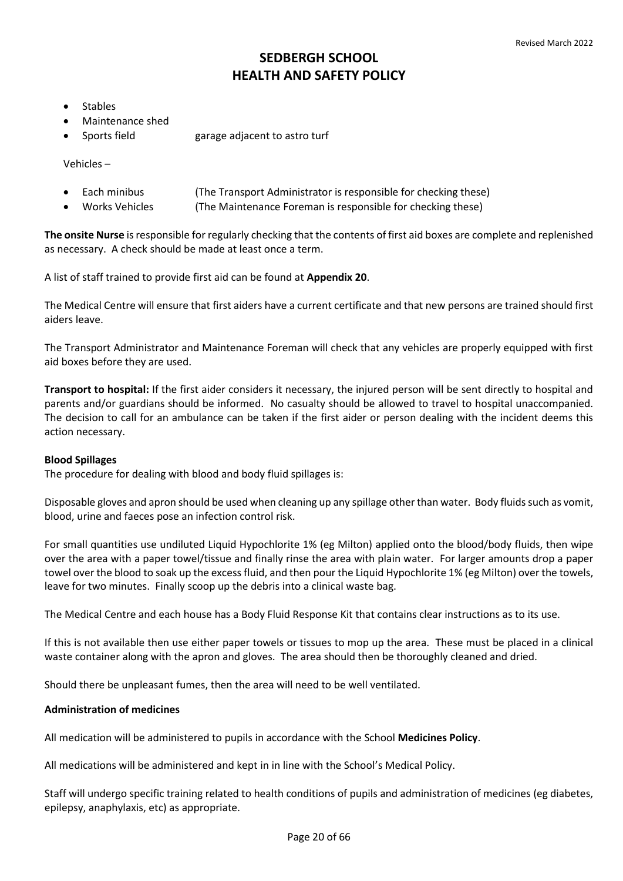- Stables
- Maintenance shed
- Sports field garage adjacent to astro turf

Vehicles –

- Each minibus (The Transport Administrator is responsible for checking these)
- Works Vehicles (The Maintenance Foreman is responsible for checking these)

**The onsite Nurse** is responsible for regularly checking that the contents of first aid boxes are complete and replenished as necessary. A check should be made at least once a term.

A list of staff trained to provide first aid can be found at **Appendix 20**.

The Medical Centre will ensure that first aiders have a current certificate and that new persons are trained should first aiders leave.

The Transport Administrator and Maintenance Foreman will check that any vehicles are properly equipped with first aid boxes before they are used.

**Transport to hospital:** If the first aider considers it necessary, the injured person will be sent directly to hospital and parents and/or guardians should be informed. No casualty should be allowed to travel to hospital unaccompanied. The decision to call for an ambulance can be taken if the first aider or person dealing with the incident deems this action necessary.

**Blood Spillages**

The procedure for dealing with blood and body fluid spillages is:

Disposable gloves and apron should be used when cleaning up any spillage other than water. Body fluids such as vomit, blood, urine and faeces pose an infection control risk.

For small quantities use undiluted Liquid Hypochlorite 1% (eg Milton) applied onto the blood/body fluids, then wipe over the area with a paper towel/tissue and finally rinse the area with plain water. For larger amounts drop a paper towel over the blood to soak up the excess fluid, and then pour the Liquid Hypochlorite 1% (eg Milton) over the towels, leave for two minutes. Finally scoop up the debris into a clinical waste bag.

The Medical Centre and each house has a Body Fluid Response Kit that contains clear instructions as to its use.

If this is not available then use either paper towels or tissues to mop up the area. These must be placed in a clinical waste container along with the apron and gloves. The area should then be thoroughly cleaned and dried.

Should there be unpleasant fumes, then the area will need to be well ventilated.

**Administration of medicines**

All medication will be administered to pupils in accordance with the School **Medicines Policy**.

All medications will be administered and kept in in line with the School's Medical Policy.

Staff will undergo specific training related to health conditions of pupils and administration of medicines (eg diabetes, epilepsy, anaphylaxis, etc) as appropriate.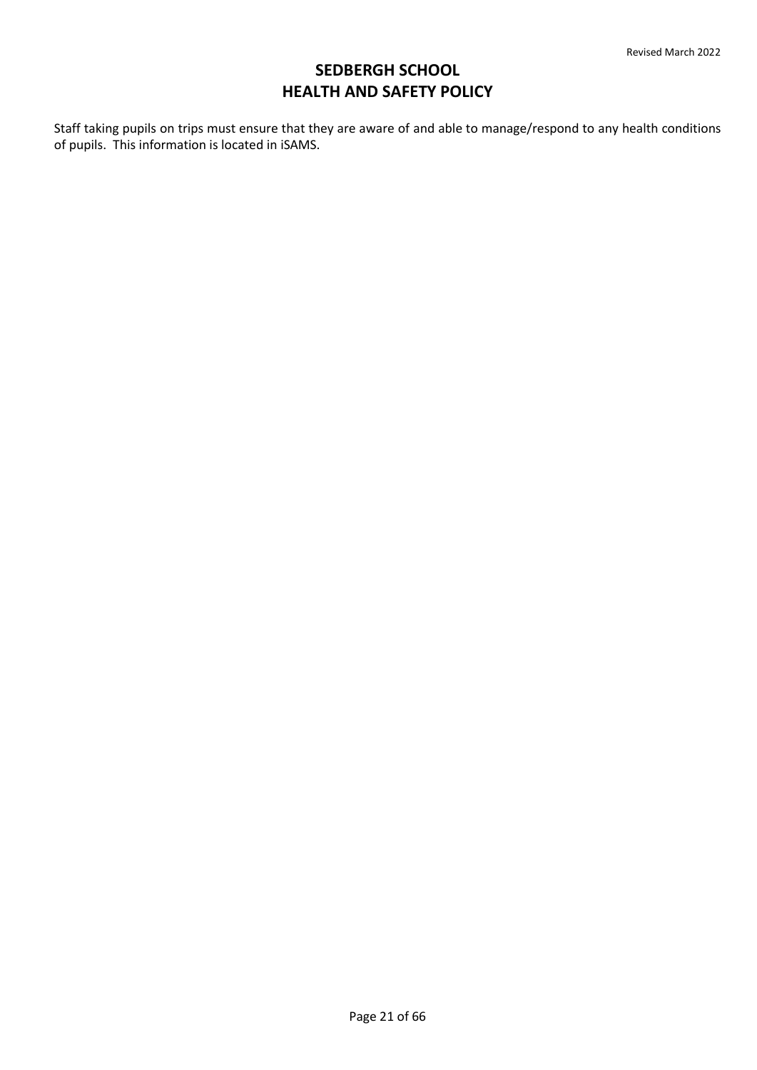Staff taking pupils on trips must ensure that they are aware of and able to manage/respond to any health conditions of pupils. This information is located in iSAMS.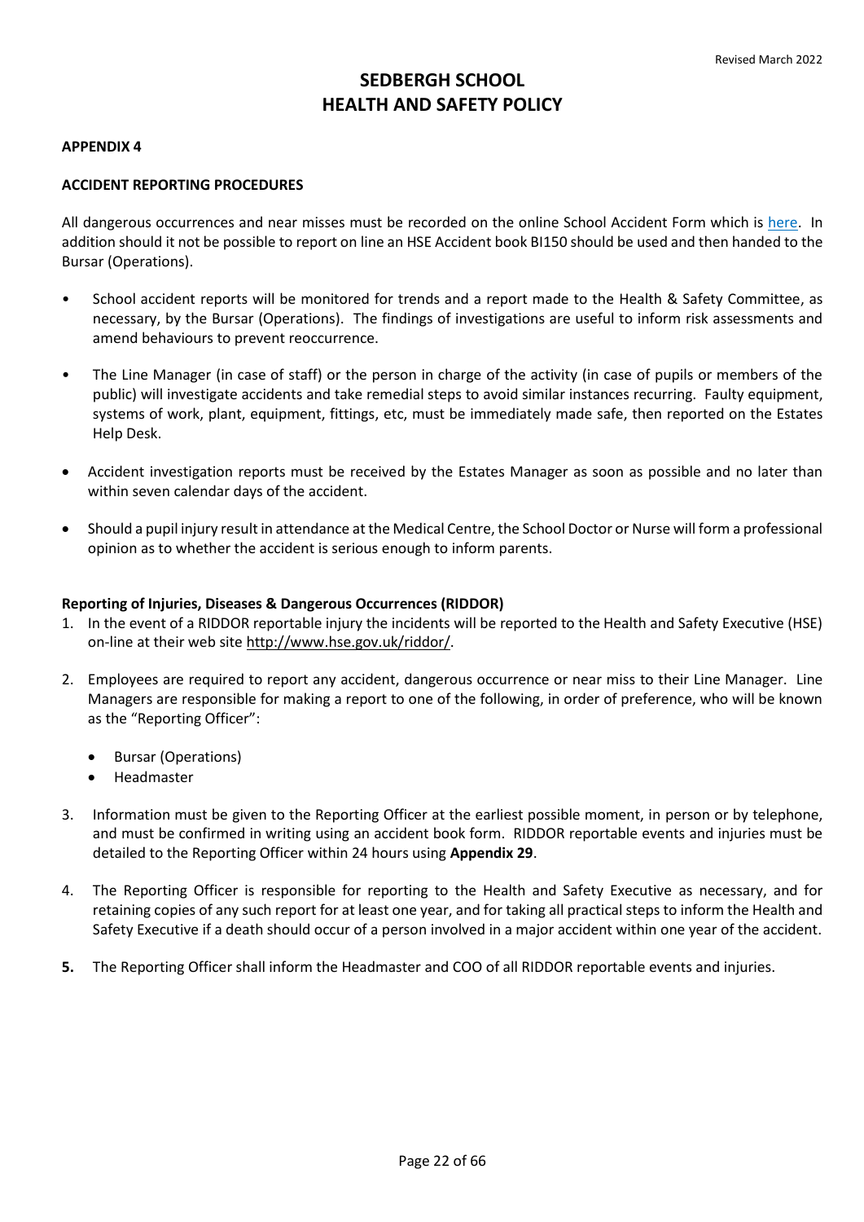# SEDBERGH SCHOOL
# HEALTH AND SAFETY POLICY

**APPENDIX 4**

**ACCIDENT REPORTING PROCEDURES**

All dangerous occurrences and near misses must be recorded on the online School Accident Form which is here. In addition should it not be possible to report on line an HSE Accident book BI150 should be used and then handed to the Bursar (Operations).

- School accident reports will be monitored for trends and a report made to the Health & Safety Committee, as necessary, by the Bursar (Operations). The findings of investigations are useful to inform risk assessments and amend behaviours to prevent reoccurrence.
- The Line Manager (in case of staff) or the person in charge of the activity (in case of pupils or members of the public) will investigate accidents and take remedial steps to avoid similar instances recurring. Faulty equipment, systems of work, plant, equipment, fittings, etc, must be immediately made safe, then reported on the Estates Help Desk.
- Accident investigation reports must be received by the Estates Manager as soon as possible and no later than within seven calendar days of the accident.
- Should a pupil injury result in attendance at the Medical Centre, the School Doctor or Nurse will form a professional opinion as to whether the accident is serious enough to inform parents.

**Reporting of Injuries, Diseases & Dangerous Occurrences (RIDDOR)**

1. In the event of a RIDDOR reportable injury the incidents will be reported to the Health and Safety Executive (HSE) on-line at their web site http://www.hse.gov.uk/riddor/.
2. Employees are required to report any accident, dangerous occurrence or near miss to their Line Manager. Line Managers are responsible for making a report to one of the following, in order of preference, who will be known as the "Reporting Officer":
   - Bursar (Operations)
   - Headmaster
3. Information must be given to the Reporting Officer at the earliest possible moment, in person or by telephone, and must be confirmed in writing using an accident book form. RIDDOR reportable events and injuries must be detailed to the Reporting Officer within 24 hours using **Appendix 29**.
4. The Reporting Officer is responsible for reporting to the Health and Safety Executive as necessary, and for retaining copies of any such report for at least one year, and for taking all practical steps to inform the Health and Safety Executive if a death should occur of a person involved in a major accident within one year of the accident.
5. The Reporting Officer shall inform the Headmaster and COO of all RIDDOR reportable events and injuries.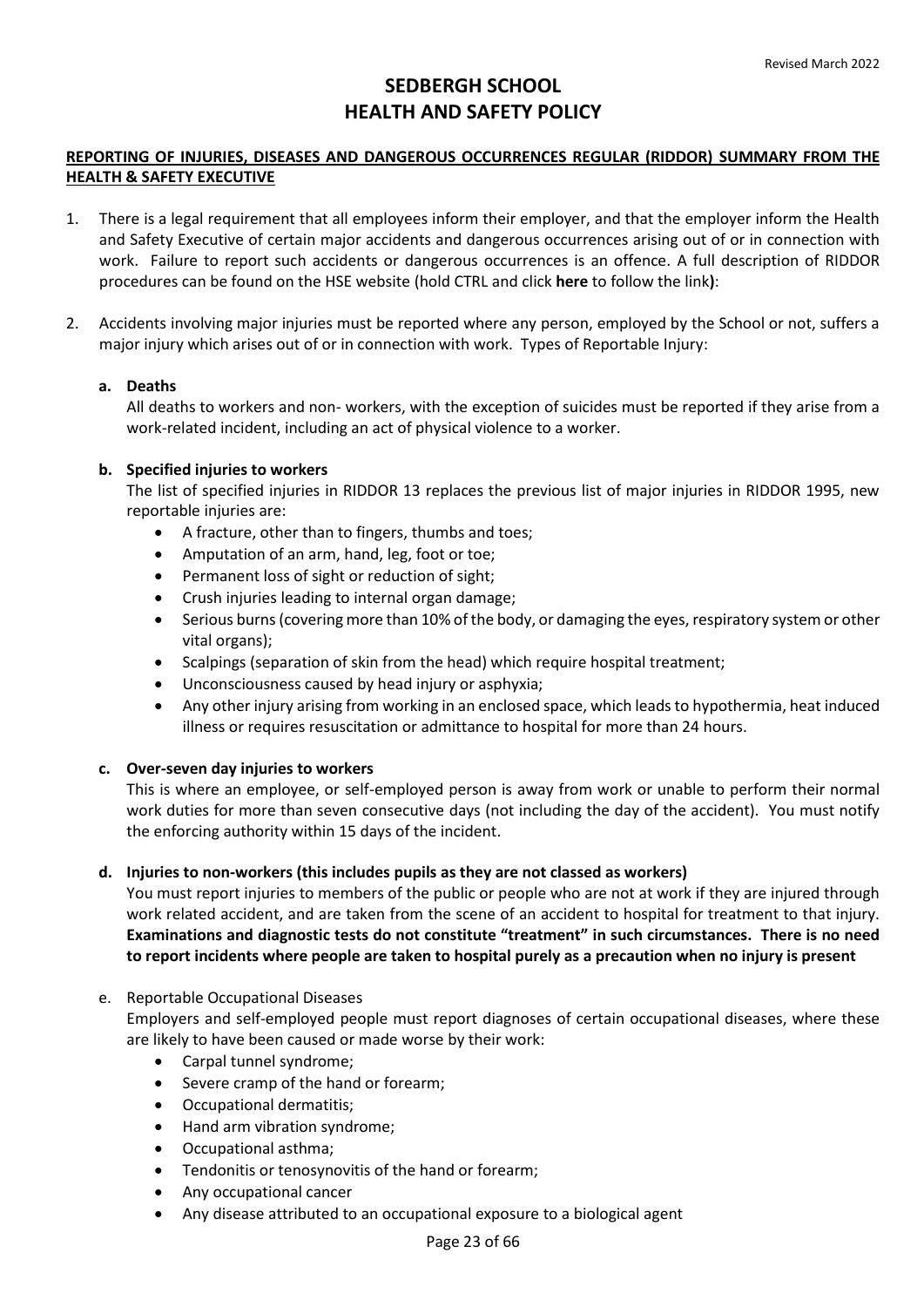Revised March 2022

# SEDBERGH SCHOOL
# HEALTH AND SAFETY POLICY

**REPORTING OF INJURIES, DISEASES AND DANGEROUS OCCURRENCES REGULAR (RIDDOR) SUMMARY FROM THE HEALTH & SAFETY EXECUTIVE**

1. There is a legal requirement that all employees inform their employer, and that the employer inform the Health and Safety Executive of certain major accidents and dangerous occurrences arising out of or in connection with work. Failure to report such accidents or dangerous occurrences is an offence. A full description of RIDDOR procedures can be found on the HSE website (hold CTRL and click **here** to follow the link**)**:

2. Accidents involving major injuries must be reported where any person, employed by the School or not, suffers a major injury which arises out of or in connection with work. Types of Reportable Injury:

   **a. Deaths**
   All deaths to workers and non- workers, with the exception of suicides must be reported if they arise from a work-related incident, including an act of physical violence to a worker.

   **b. Specified injuries to workers**
   The list of specified injuries in RIDDOR 13 replaces the previous list of major injuries in RIDDOR 1995, new reportable injuries are:
   - A fracture, other than to fingers, thumbs and toes;
   - Amputation of an arm, hand, leg, foot or toe;
   - Permanent loss of sight or reduction of sight;
   - Crush injuries leading to internal organ damage;
   - Serious burns (covering more than 10% of the body, or damaging the eyes, respiratory system or other vital organs);
   - Scalpings (separation of skin from the head) which require hospital treatment;
   - Unconsciousness caused by head injury or asphyxia;
   - Any other injury arising from working in an enclosed space, which leads to hypothermia, heat induced illness or requires resuscitation or admittance to hospital for more than 24 hours.

   **c. Over-seven day injuries to workers**
   This is where an employee, or self-employed person is away from work or unable to perform their normal work duties for more than seven consecutive days (not including the day of the accident). You must notify the enforcing authority within 15 days of the incident.

   **d. Injuries to non-workers (this includes pupils as they are not classed as workers)**
   You must report injuries to members of the public or people who are not at work if they are injured through work related accident, and are taken from the scene of an accident to hospital for treatment to that injury. **Examinations and diagnostic tests do not constitute "treatment" in such circumstances. There is no need to report incidents where people are taken to hospital purely as a precaution when no injury is present**

   e. Reportable Occupational Diseases
   Employers and self-employed people must report diagnoses of certain occupational diseases, where these are likely to have been caused or made worse by their work:
   - Carpal tunnel syndrome;
   - Severe cramp of the hand or forearm;
   - Occupational dermatitis;
   - Hand arm vibration syndrome;
   - Occupational asthma;
   - Tendonitis or tenosynovitis of the hand or forearm;
   - Any occupational cancer
   - Any disease attributed to an occupational exposure to a biological agent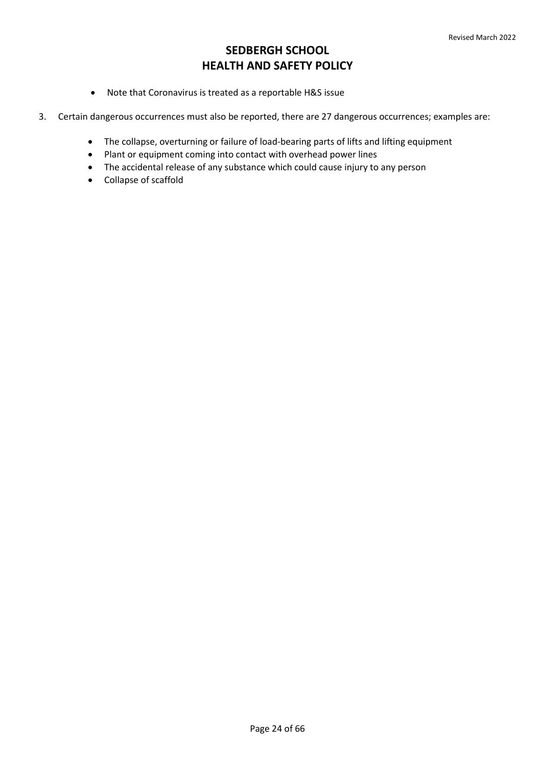- Note that Coronavirus is treated as a reportable H&S issue

3. Certain dangerous occurrences must also be reported, there are 27 dangerous occurrences; examples are:

    - The collapse, overturning or failure of load-bearing parts of lifts and lifting equipment
    - Plant or equipment coming into contact with overhead power lines
    - The accidental release of any substance which could cause injury to any person
    - Collapse of scaffold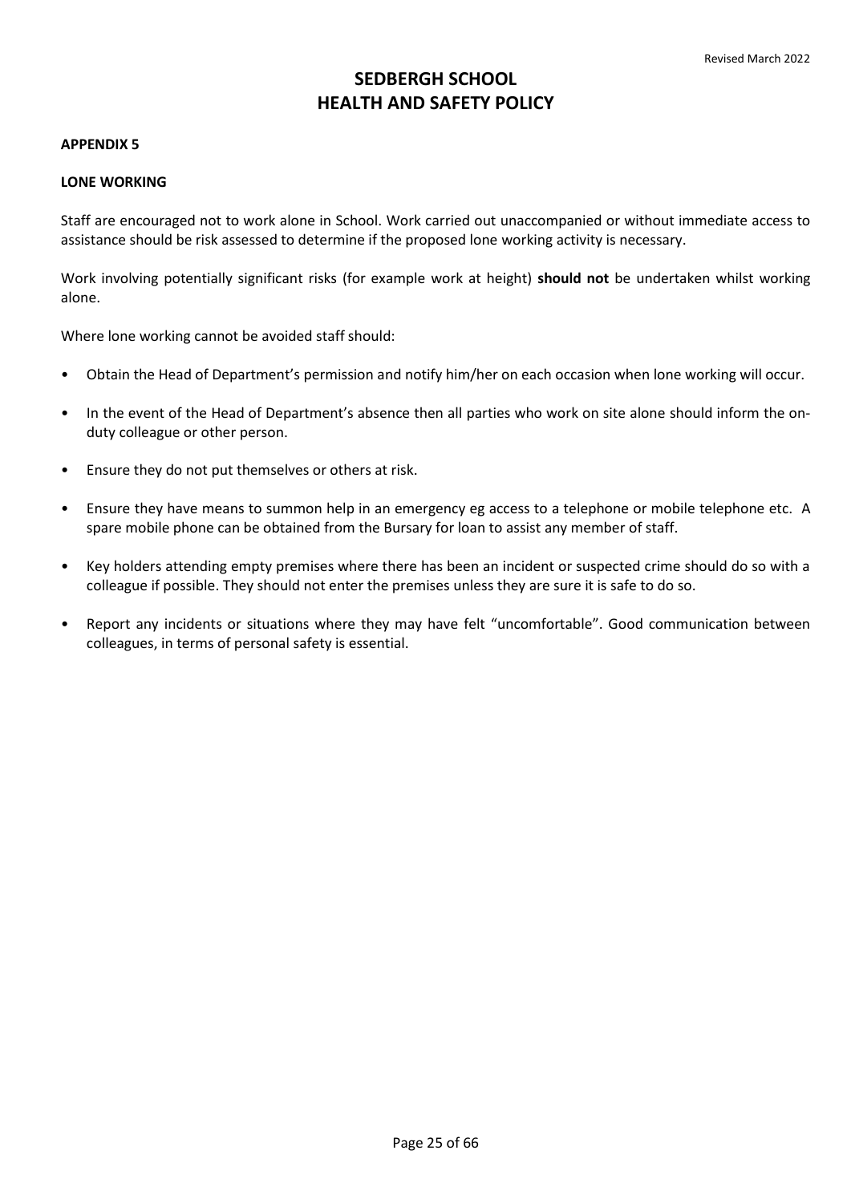# SEDBERGH SCHOOL
# HEALTH AND SAFETY POLICY

**APPENDIX 5**

**LONE WORKING**

Staff are encouraged not to work alone in School. Work carried out unaccompanied or without immediate access to assistance should be risk assessed to determine if the proposed lone working activity is necessary.

Work involving potentially significant risks (for example work at height) **should not** be undertaken whilst working alone.

Where lone working cannot be avoided staff should:

- Obtain the Head of Department's permission and notify him/her on each occasion when lone working will occur.
- In the event of the Head of Department's absence then all parties who work on site alone should inform the on-duty colleague or other person.
- Ensure they do not put themselves or others at risk.
- Ensure they have means to summon help in an emergency eg access to a telephone or mobile telephone etc. A spare mobile phone can be obtained from the Bursary for loan to assist any member of staff.
- Key holders attending empty premises where there has been an incident or suspected crime should do so with a colleague if possible. They should not enter the premises unless they are sure it is safe to do so.
- Report any incidents or situations where they may have felt "uncomfortable". Good communication between colleagues, in terms of personal safety is essential.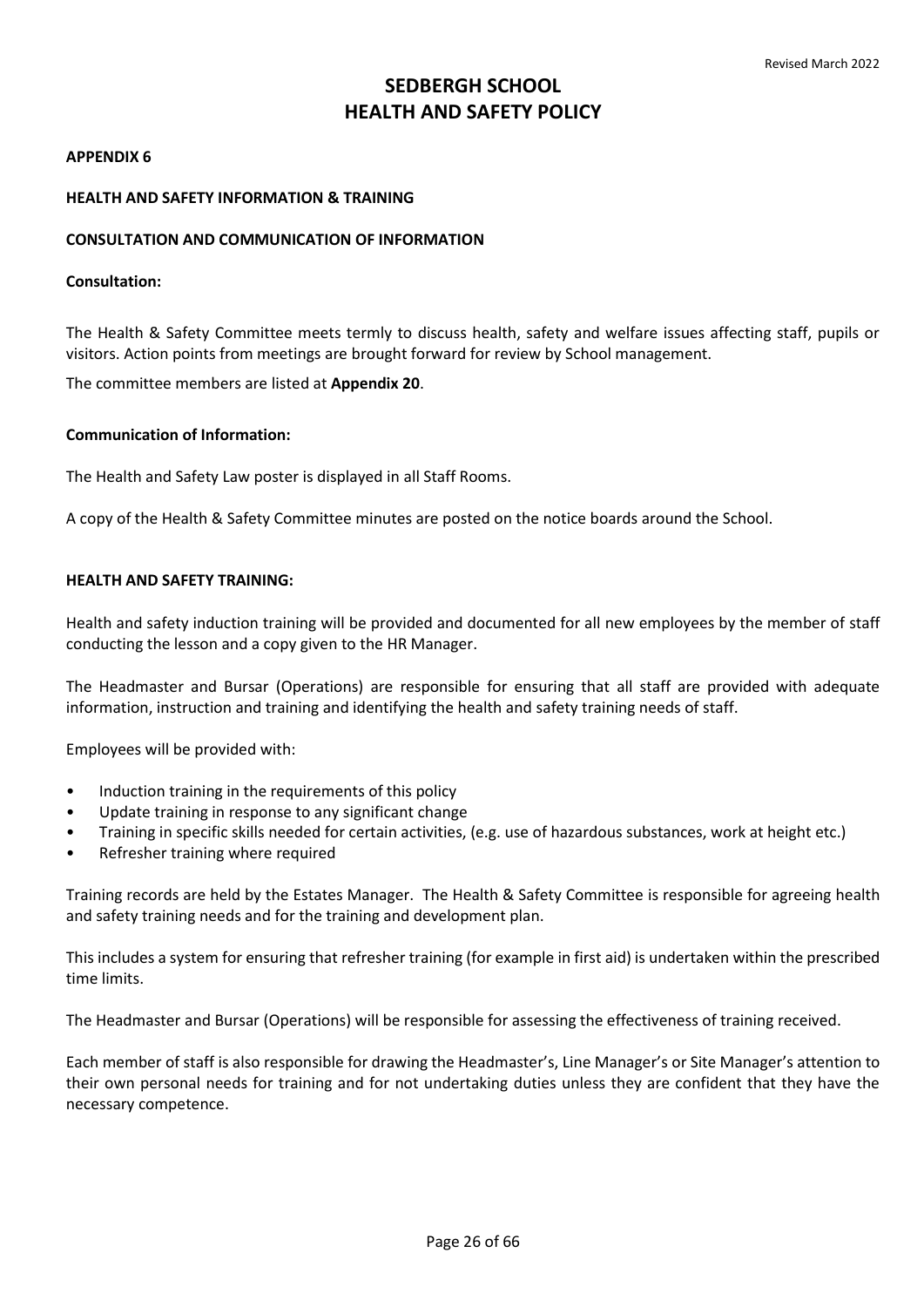# SEDBERGH SCHOOL
# HEALTH AND SAFETY POLICY

**APPENDIX 6**

**HEALTH AND SAFETY INFORMATION & TRAINING**

**CONSULTATION AND COMMUNICATION OF INFORMATION**

**Consultation:**

The Health & Safety Committee meets termly to discuss health, safety and welfare issues affecting staff, pupils or visitors. Action points from meetings are brought forward for review by School management.

The committee members are listed at **Appendix 20**.

**Communication of Information:**

The Health and Safety Law poster is displayed in all Staff Rooms.

A copy of the Health & Safety Committee minutes are posted on the notice boards around the School.

**HEALTH AND SAFETY TRAINING:**

Health and safety induction training will be provided and documented for all new employees by the member of staff conducting the lesson and a copy given to the HR Manager.

The Headmaster and Bursar (Operations) are responsible for ensuring that all staff are provided with adequate information, instruction and training and identifying the health and safety training needs of staff.

Employees will be provided with:

- Induction training in the requirements of this policy
- Update training in response to any significant change
- Training in specific skills needed for certain activities, (e.g. use of hazardous substances, work at height etc.)
- Refresher training where required

Training records are held by the Estates Manager. The Health & Safety Committee is responsible for agreeing health and safety training needs and for the training and development plan.

This includes a system for ensuring that refresher training (for example in first aid) is undertaken within the prescribed time limits.

The Headmaster and Bursar (Operations) will be responsible for assessing the effectiveness of training received.

Each member of staff is also responsible for drawing the Headmaster's, Line Manager's or Site Manager's attention to their own personal needs for training and for not undertaking duties unless they are confident that they have the necessary competence.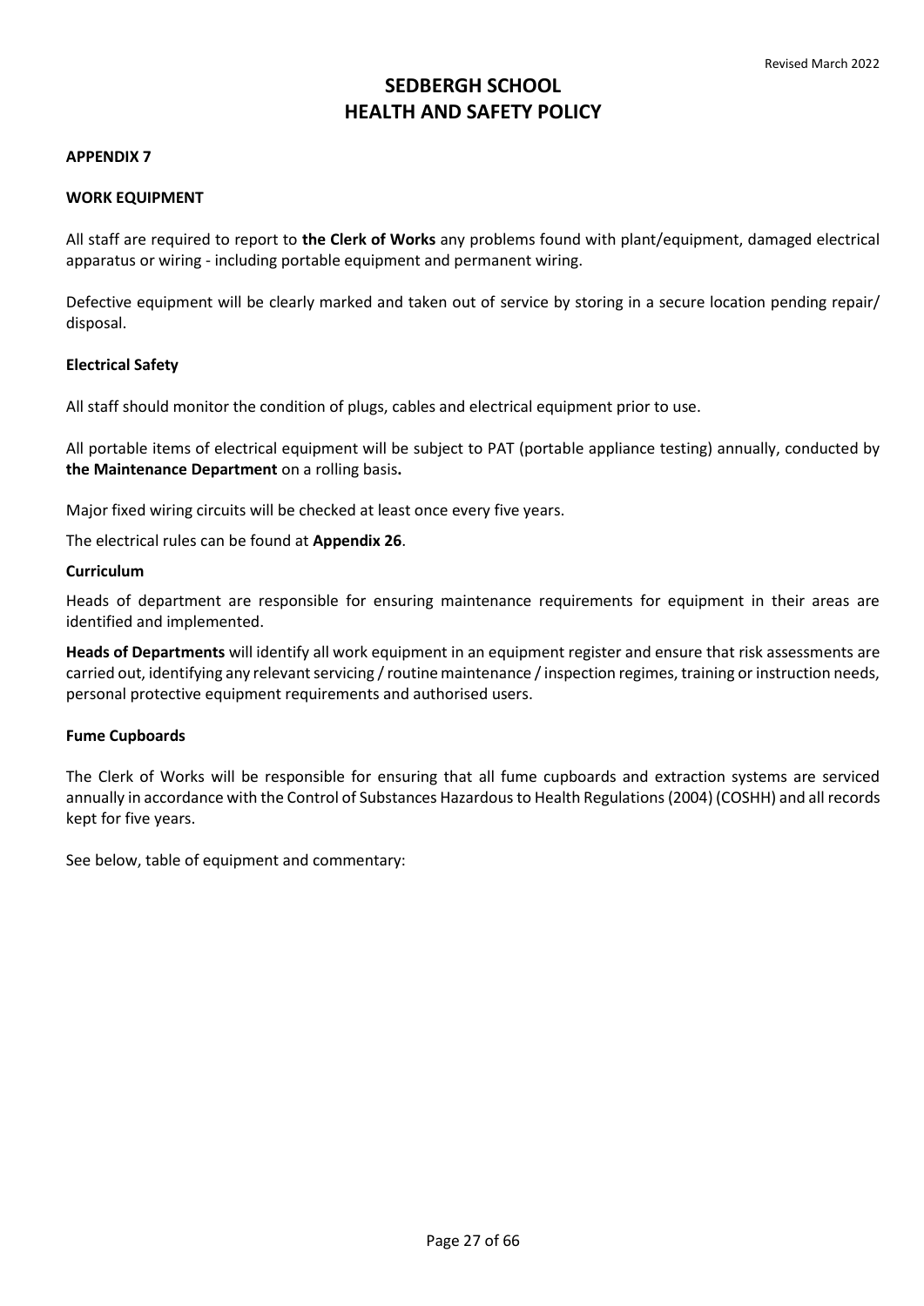# SEDBERGH SCHOOL
# HEALTH AND SAFETY POLICY

**APPENDIX 7**

**WORK EQUIPMENT**

All staff are required to report to **the Clerk of Works** any problems found with plant/equipment, damaged electrical apparatus or wiring - including portable equipment and permanent wiring.

Defective equipment will be clearly marked and taken out of service by storing in a secure location pending repair/ disposal.

**Electrical Safety**

All staff should monitor the condition of plugs, cables and electrical equipment prior to use.

All portable items of electrical equipment will be subject to PAT (portable appliance testing) annually, conducted by **the Maintenance Department** on a rolling basis**.**

Major fixed wiring circuits will be checked at least once every five years.

The electrical rules can be found at **Appendix 26**.

**Curriculum**

Heads of department are responsible for ensuring maintenance requirements for equipment in their areas are identified and implemented.

**Heads of Departments** will identify all work equipment in an equipment register and ensure that risk assessments are carried out, identifying any relevant servicing / routine maintenance / inspection regimes, training or instruction needs, personal protective equipment requirements and authorised users.

**Fume Cupboards**

The Clerk of Works will be responsible for ensuring that all fume cupboards and extraction systems are serviced annually in accordance with the Control of Substances Hazardous to Health Regulations (2004) (COSHH) and all records kept for five years.

See below, table of equipment and commentary: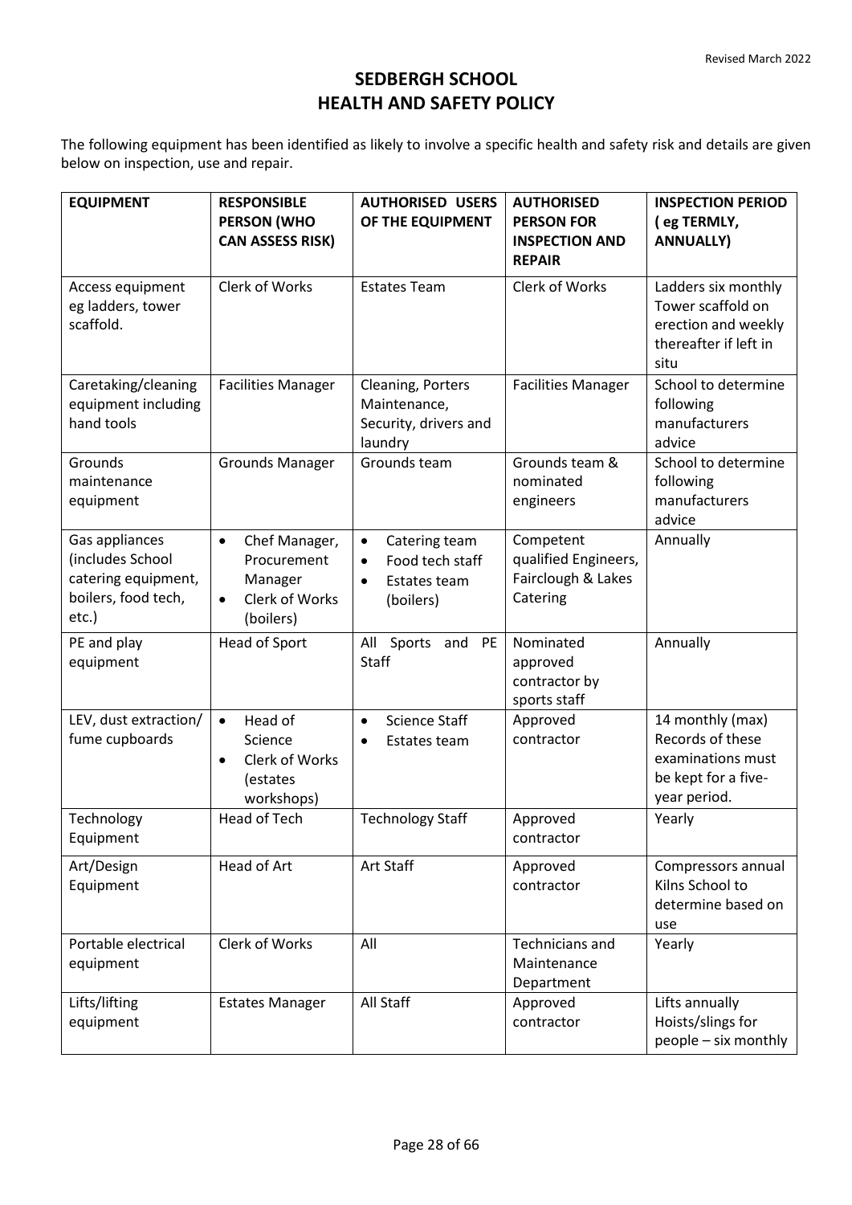Revised March 2022

# SEDBERGH SCHOOL
# HEALTH AND SAFETY POLICY

The following equipment has been identified as likely to involve a specific health and safety risk and details are given below on inspection, use and repair.

| EQUIPMENT | RESPONSIBLE PERSON (WHO CAN ASSESS RISK) | AUTHORISED USERS OF THE EQUIPMENT | AUTHORISED PERSON FOR INSPECTION AND REPAIR | INSPECTION PERIOD ( eg TERMLY, ANNUALLY) |
|---|---|---|---|---|
| Access equipment eg ladders, tower scaffold. | Clerk of Works | Estates Team | Clerk of Works | Ladders six monthly Tower scaffold on erection and weekly thereafter if left in situ |
| Caretaking/cleaning equipment including hand tools | Facilities Manager | Cleaning, Porters Maintenance, Security, drivers and laundry | Facilities Manager | School to determine following manufacturers advice |
| Grounds maintenance equipment | Grounds Manager | Grounds team | Grounds team & nominated engineers | School to determine following manufacturers advice |
| Gas appliances (includes School catering equipment, boilers, food tech, etc.) | • Chef Manager, Procurement Manager<br>• Clerk of Works (boilers) | • Catering team<br>• Food tech staff<br>• Estates team (boilers) | Competent qualified Engineers, Fairclough & Lakes Catering | Annually |
| PE and play equipment | Head of Sport | All Sports and PE Staff | Nominated approved contractor by sports staff | Annually |
| LEV, dust extraction/ fume cupboards | • Head of Science<br>• Clerk of Works (estates workshops) | • Science Staff<br>• Estates team | Approved contractor | 14 monthly (max) Records of these examinations must be kept for a five-year period. |
| Technology Equipment | Head of Tech | Technology Staff | Approved contractor | Yearly |
| Art/Design Equipment | Head of Art | Art Staff | Approved contractor | Compressors annual Kilns School to determine based on use |
| Portable electrical equipment | Clerk of Works | All | Technicians and Maintenance Department | Yearly |
| Lifts/lifting equipment | Estates Manager | All Staff | Approved contractor | Lifts annually Hoists/slings for people – six monthly |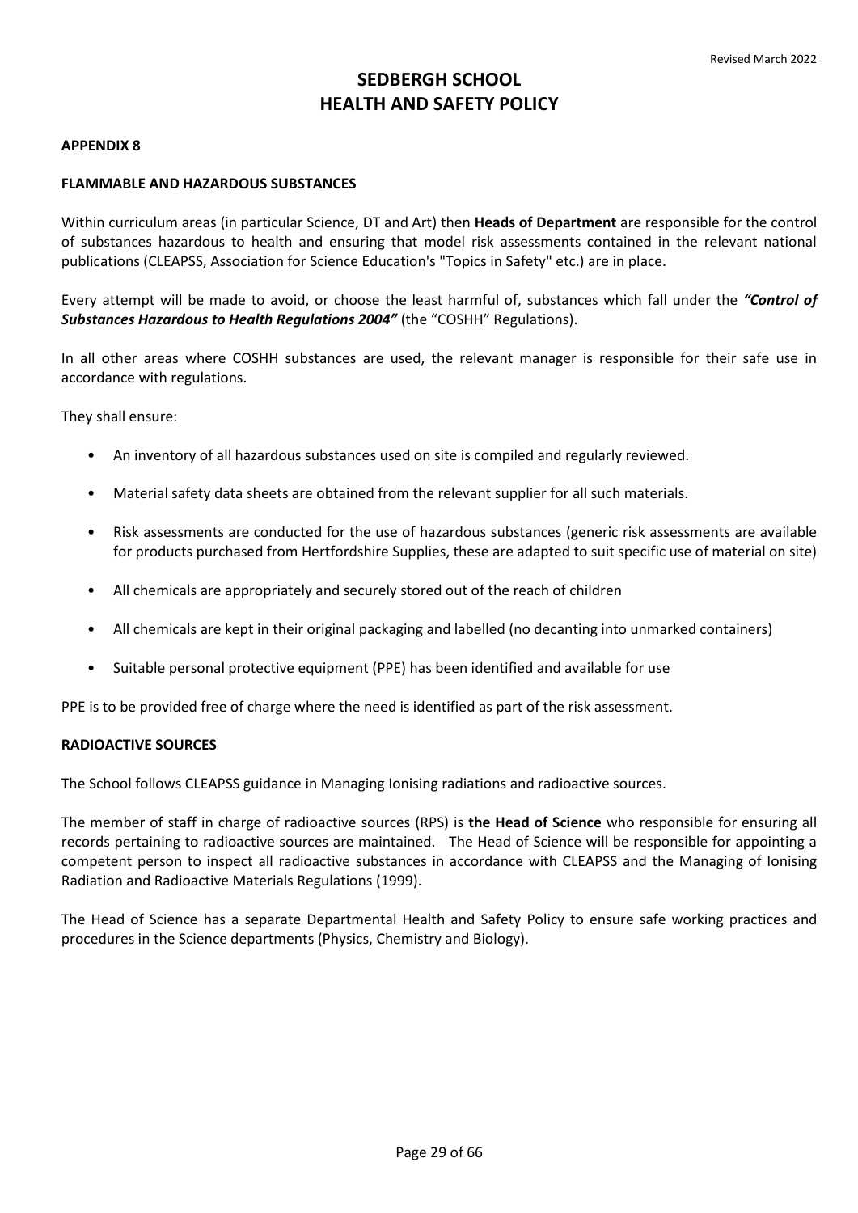# SEDBERGH SCHOOL
# HEALTH AND SAFETY POLICY

**APPENDIX 8**

**FLAMMABLE AND HAZARDOUS SUBSTANCES**

Within curriculum areas (in particular Science, DT and Art) then **Heads of Department** are responsible for the control of substances hazardous to health and ensuring that model risk assessments contained in the relevant national publications (CLEAPSS, Association for Science Education's "Topics in Safety" etc.) are in place.

Every attempt will be made to avoid, or choose the least harmful of, substances which fall under the ***"Control of Substances Hazardous to Health Regulations 2004"*** (the "COSHH" Regulations).

In all other areas where COSHH substances are used, the relevant manager is responsible for their safe use in accordance with regulations.

They shall ensure:

- An inventory of all hazardous substances used on site is compiled and regularly reviewed.
- Material safety data sheets are obtained from the relevant supplier for all such materials.
- Risk assessments are conducted for the use of hazardous substances (generic risk assessments are available for products purchased from Hertfordshire Supplies, these are adapted to suit specific use of material on site)
- All chemicals are appropriately and securely stored out of the reach of children
- All chemicals are kept in their original packaging and labelled (no decanting into unmarked containers)
- Suitable personal protective equipment (PPE) has been identified and available for use

PPE is to be provided free of charge where the need is identified as part of the risk assessment.

**RADIOACTIVE SOURCES**

The School follows CLEAPSS guidance in Managing Ionising radiations and radioactive sources.

The member of staff in charge of radioactive sources (RPS) is **the Head of Science** who responsible for ensuring all records pertaining to radioactive sources are maintained. The Head of Science will be responsible for appointing a competent person to inspect all radioactive substances in accordance with CLEAPSS and the Managing of Ionising Radiation and Radioactive Materials Regulations (1999).

The Head of Science has a separate Departmental Health and Safety Policy to ensure safe working practices and procedures in the Science departments (Physics, Chemistry and Biology).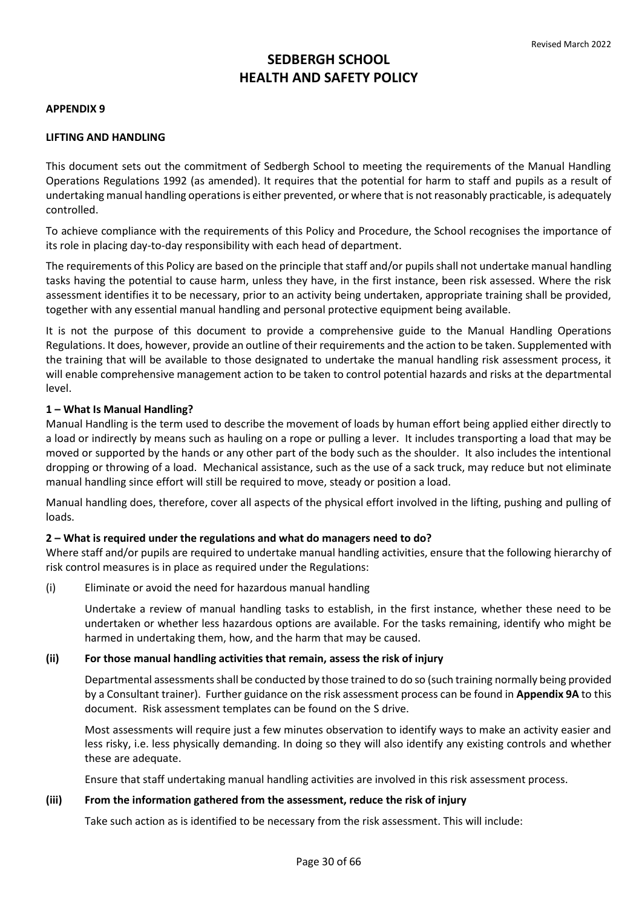# SEDBERGH SCHOOL
# HEALTH AND SAFETY POLICY

**APPENDIX 9**

**LIFTING AND HANDLING**

This document sets out the commitment of Sedbergh School to meeting the requirements of the Manual Handling Operations Regulations 1992 (as amended). It requires that the potential for harm to staff and pupils as a result of undertaking manual handling operations is either prevented, or where that is not reasonably practicable, is adequately controlled.

To achieve compliance with the requirements of this Policy and Procedure, the School recognises the importance of its role in placing day-to-day responsibility with each head of department.

The requirements of this Policy are based on the principle that staff and/or pupils shall not undertake manual handling tasks having the potential to cause harm, unless they have, in the first instance, been risk assessed. Where the risk assessment identifies it to be necessary, prior to an activity being undertaken, appropriate training shall be provided, together with any essential manual handling and personal protective equipment being available.

It is not the purpose of this document to provide a comprehensive guide to the Manual Handling Operations Regulations. It does, however, provide an outline of their requirements and the action to be taken. Supplemented with the training that will be available to those designated to undertake the manual handling risk assessment process, it will enable comprehensive management action to be taken to control potential hazards and risks at the departmental level.

**1 – What Is Manual Handling?**

Manual Handling is the term used to describe the movement of loads by human effort being applied either directly to a load or indirectly by means such as hauling on a rope or pulling a lever. It includes transporting a load that may be moved or supported by the hands or any other part of the body such as the shoulder. It also includes the intentional dropping or throwing of a load. Mechanical assistance, such as the use of a sack truck, may reduce but not eliminate manual handling since effort will still be required to move, steady or position a load.

Manual handling does, therefore, cover all aspects of the physical effort involved in the lifting, pushing and pulling of loads.

**2 – What is required under the regulations and what do managers need to do?**

Where staff and/or pupils are required to undertake manual handling activities, ensure that the following hierarchy of risk control measures is in place as required under the Regulations:

(i) Eliminate or avoid the need for hazardous manual handling

Undertake a review of manual handling tasks to establish, in the first instance, whether these need to be undertaken or whether less hazardous options are available. For the tasks remaining, identify who might be harmed in undertaking them, how, and the harm that may be caused.

**(ii) For those manual handling activities that remain, assess the risk of injury**

Departmental assessments shall be conducted by those trained to do so (such training normally being provided by a Consultant trainer). Further guidance on the risk assessment process can be found in **Appendix 9A** to this document. Risk assessment templates can be found on the S drive.

Most assessments will require just a few minutes observation to identify ways to make an activity easier and less risky, i.e. less physically demanding. In doing so they will also identify any existing controls and whether these are adequate.

Ensure that staff undertaking manual handling activities are involved in this risk assessment process.

**(iii) From the information gathered from the assessment, reduce the risk of injury**

Take such action as is identified to be necessary from the risk assessment. This will include: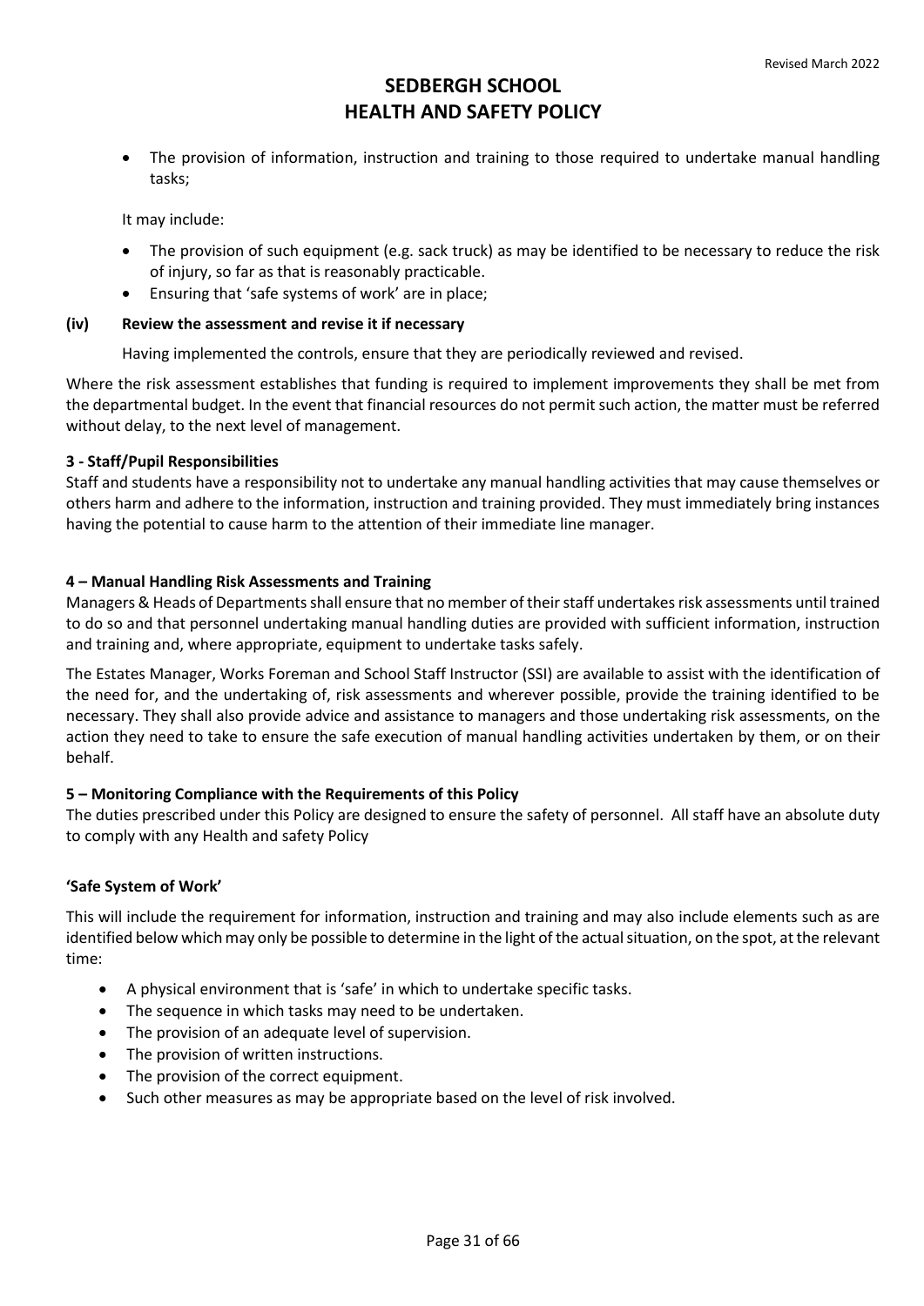- The provision of information, instruction and training to those required to undertake manual handling tasks;

It may include:

- The provision of such equipment (e.g. sack truck) as may be identified to be necessary to reduce the risk of injury, so far as that is reasonably practicable.
- Ensuring that 'safe systems of work' are in place;

**(iv) Review the assessment and revise it if necessary**

Having implemented the controls, ensure that they are periodically reviewed and revised.

Where the risk assessment establishes that funding is required to implement improvements they shall be met from the departmental budget. In the event that financial resources do not permit such action, the matter must be referred without delay, to the next level of management.

**3 - Staff/Pupil Responsibilities**

Staff and students have a responsibility not to undertake any manual handling activities that may cause themselves or others harm and adhere to the information, instruction and training provided. They must immediately bring instances having the potential to cause harm to the attention of their immediate line manager.

**4 – Manual Handling Risk Assessments and Training**

Managers & Heads of Departments shall ensure that no member of their staff undertakes risk assessments until trained to do so and that personnel undertaking manual handling duties are provided with sufficient information, instruction and training and, where appropriate, equipment to undertake tasks safely.

The Estates Manager, Works Foreman and School Staff Instructor (SSI) are available to assist with the identification of the need for, and the undertaking of, risk assessments and wherever possible, provide the training identified to be necessary. They shall also provide advice and assistance to managers and those undertaking risk assessments, on the action they need to take to ensure the safe execution of manual handling activities undertaken by them, or on their behalf.

**5 – Monitoring Compliance with the Requirements of this Policy**

The duties prescribed under this Policy are designed to ensure the safety of personnel. All staff have an absolute duty to comply with any Health and safety Policy

**'Safe System of Work'**

This will include the requirement for information, instruction and training and may also include elements such as are identified below which may only be possible to determine in the light of the actual situation, on the spot, at the relevant time:

- A physical environment that is 'safe' in which to undertake specific tasks.
- The sequence in which tasks may need to be undertaken.
- The provision of an adequate level of supervision.
- The provision of written instructions.
- The provision of the correct equipment.
- Such other measures as may be appropriate based on the level of risk involved.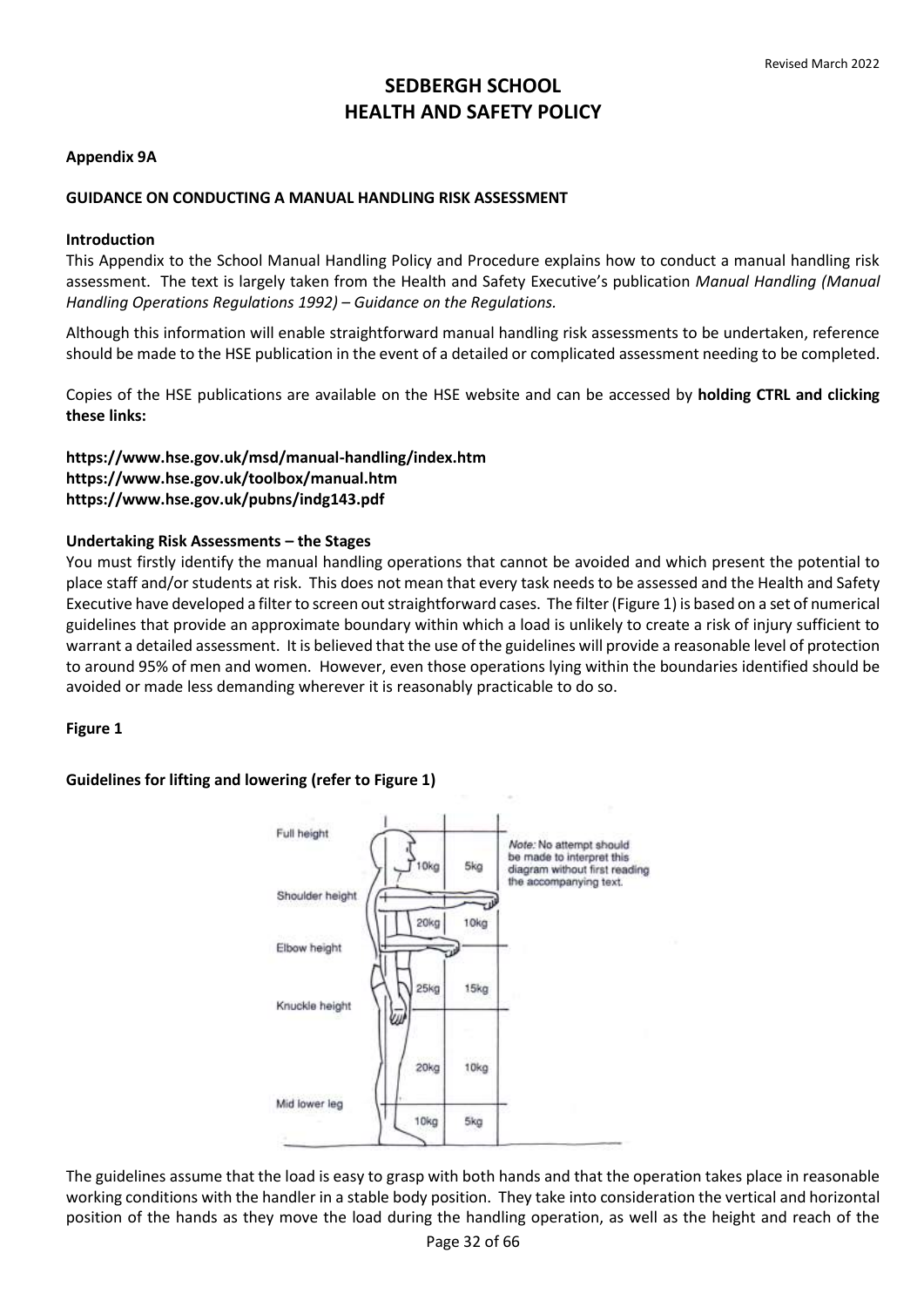# SEDBERGH SCHOOL
# HEALTH AND SAFETY POLICY

**Appendix 9A**

**GUIDANCE ON CONDUCTING A MANUAL HANDLING RISK ASSESSMENT**

**Introduction**

This Appendix to the School Manual Handling Policy and Procedure explains how to conduct a manual handling risk assessment. The text is largely taken from the Health and Safety Executive's publication *Manual Handling (Manual Handling Operations Regulations 1992) – Guidance on the Regulations.*

Although this information will enable straightforward manual handling risk assessments to be undertaken, reference should be made to the HSE publication in the event of a detailed or complicated assessment needing to be completed.

Copies of the HSE publications are available on the HSE website and can be accessed by **holding CTRL and clicking these links:**

**https://www.hse.gov.uk/msd/manual-handling/index.htm**
**https://www.hse.gov.uk/toolbox/manual.htm**
**https://www.hse.gov.uk/pubns/indg143.pdf**

**Undertaking Risk Assessments – the Stages**

You must firstly identify the manual handling operations that cannot be avoided and which present the potential to place staff and/or students at risk. This does not mean that every task needs to be assessed and the Health and Safety Executive have developed a filter to screen out straightforward cases. The filter (Figure 1) is based on a set of numerical guidelines that provide an approximate boundary within which a load is unlikely to create a risk of injury sufficient to warrant a detailed assessment. It is believed that the use of the guidelines will provide a reasonable level of protection to around 95% of men and women. However, even those operations lying within the boundaries identified should be avoided or made less demanding wherever it is reasonably practicable to do so.

**Figure 1**

**Guidelines for lifting and lowering (refer to Figure 1)**

| Height zone | | |
|---|---|---|
| Full height – Shoulder height | 10kg | 5kg |
| Shoulder height – Elbow height | 20kg | 10kg |
| Elbow height – Knuckle height | 25kg | 15kg |
| Knuckle height – Mid lower leg | 20kg | 10kg |
| Mid lower leg – Floor | 10kg | 5kg |

*Note:* No attempt should be made to interpret this diagram without first reading the accompanying text.

The guidelines assume that the load is easy to grasp with both hands and that the operation takes place in reasonable working conditions with the handler in a stable body position. They take into consideration the vertical and horizontal position of the hands as they move the load during the handling operation, as well as the height and reach of the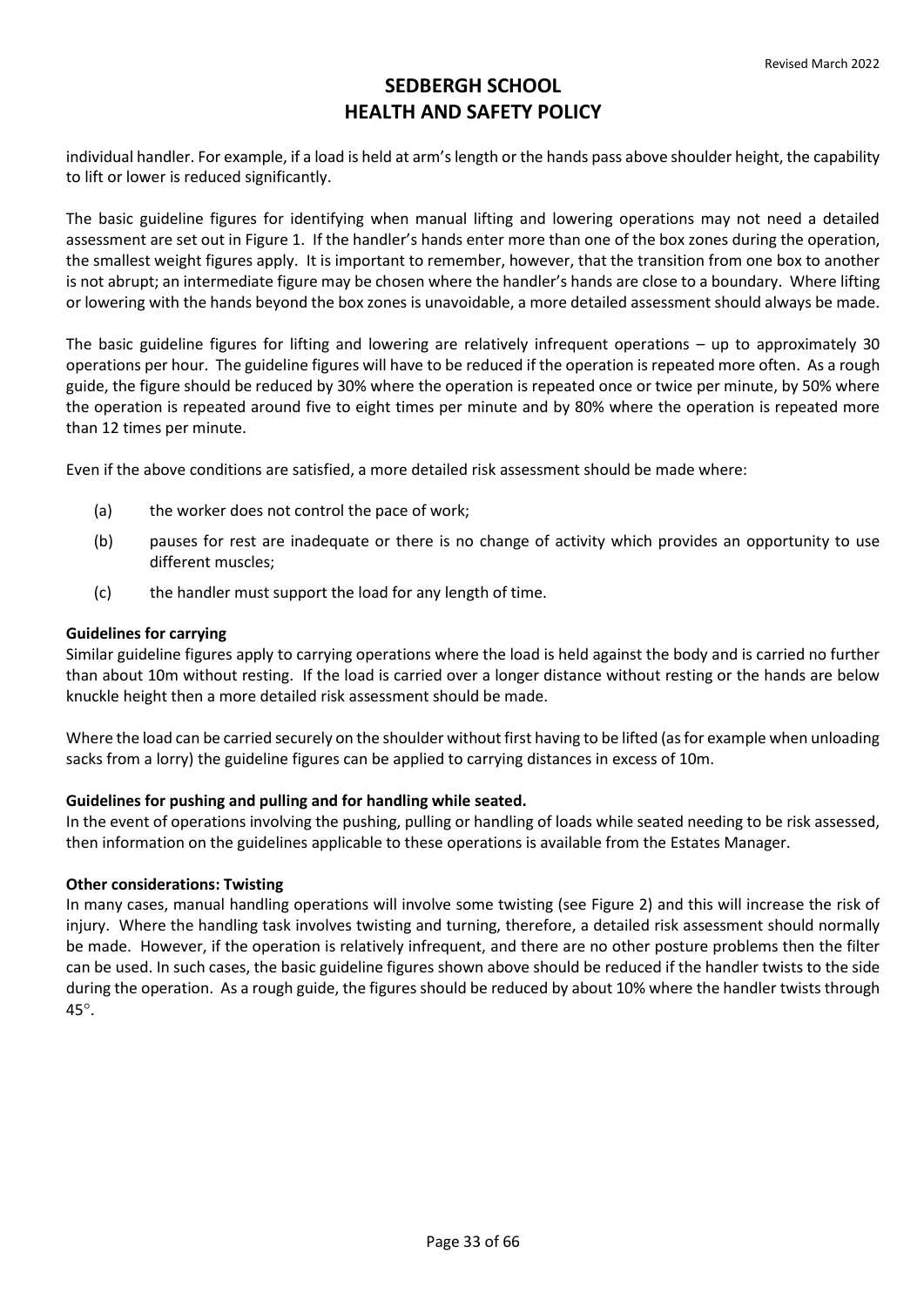individual handler. For example, if a load is held at arm's length or the hands pass above shoulder height, the capability to lift or lower is reduced significantly.

The basic guideline figures for identifying when manual lifting and lowering operations may not need a detailed assessment are set out in Figure 1. If the handler's hands enter more than one of the box zones during the operation, the smallest weight figures apply. It is important to remember, however, that the transition from one box to another is not abrupt; an intermediate figure may be chosen where the handler's hands are close to a boundary. Where lifting or lowering with the hands beyond the box zones is unavoidable, a more detailed assessment should always be made.

The basic guideline figures for lifting and lowering are relatively infrequent operations – up to approximately 30 operations per hour. The guideline figures will have to be reduced if the operation is repeated more often. As a rough guide, the figure should be reduced by 30% where the operation is repeated once or twice per minute, by 50% where the operation is repeated around five to eight times per minute and by 80% where the operation is repeated more than 12 times per minute.

Even if the above conditions are satisfied, a more detailed risk assessment should be made where:

(a) the worker does not control the pace of work;

(b) pauses for rest are inadequate or there is no change of activity which provides an opportunity to use different muscles;

(c) the handler must support the load for any length of time.

**Guidelines for carrying**

Similar guideline figures apply to carrying operations where the load is held against the body and is carried no further than about 10m without resting. If the load is carried over a longer distance without resting or the hands are below knuckle height then a more detailed risk assessment should be made.

Where the load can be carried securely on the shoulder without first having to be lifted (as for example when unloading sacks from a lorry) the guideline figures can be applied to carrying distances in excess of 10m.

**Guidelines for pushing and pulling and for handling while seated.**

In the event of operations involving the pushing, pulling or handling of loads while seated needing to be risk assessed, then information on the guidelines applicable to these operations is available from the Estates Manager.

**Other considerations: Twisting**

In many cases, manual handling operations will involve some twisting (see Figure 2) and this will increase the risk of injury. Where the handling task involves twisting and turning, therefore, a detailed risk assessment should normally be made. However, if the operation is relatively infrequent, and there are no other posture problems then the filter can be used. In such cases, the basic guideline figures shown above should be reduced if the handler twists to the side during the operation. As a rough guide, the figures should be reduced by about 10% where the handler twists through 45°.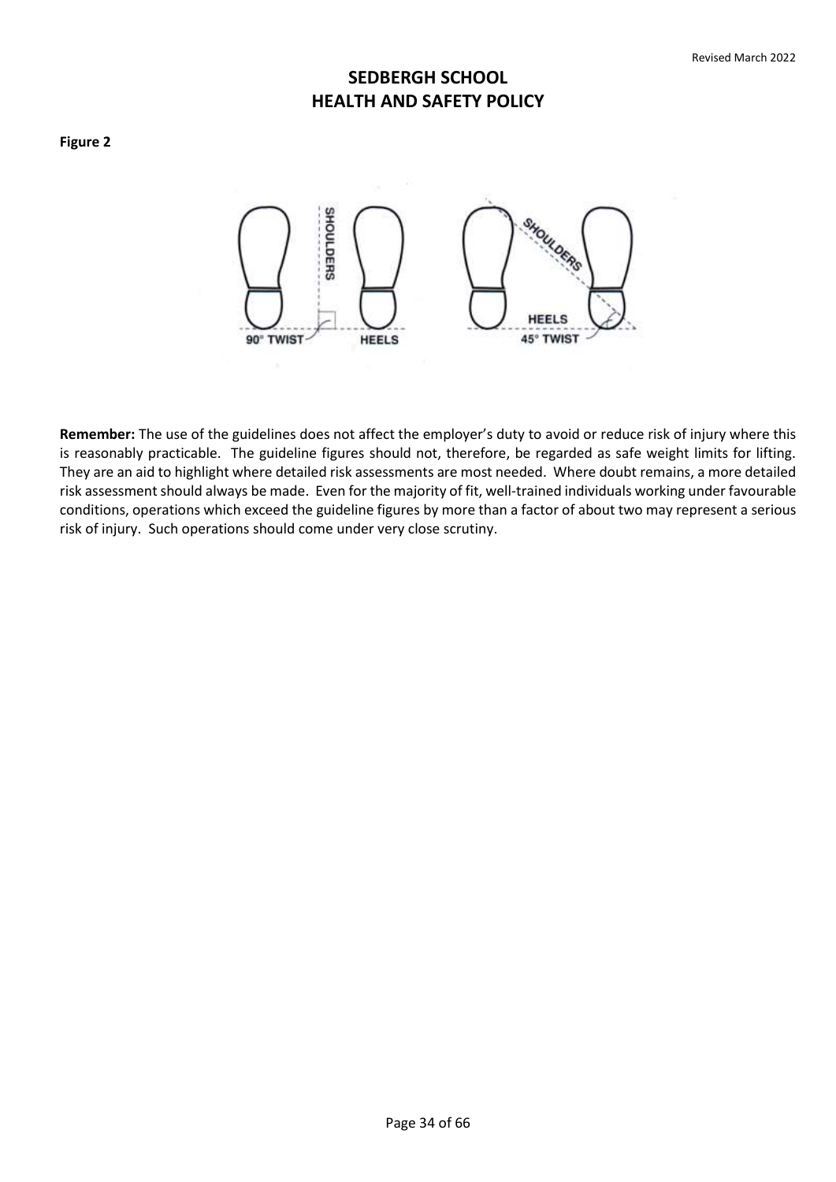**Figure 2**

**Remember:** The use of the guidelines does not affect the employer's duty to avoid or reduce risk of injury where this is reasonably practicable. The guideline figures should not, therefore, be regarded as safe weight limits for lifting. They are an aid to highlight where detailed risk assessments are most needed. Where doubt remains, a more detailed risk assessment should always be made. Even for the majority of fit, well-trained individuals working under favourable conditions, operations which exceed the guideline figures by more than a factor of about two may represent a serious risk of injury. Such operations should come under very close scrutiny.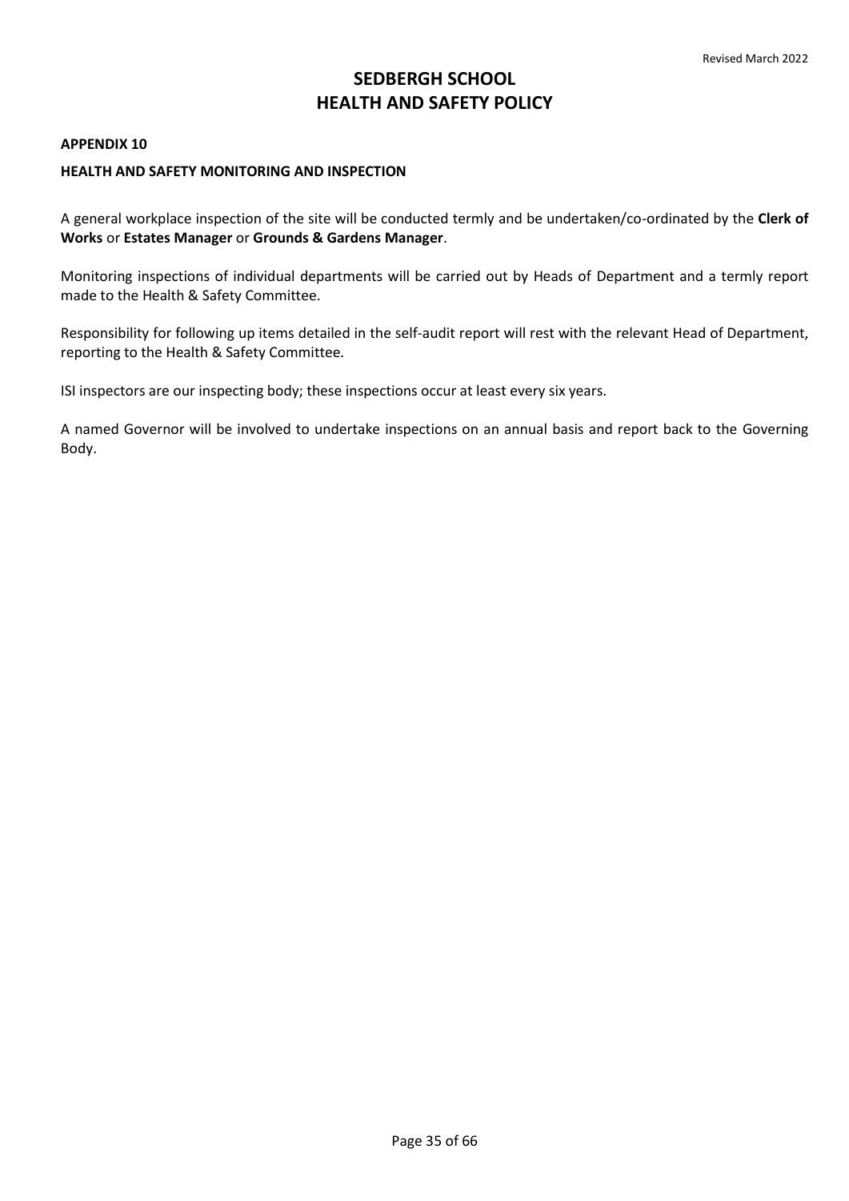# SEDBERGH SCHOOL
# HEALTH AND SAFETY POLICY

## APPENDIX 10

### HEALTH AND SAFETY MONITORING AND INSPECTION

A general workplace inspection of the site will be conducted termly and be undertaken/co-ordinated by the **Clerk of Works** or **Estates Manager** or **Grounds & Gardens Manager**.

Monitoring inspections of individual departments will be carried out by Heads of Department and a termly report made to the Health & Safety Committee.

Responsibility for following up items detailed in the self-audit report will rest with the relevant Head of Department, reporting to the Health & Safety Committee.

ISI inspectors are our inspecting body; these inspections occur at least every six years.

A named Governor will be involved to undertake inspections on an annual basis and report back to the Governing Body.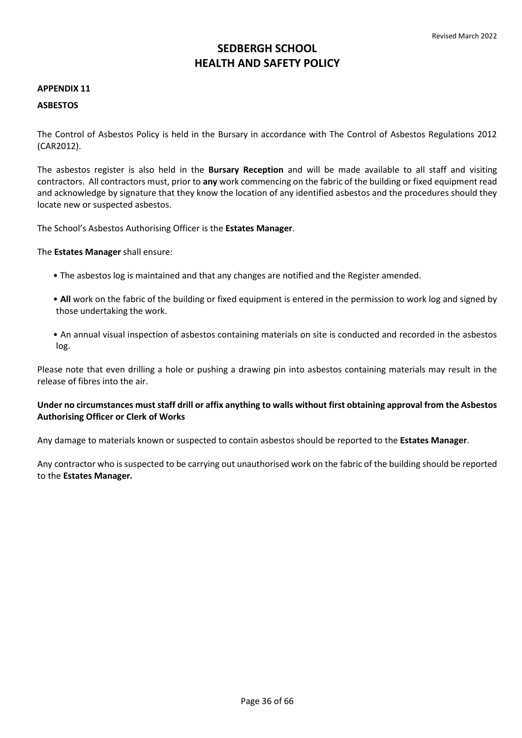# SEDBERGH SCHOOL
# HEALTH AND SAFETY POLICY

## APPENDIX 11

## ASBESTOS

The Control of Asbestos Policy is held in the Bursary in accordance with The Control of Asbestos Regulations 2012 (CAR2012).

The asbestos register is also held in the **Bursary Reception** and will be made available to all staff and visiting contractors. All contractors must, prior to **any** work commencing on the fabric of the building or fixed equipment read and acknowledge by signature that they know the location of any identified asbestos and the procedures should they locate new or suspected asbestos.

The School's Asbestos Authorising Officer is the **Estates Manager**.

The **Estates Manager** shall ensure:

- The asbestos log is maintained and that any changes are notified and the Register amended.
- **All** work on the fabric of the building or fixed equipment is entered in the permission to work log and signed by those undertaking the work.
- An annual visual inspection of asbestos containing materials on site is conducted and recorded in the asbestos log.

Please note that even drilling a hole or pushing a drawing pin into asbestos containing materials may result in the release of fibres into the air.

**Under no circumstances must staff drill or affix anything to walls without first obtaining approval from the Asbestos Authorising Officer or Clerk of Works**

Any damage to materials known or suspected to contain asbestos should be reported to the **Estates Manager**.

Any contractor who is suspected to be carrying out unauthorised work on the fabric of the building should be reported to the **Estates Manager.**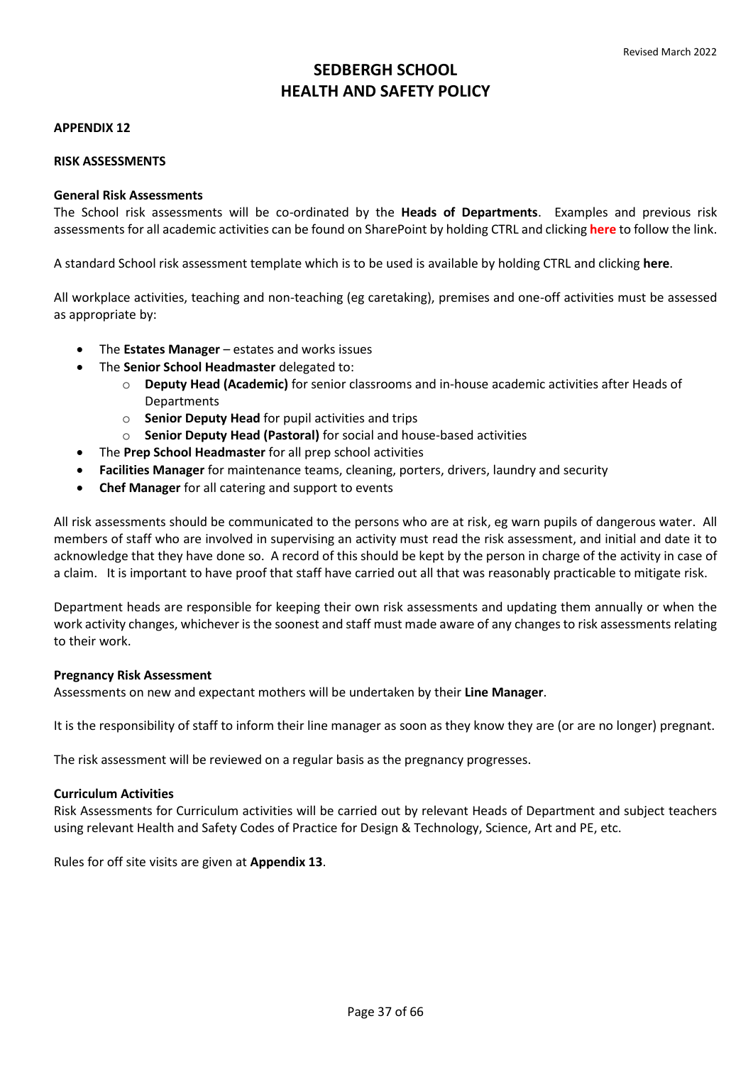# SEDBERGH SCHOOL
# HEALTH AND SAFETY POLICY

**APPENDIX 12**

**RISK ASSESSMENTS**

**General Risk Assessments**

The School risk assessments will be co-ordinated by the **Heads of Departments**. Examples and previous risk assessments for all academic activities can be found on SharePoint by holding CTRL and clicking **here** to follow the link.

A standard School risk assessment template which is to be used is available by holding CTRL and clicking **here**.

All workplace activities, teaching and non-teaching (eg caretaking), premises and one-off activities must be assessed as appropriate by:

- The **Estates Manager** – estates and works issues
- The **Senior School Headmaster** delegated to:
  - **Deputy Head (Academic)** for senior classrooms and in-house academic activities after Heads of Departments
  - **Senior Deputy Head** for pupil activities and trips
  - **Senior Deputy Head (Pastoral)** for social and house-based activities
- The **Prep School Headmaster** for all prep school activities
- **Facilities Manager** for maintenance teams, cleaning, porters, drivers, laundry and security
- **Chef Manager** for all catering and support to events

All risk assessments should be communicated to the persons who are at risk, eg warn pupils of dangerous water. All members of staff who are involved in supervising an activity must read the risk assessment, and initial and date it to acknowledge that they have done so. A record of this should be kept by the person in charge of the activity in case of a claim. It is important to have proof that staff have carried out all that was reasonably practicable to mitigate risk.

Department heads are responsible for keeping their own risk assessments and updating them annually or when the work activity changes, whichever is the soonest and staff must made aware of any changes to risk assessments relating to their work.

**Pregnancy Risk Assessment**

Assessments on new and expectant mothers will be undertaken by their **Line Manager**.

It is the responsibility of staff to inform their line manager as soon as they know they are (or are no longer) pregnant.

The risk assessment will be reviewed on a regular basis as the pregnancy progresses.

**Curriculum Activities**

Risk Assessments for Curriculum activities will be carried out by relevant Heads of Department and subject teachers using relevant Health and Safety Codes of Practice for Design & Technology, Science, Art and PE, etc.

Rules for off site visits are given at **Appendix 13**.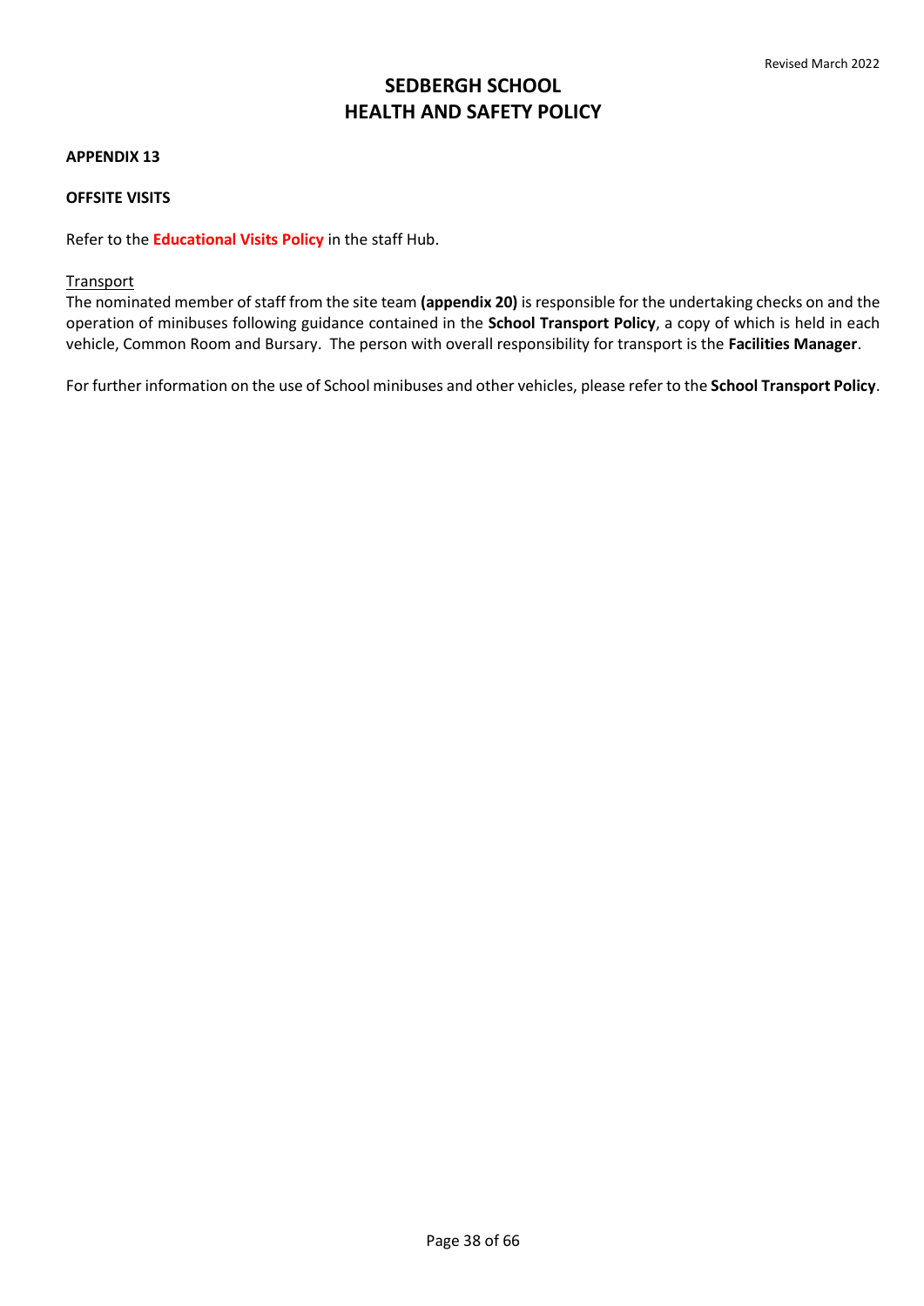# SEDBERGH SCHOOL
# HEALTH AND SAFETY POLICY

**APPENDIX 13**

**OFFSITE VISITS**

Refer to the **Educational Visits Policy** in the staff Hub.

Transport

The nominated member of staff from the site team **(appendix 20)** is responsible for the undertaking checks on and the operation of minibuses following guidance contained in the **School Transport Policy**, a copy of which is held in each vehicle, Common Room and Bursary. The person with overall responsibility for transport is the **Facilities Manager**.

For further information on the use of School minibuses and other vehicles, please refer to the **School Transport Policy**.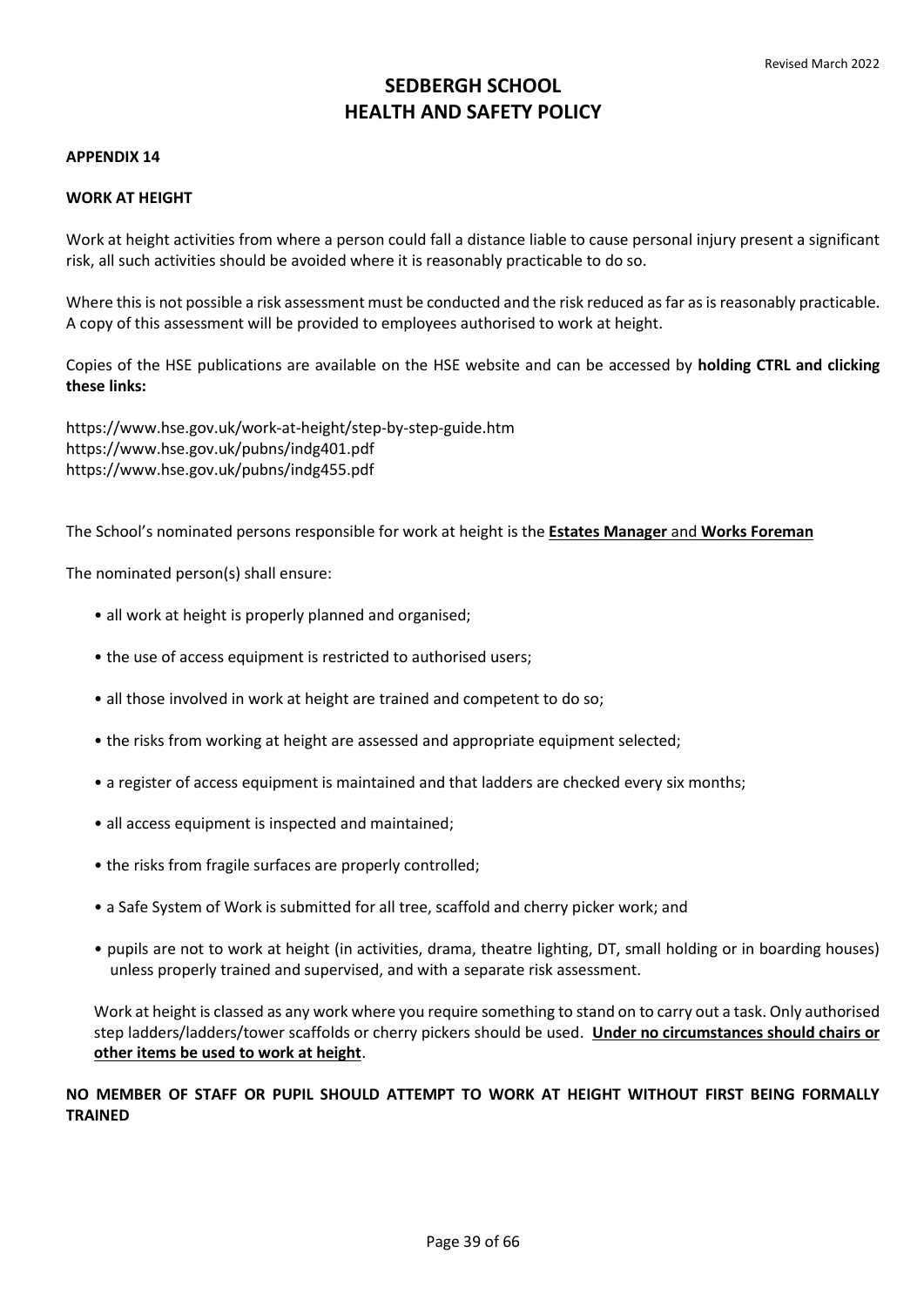# SEDBERGH SCHOOL
# HEALTH AND SAFETY POLICY

**APPENDIX 14**

**WORK AT HEIGHT**

Work at height activities from where a person could fall a distance liable to cause personal injury present a significant risk, all such activities should be avoided where it is reasonably practicable to do so.

Where this is not possible a risk assessment must be conducted and the risk reduced as far as is reasonably practicable. A copy of this assessment will be provided to employees authorised to work at height.

Copies of the HSE publications are available on the HSE website and can be accessed by **holding CTRL and clicking these links:**

https://www.hse.gov.uk/work-at-height/step-by-step-guide.htm
https://www.hse.gov.uk/pubns/indg401.pdf
https://www.hse.gov.uk/pubns/indg455.pdf

The School's nominated persons responsible for work at height is the **Estates Manager** and **Works Foreman**

The nominated person(s) shall ensure:

- all work at height is properly planned and organised;
- the use of access equipment is restricted to authorised users;
- all those involved in work at height are trained and competent to do so;
- the risks from working at height are assessed and appropriate equipment selected;
- a register of access equipment is maintained and that ladders are checked every six months;
- all access equipment is inspected and maintained;
- the risks from fragile surfaces are properly controlled;
- a Safe System of Work is submitted for all tree, scaffold and cherry picker work; and
- pupils are not to work at height (in activities, drama, theatre lighting, DT, small holding or in boarding houses) unless properly trained and supervised, and with a separate risk assessment.

Work at height is classed as any work where you require something to stand on to carry out a task. Only authorised step ladders/ladders/tower scaffolds or cherry pickers should be used. **Under no circumstances should chairs or other items be used to work at height**.

**NO MEMBER OF STAFF OR PUPIL SHOULD ATTEMPT TO WORK AT HEIGHT WITHOUT FIRST BEING FORMALLY TRAINED**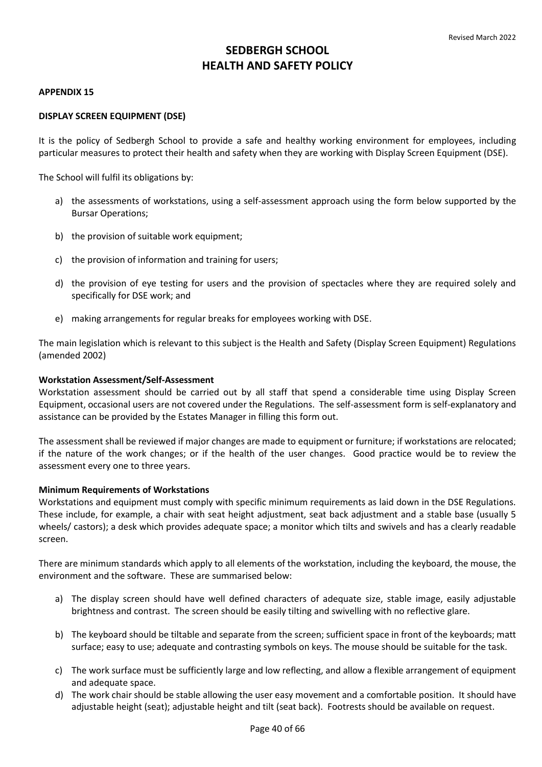# SEDBERGH SCHOOL
# HEALTH AND SAFETY POLICY

**APPENDIX 15**

**DISPLAY SCREEN EQUIPMENT (DSE)**

It is the policy of Sedbergh School to provide a safe and healthy working environment for employees, including particular measures to protect their health and safety when they are working with Display Screen Equipment (DSE).

The School will fulfil its obligations by:

a) the assessments of workstations, using a self-assessment approach using the form below supported by the Bursar Operations;

b) the provision of suitable work equipment;

c) the provision of information and training for users;

d) the provision of eye testing for users and the provision of spectacles where they are required solely and specifically for DSE work; and

e) making arrangements for regular breaks for employees working with DSE.

The main legislation which is relevant to this subject is the Health and Safety (Display Screen Equipment) Regulations (amended 2002)

**Workstation Assessment/Self-Assessment**

Workstation assessment should be carried out by all staff that spend a considerable time using Display Screen Equipment, occasional users are not covered under the Regulations. The self-assessment form is self-explanatory and assistance can be provided by the Estates Manager in filling this form out.

The assessment shall be reviewed if major changes are made to equipment or furniture; if workstations are relocated; if the nature of the work changes; or if the health of the user changes. Good practice would be to review the assessment every one to three years.

**Minimum Requirements of Workstations**

Workstations and equipment must comply with specific minimum requirements as laid down in the DSE Regulations. These include, for example, a chair with seat height adjustment, seat back adjustment and a stable base (usually 5 wheels/ castors); a desk which provides adequate space; a monitor which tilts and swivels and has a clearly readable screen.

There are minimum standards which apply to all elements of the workstation, including the keyboard, the mouse, the environment and the software. These are summarised below:

a) The display screen should have well defined characters of adequate size, stable image, easily adjustable brightness and contrast. The screen should be easily tilting and swivelling with no reflective glare.

b) The keyboard should be tiltable and separate from the screen; sufficient space in front of the keyboards; matt surface; easy to use; adequate and contrasting symbols on keys. The mouse should be suitable for the task.

c) The work surface must be sufficiently large and low reflecting, and allow a flexible arrangement of equipment and adequate space.

d) The work chair should be stable allowing the user easy movement and a comfortable position. It should have adjustable height (seat); adjustable height and tilt (seat back). Footrests should be available on request.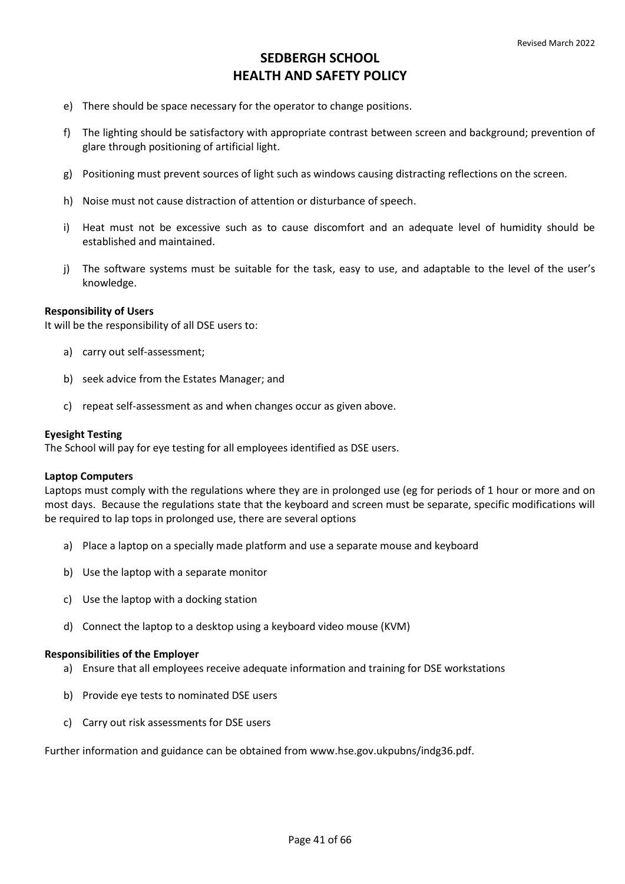e) There should be space necessary for the operator to change positions.

f) The lighting should be satisfactory with appropriate contrast between screen and background; prevention of glare through positioning of artificial light.

g) Positioning must prevent sources of light such as windows causing distracting reflections on the screen.

h) Noise must not cause distraction of attention or disturbance of speech.

i) Heat must not be excessive such as to cause discomfort and an adequate level of humidity should be established and maintained.

j) The software systems must be suitable for the task, easy to use, and adaptable to the level of the user's knowledge.

**Responsibility of Users**

It will be the responsibility of all DSE users to:

a) carry out self-assessment;

b) seek advice from the Estates Manager; and

c) repeat self-assessment as and when changes occur as given above.

**Eyesight Testing**

The School will pay for eye testing for all employees identified as DSE users.

**Laptop Computers**

Laptops must comply with the regulations where they are in prolonged use (eg for periods of 1 hour or more and on most days. Because the regulations state that the keyboard and screen must be separate, specific modifications will be required to lap tops in prolonged use, there are several options

a) Place a laptop on a specially made platform and use a separate mouse and keyboard

b) Use the laptop with a separate monitor

c) Use the laptop with a docking station

d) Connect the laptop to a desktop using a keyboard video mouse (KVM)

**Responsibilities of the Employer**

a) Ensure that all employees receive adequate information and training for DSE workstations

b) Provide eye tests to nominated DSE users

c) Carry out risk assessments for DSE users

Further information and guidance can be obtained from www.hse.gov.ukpubns/indg36.pdf.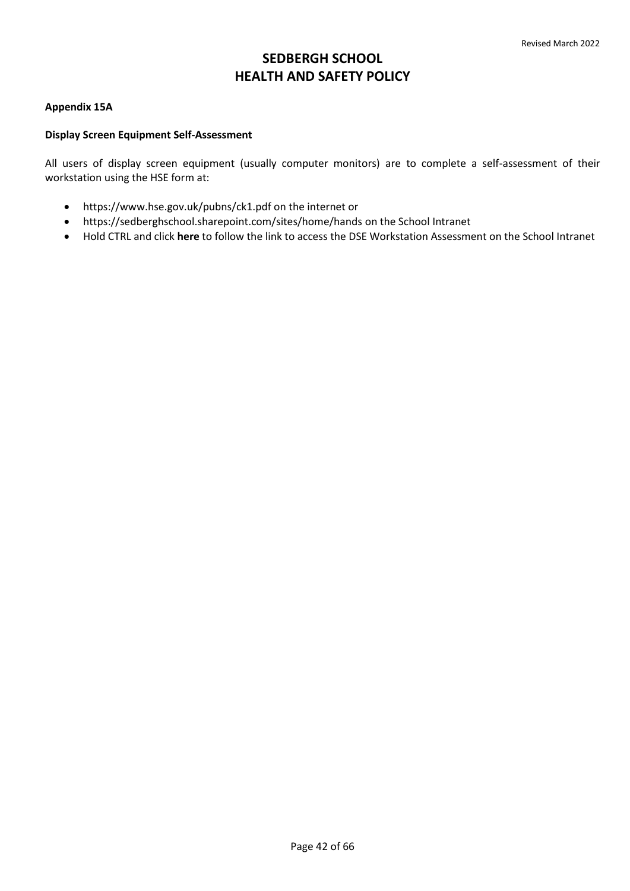# SEDBERGH SCHOOL
# HEALTH AND SAFETY POLICY

**Appendix 15A**

**Display Screen Equipment Self-Assessment**

All users of display screen equipment (usually computer monitors) are to complete a self-assessment of their workstation using the HSE form at:

- https://www.hse.gov.uk/pubns/ck1.pdf on the internet or
- https://sedberghschool.sharepoint.com/sites/home/hands on the School Intranet
- Hold CTRL and click **here** to follow the link to access the DSE Workstation Assessment on the School Intranet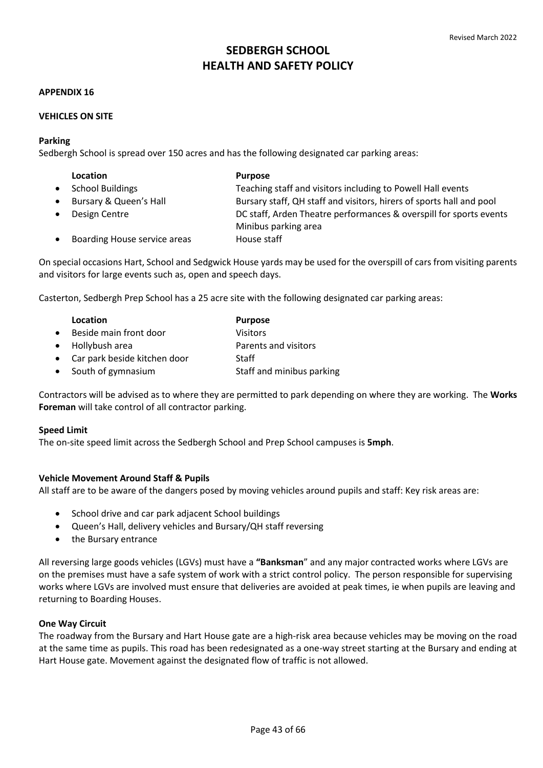Revised March 2022

# SEDBERGH SCHOOL
# HEALTH AND SAFETY POLICY

**APPENDIX 16**

**VEHICLES ON SITE**

**Parking**

Sedbergh School is spread over 150 acres and has the following designated car parking areas:

| Location | Purpose |
|---|---|
| • School Buildings | Teaching staff and visitors including to Powell Hall events |
| • Bursary & Queen's Hall | Bursary staff, QH staff and visitors, hirers of sports hall and pool |
| • Design Centre | DC staff, Arden Theatre performances & overspill for sports events Minibus parking area |
| • Boarding House service areas | House staff |

On special occasions Hart, School and Sedgwick House yards may be used for the overspill of cars from visiting parents and visitors for large events such as, open and speech days.

Casterton, Sedbergh Prep School has a 25 acre site with the following designated car parking areas:

| Location | Purpose |
|---|---|
| • Beside main front door | Visitors |
| • Hollybush area | Parents and visitors |
| • Car park beside kitchen door | Staff |
| • South of gymnasium | Staff and minibus parking |

Contractors will be advised as to where they are permitted to park depending on where they are working. The **Works Foreman** will take control of all contractor parking.

**Speed Limit**

The on-site speed limit across the Sedbergh School and Prep School campuses is **5mph**.

**Vehicle Movement Around Staff & Pupils**

All staff are to be aware of the dangers posed by moving vehicles around pupils and staff: Key risk areas are:

- School drive and car park adjacent School buildings
- Queen's Hall, delivery vehicles and Bursary/QH staff reversing
- the Bursary entrance

All reversing large goods vehicles (LGVs) must have a **"Banksman"** and any major contracted works where LGVs are on the premises must have a safe system of work with a strict control policy. The person responsible for supervising works where LGVs are involved must ensure that deliveries are avoided at peak times, ie when pupils are leaving and returning to Boarding Houses.

**One Way Circuit**

The roadway from the Bursary and Hart House gate are a high-risk area because vehicles may be moving on the road at the same time as pupils. This road has been redesignated as a one-way street starting at the Bursary and ending at Hart House gate. Movement against the designated flow of traffic is not allowed.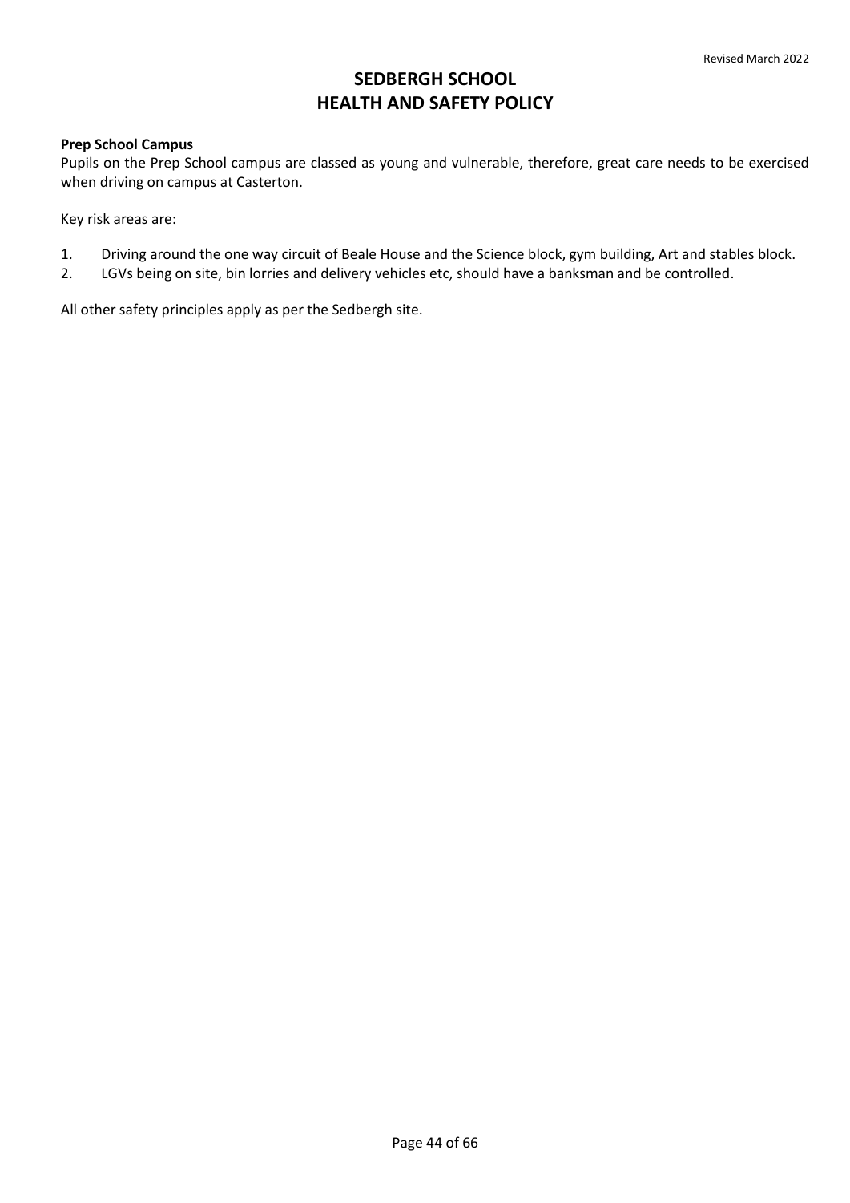**Prep School Campus**

Pupils on the Prep School campus are classed as young and vulnerable, therefore, great care needs to be exercised when driving on campus at Casterton.

Key risk areas are:

1. Driving around the one way circuit of Beale House and the Science block, gym building, Art and stables block.
2. LGVs being on site, bin lorries and delivery vehicles etc, should have a banksman and be controlled.

All other safety principles apply as per the Sedbergh site.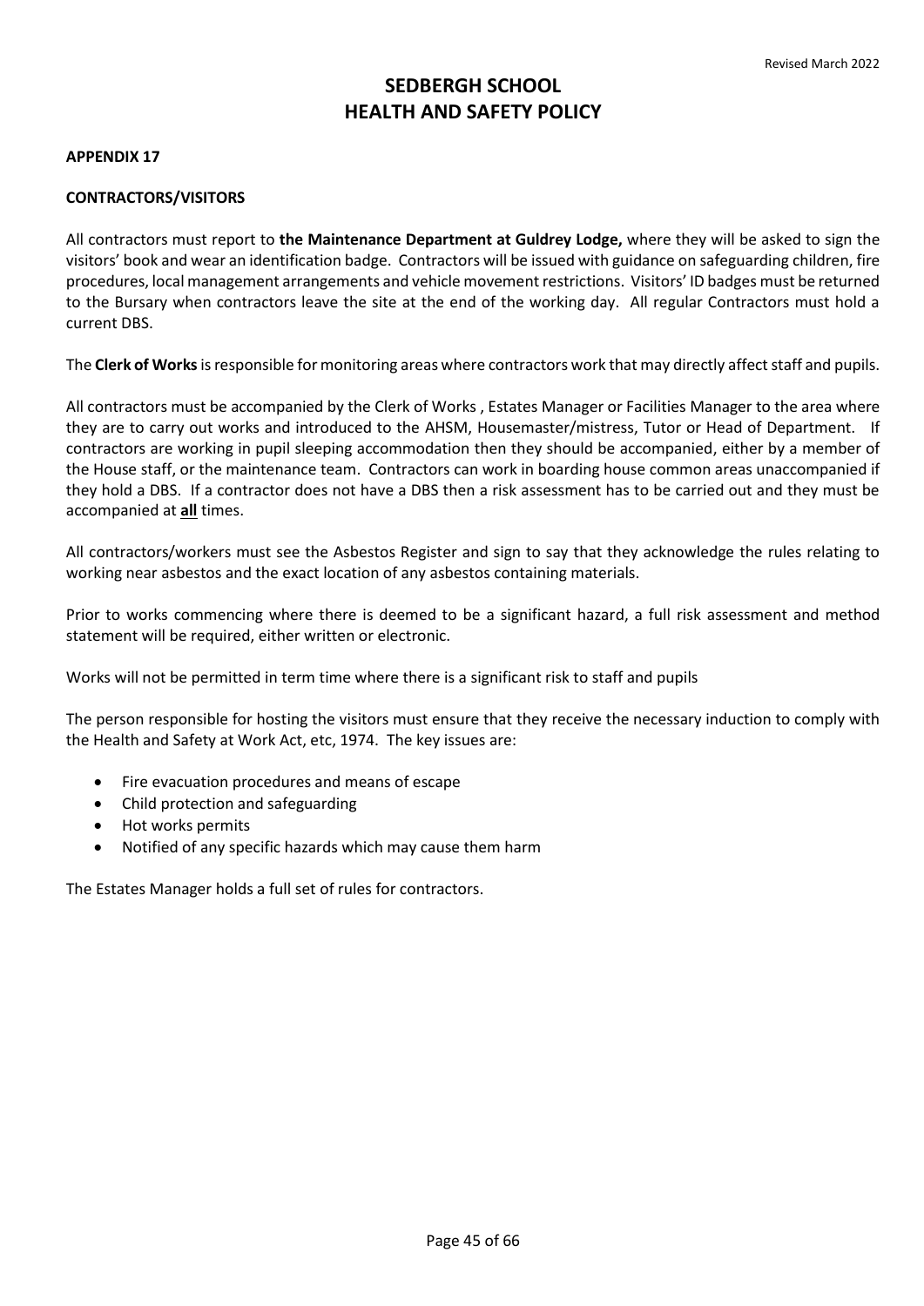# SEDBERGH SCHOOL
# HEALTH AND SAFETY POLICY

**APPENDIX 17**

**CONTRACTORS/VISITORS**

All contractors must report to **the Maintenance Department at Guldrey Lodge,** where they will be asked to sign the visitors' book and wear an identification badge. Contractors will be issued with guidance on safeguarding children, fire procedures, local management arrangements and vehicle movement restrictions. Visitors' ID badges must be returned to the Bursary when contractors leave the site at the end of the working day. All regular Contractors must hold a current DBS.

The **Clerk of Works** is responsible for monitoring areas where contractors work that may directly affect staff and pupils.

All contractors must be accompanied by the Clerk of Works , Estates Manager or Facilities Manager to the area where they are to carry out works and introduced to the AHSM, Housemaster/mistress, Tutor or Head of Department. If contractors are working in pupil sleeping accommodation then they should be accompanied, either by a member of the House staff, or the maintenance team. Contractors can work in boarding house common areas unaccompanied if they hold a DBS. If a contractor does not have a DBS then a risk assessment has to be carried out and they must be accompanied at **all** times.

All contractors/workers must see the Asbestos Register and sign to say that they acknowledge the rules relating to working near asbestos and the exact location of any asbestos containing materials.

Prior to works commencing where there is deemed to be a significant hazard, a full risk assessment and method statement will be required, either written or electronic.

Works will not be permitted in term time where there is a significant risk to staff and pupils

The person responsible for hosting the visitors must ensure that they receive the necessary induction to comply with the Health and Safety at Work Act, etc, 1974. The key issues are:

- Fire evacuation procedures and means of escape
- Child protection and safeguarding
- Hot works permits
- Notified of any specific hazards which may cause them harm

The Estates Manager holds a full set of rules for contractors.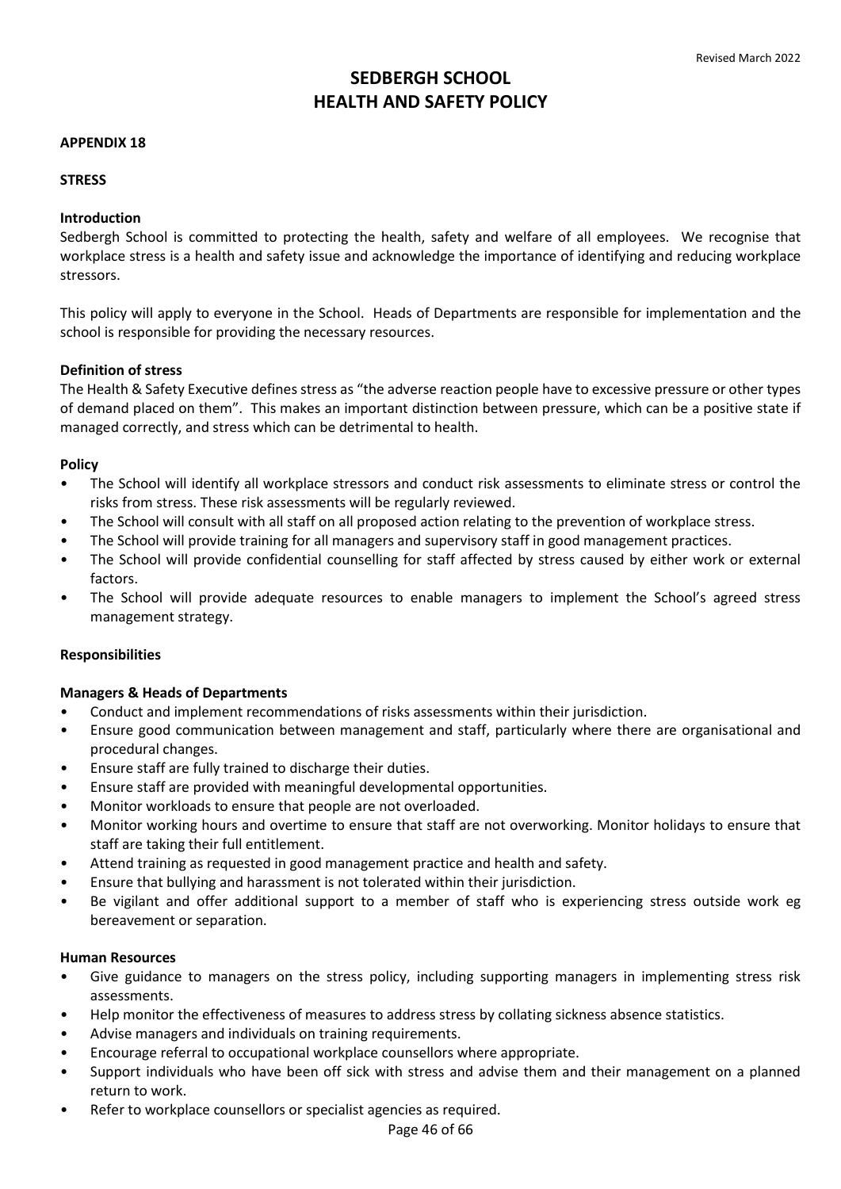# SEDBERGH SCHOOL
# HEALTH AND SAFETY POLICY

**APPENDIX 18**

**STRESS**

**Introduction**

Sedbergh School is committed to protecting the health, safety and welfare of all employees. We recognise that workplace stress is a health and safety issue and acknowledge the importance of identifying and reducing workplace stressors.

This policy will apply to everyone in the School. Heads of Departments are responsible for implementation and the school is responsible for providing the necessary resources.

**Definition of stress**

The Health & Safety Executive defines stress as "the adverse reaction people have to excessive pressure or other types of demand placed on them". This makes an important distinction between pressure, which can be a positive state if managed correctly, and stress which can be detrimental to health.

**Policy**

- The School will identify all workplace stressors and conduct risk assessments to eliminate stress or control the risks from stress. These risk assessments will be regularly reviewed.
- The School will consult with all staff on all proposed action relating to the prevention of workplace stress.
- The School will provide training for all managers and supervisory staff in good management practices.
- The School will provide confidential counselling for staff affected by stress caused by either work or external factors.
- The School will provide adequate resources to enable managers to implement the School's agreed stress management strategy.

**Responsibilities**

**Managers & Heads of Departments**

- Conduct and implement recommendations of risks assessments within their jurisdiction.
- Ensure good communication between management and staff, particularly where there are organisational and procedural changes.
- Ensure staff are fully trained to discharge their duties.
- Ensure staff are provided with meaningful developmental opportunities.
- Monitor workloads to ensure that people are not overloaded.
- Monitor working hours and overtime to ensure that staff are not overworking. Monitor holidays to ensure that staff are taking their full entitlement.
- Attend training as requested in good management practice and health and safety.
- Ensure that bullying and harassment is not tolerated within their jurisdiction.
- Be vigilant and offer additional support to a member of staff who is experiencing stress outside work eg bereavement or separation.

**Human Resources**

- Give guidance to managers on the stress policy, including supporting managers in implementing stress risk assessments.
- Help monitor the effectiveness of measures to address stress by collating sickness absence statistics.
- Advise managers and individuals on training requirements.
- Encourage referral to occupational workplace counsellors where appropriate.
- Support individuals who have been off sick with stress and advise them and their management on a planned return to work.
- Refer to workplace counsellors or specialist agencies as required.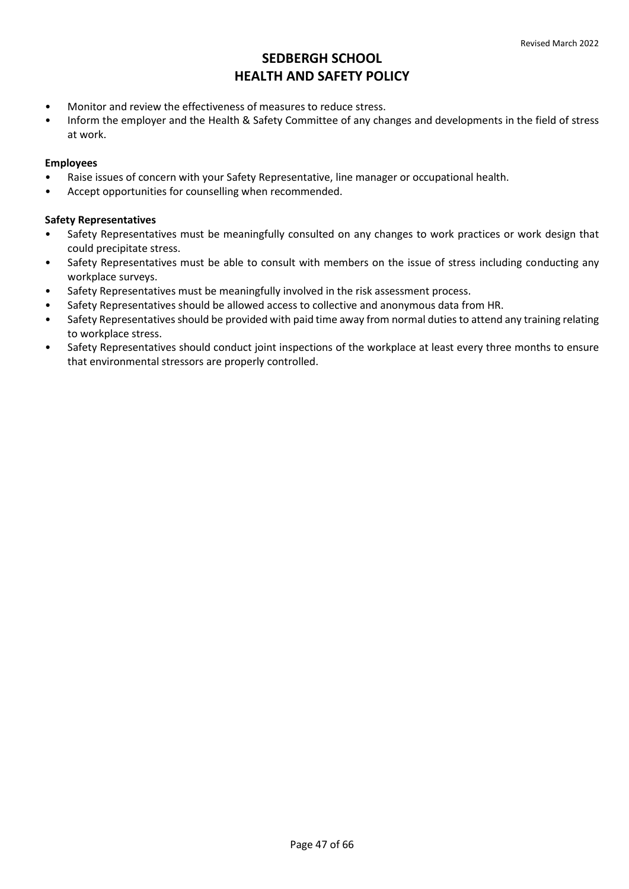- Monitor and review the effectiveness of measures to reduce stress.
- Inform the employer and the Health & Safety Committee of any changes and developments in the field of stress at work.

**Employees**

- Raise issues of concern with your Safety Representative, line manager or occupational health.
- Accept opportunities for counselling when recommended.

**Safety Representatives**

- Safety Representatives must be meaningfully consulted on any changes to work practices or work design that could precipitate stress.
- Safety Representatives must be able to consult with members on the issue of stress including conducting any workplace surveys.
- Safety Representatives must be meaningfully involved in the risk assessment process.
- Safety Representatives should be allowed access to collective and anonymous data from HR.
- Safety Representatives should be provided with paid time away from normal duties to attend any training relating to workplace stress.
- Safety Representatives should conduct joint inspections of the workplace at least every three months to ensure that environmental stressors are properly controlled.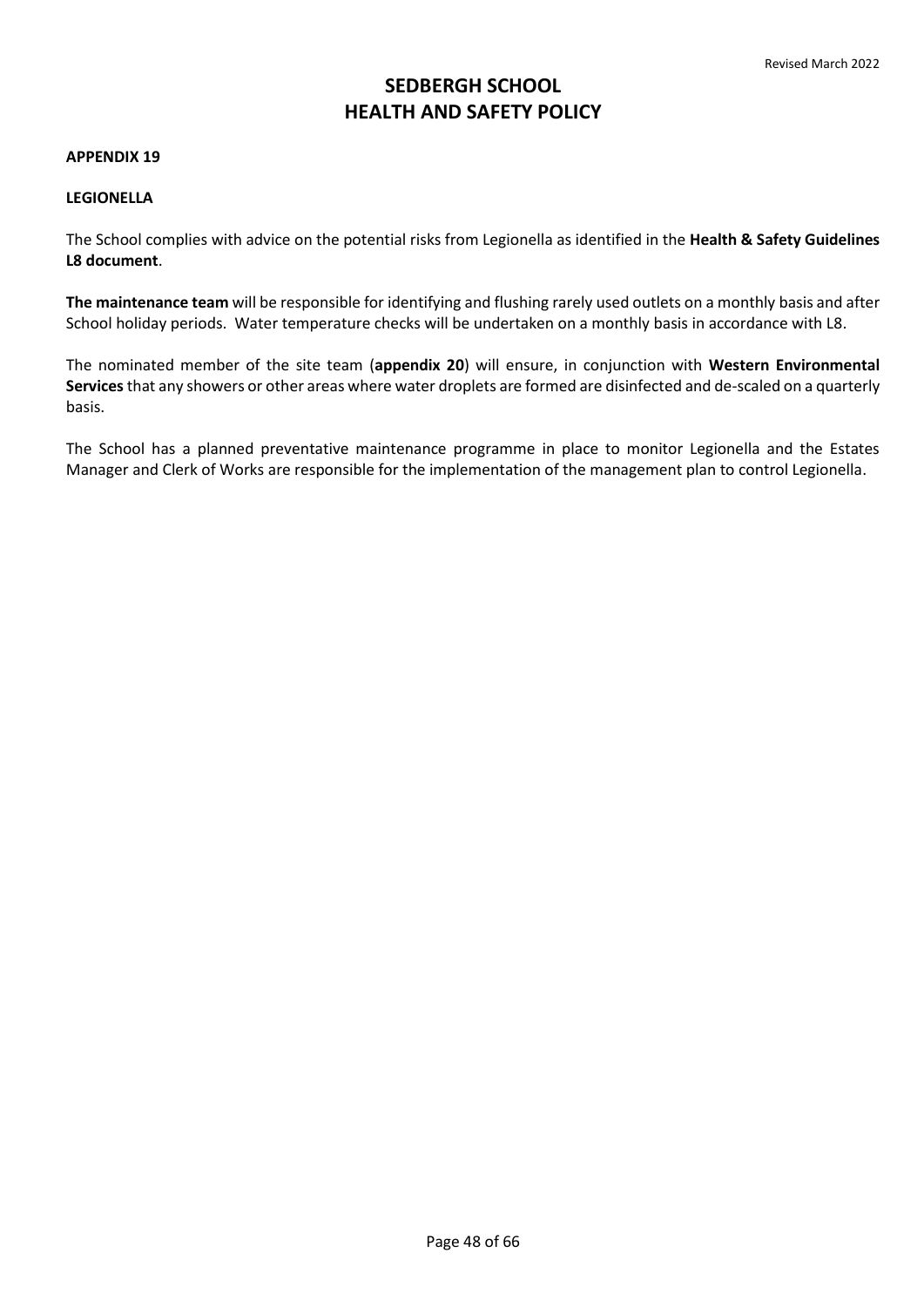# SEDBERGH SCHOOL
# HEALTH AND SAFETY POLICY

**APPENDIX 19**

**LEGIONELLA**

The School complies with advice on the potential risks from Legionella as identified in the **Health & Safety Guidelines L8 document**.

**The maintenance team** will be responsible for identifying and flushing rarely used outlets on a monthly basis and after School holiday periods. Water temperature checks will be undertaken on a monthly basis in accordance with L8.

The nominated member of the site team (**appendix 20**) will ensure, in conjunction with **Western Environmental Services** that any showers or other areas where water droplets are formed are disinfected and de-scaled on a quarterly basis.

The School has a planned preventative maintenance programme in place to monitor Legionella and the Estates Manager and Clerk of Works are responsible for the implementation of the management plan to control Legionella.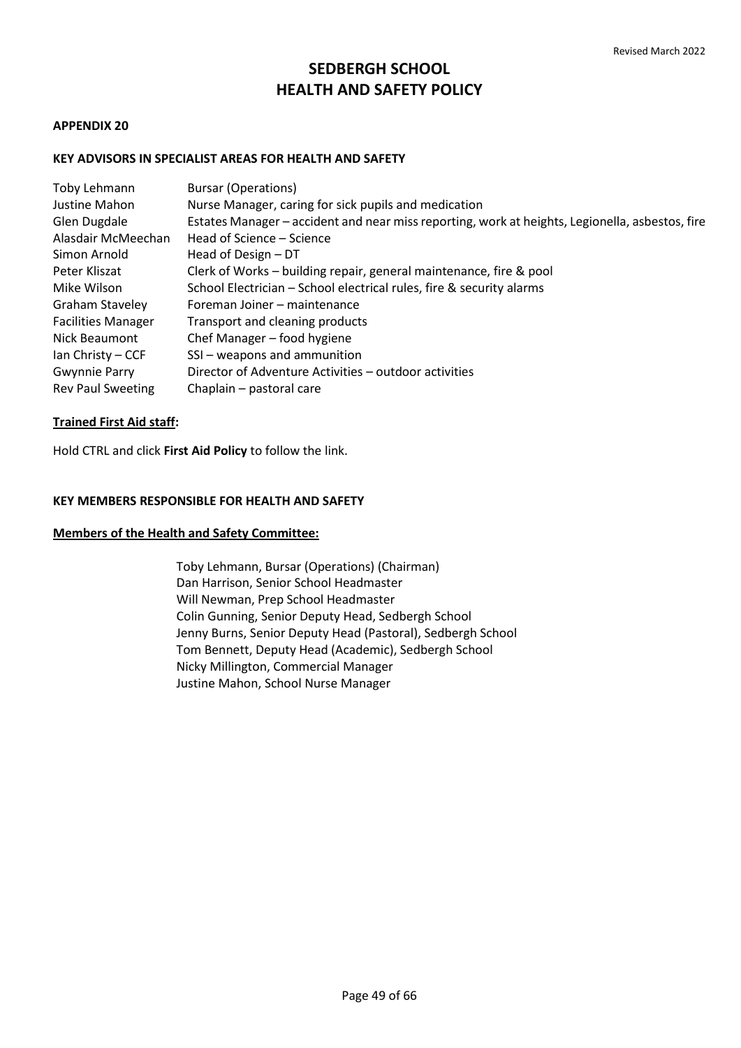# SEDBERGH SCHOOL
# HEALTH AND SAFETY POLICY

**APPENDIX 20**

**KEY ADVISORS IN SPECIALIST AREAS FOR HEALTH AND SAFETY**

| | |
|---|---|
| Toby Lehmann | Bursar (Operations) |
| Justine Mahon | Nurse Manager, caring for sick pupils and medication |
| Glen Dugdale | Estates Manager – accident and near miss reporting, work at heights, Legionella, asbestos, fire |
| Alasdair McMeechan | Head of Science – Science |
| Simon Arnold | Head of Design – DT |
| Peter Kliszat | Clerk of Works – building repair, general maintenance, fire & pool |
| Mike Wilson | School Electrician – School electrical rules, fire & security alarms |
| Graham Staveley | Foreman Joiner – maintenance |
| Facilities Manager | Transport and cleaning products |
| Nick Beaumont | Chef Manager – food hygiene |
| Ian Christy – CCF | SSI – weapons and ammunition |
| Gwynnie Parry | Director of Adventure Activities – outdoor activities |
| Rev Paul Sweeting | Chaplain – pastoral care |

**Trained First Aid staff:**

Hold CTRL and click **First Aid Policy** to follow the link.

**KEY MEMBERS RESPONSIBLE FOR HEALTH AND SAFETY**

**Members of the Health and Safety Committee:**

Toby Lehmann, Bursar (Operations) (Chairman)
Dan Harrison, Senior School Headmaster
Will Newman, Prep School Headmaster
Colin Gunning, Senior Deputy Head, Sedbergh School
Jenny Burns, Senior Deputy Head (Pastoral), Sedbergh School
Tom Bennett, Deputy Head (Academic), Sedbergh School
Nicky Millington, Commercial Manager
Justine Mahon, School Nurse Manager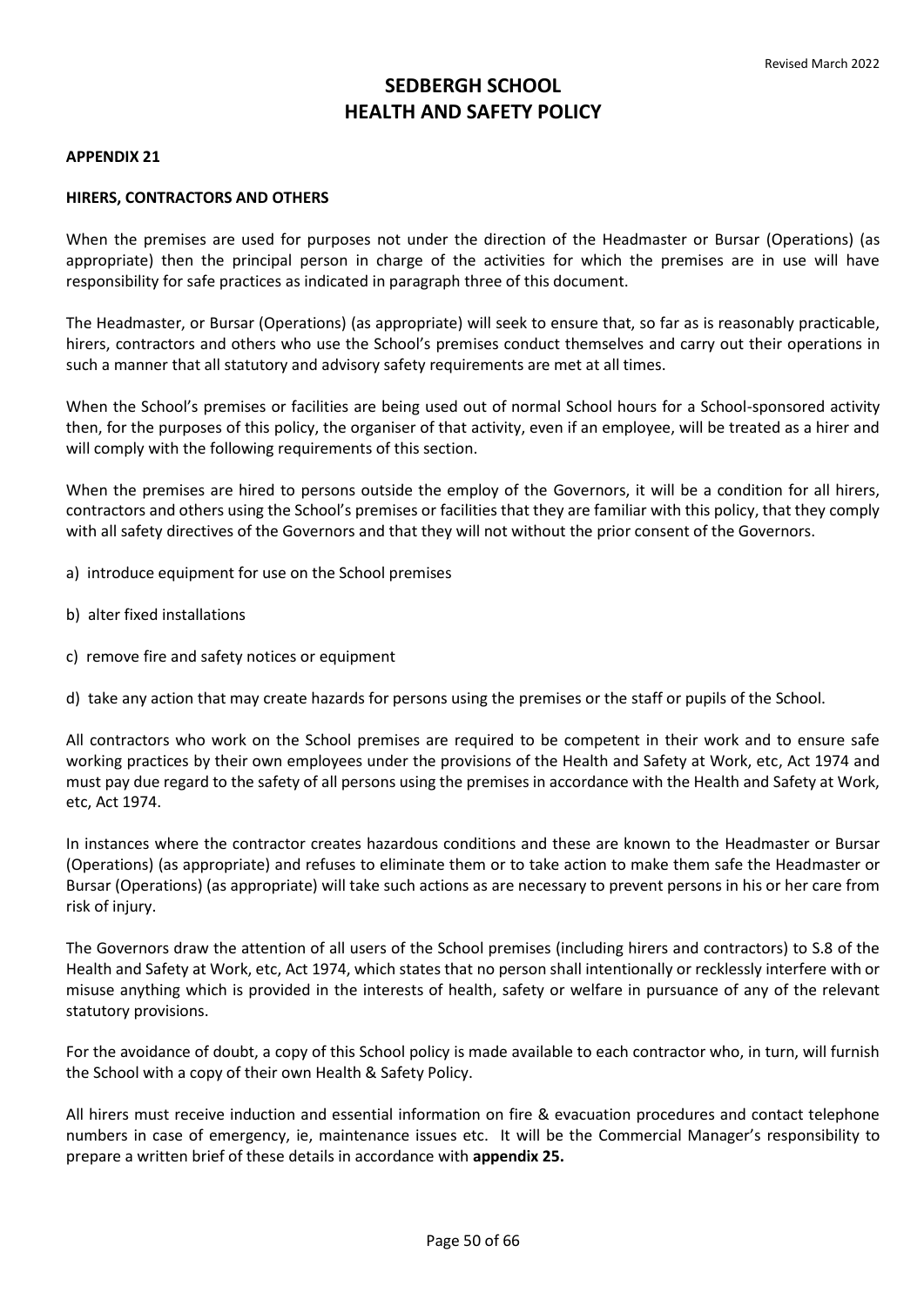# SEDBERGH SCHOOL
# HEALTH AND SAFETY POLICY

**APPENDIX 21**

**HIRERS, CONTRACTORS AND OTHERS**

When the premises are used for purposes not under the direction of the Headmaster or Bursar (Operations) (as appropriate) then the principal person in charge of the activities for which the premises are in use will have responsibility for safe practices as indicated in paragraph three of this document.

The Headmaster, or Bursar (Operations) (as appropriate) will seek to ensure that, so far as is reasonably practicable, hirers, contractors and others who use the School's premises conduct themselves and carry out their operations in such a manner that all statutory and advisory safety requirements are met at all times.

When the School's premises or facilities are being used out of normal School hours for a School-sponsored activity then, for the purposes of this policy, the organiser of that activity, even if an employee, will be treated as a hirer and will comply with the following requirements of this section.

When the premises are hired to persons outside the employ of the Governors, it will be a condition for all hirers, contractors and others using the School's premises or facilities that they are familiar with this policy, that they comply with all safety directives of the Governors and that they will not without the prior consent of the Governors.

a) introduce equipment for use on the School premises

b) alter fixed installations

c) remove fire and safety notices or equipment

d) take any action that may create hazards for persons using the premises or the staff or pupils of the School.

All contractors who work on the School premises are required to be competent in their work and to ensure safe working practices by their own employees under the provisions of the Health and Safety at Work, etc, Act 1974 and must pay due regard to the safety of all persons using the premises in accordance with the Health and Safety at Work, etc, Act 1974.

In instances where the contractor creates hazardous conditions and these are known to the Headmaster or Bursar (Operations) (as appropriate) and refuses to eliminate them or to take action to make them safe the Headmaster or Bursar (Operations) (as appropriate) will take such actions as are necessary to prevent persons in his or her care from risk of injury.

The Governors draw the attention of all users of the School premises (including hirers and contractors) to S.8 of the Health and Safety at Work, etc, Act 1974, which states that no person shall intentionally or recklessly interfere with or misuse anything which is provided in the interests of health, safety or welfare in pursuance of any of the relevant statutory provisions.

For the avoidance of doubt, a copy of this School policy is made available to each contractor who, in turn, will furnish the School with a copy of their own Health & Safety Policy.

All hirers must receive induction and essential information on fire & evacuation procedures and contact telephone numbers in case of emergency, ie, maintenance issues etc. It will be the Commercial Manager's responsibility to prepare a written brief of these details in accordance with **appendix 25.**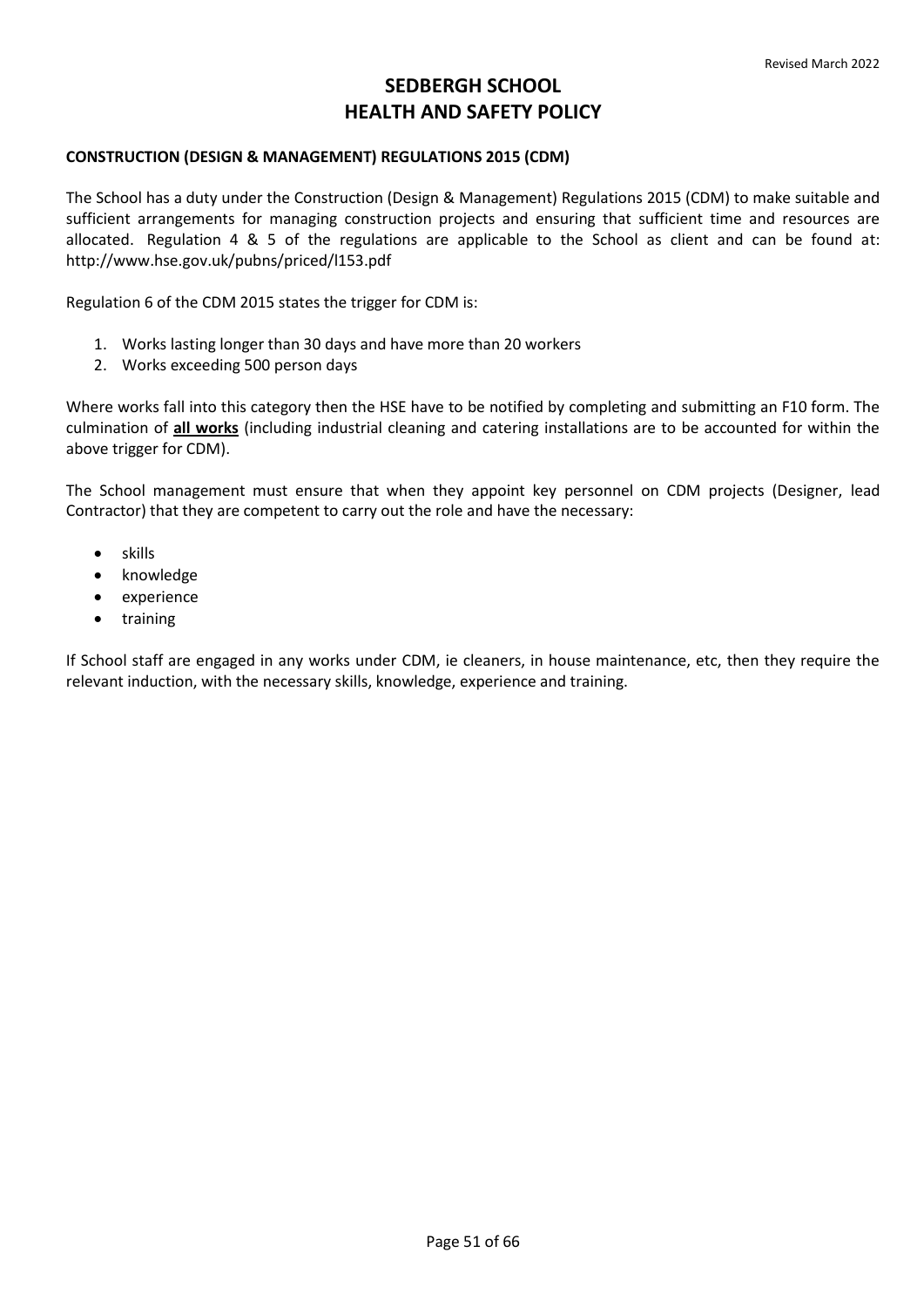# SEDBERGH SCHOOL
# HEALTH AND SAFETY POLICY

**CONSTRUCTION (DESIGN & MANAGEMENT) REGULATIONS 2015 (CDM)**

The School has a duty under the Construction (Design & Management) Regulations 2015 (CDM) to make suitable and sufficient arrangements for managing construction projects and ensuring that sufficient time and resources are allocated. Regulation 4 & 5 of the regulations are applicable to the School as client and can be found at: http://www.hse.gov.uk/pubns/priced/l153.pdf

Regulation 6 of the CDM 2015 states the trigger for CDM is:

1. Works lasting longer than 30 days and have more than 20 workers
2. Works exceeding 500 person days

Where works fall into this category then the HSE have to be notified by completing and submitting an F10 form. The culmination of **<u>all works</u>** (including industrial cleaning and catering installations are to be accounted for within the above trigger for CDM).

The School management must ensure that when they appoint key personnel on CDM projects (Designer, lead Contractor) that they are competent to carry out the role and have the necessary:

- skills
- knowledge
- experience
- training

If School staff are engaged in any works under CDM, ie cleaners, in house maintenance, etc, then they require the relevant induction, with the necessary skills, knowledge, experience and training.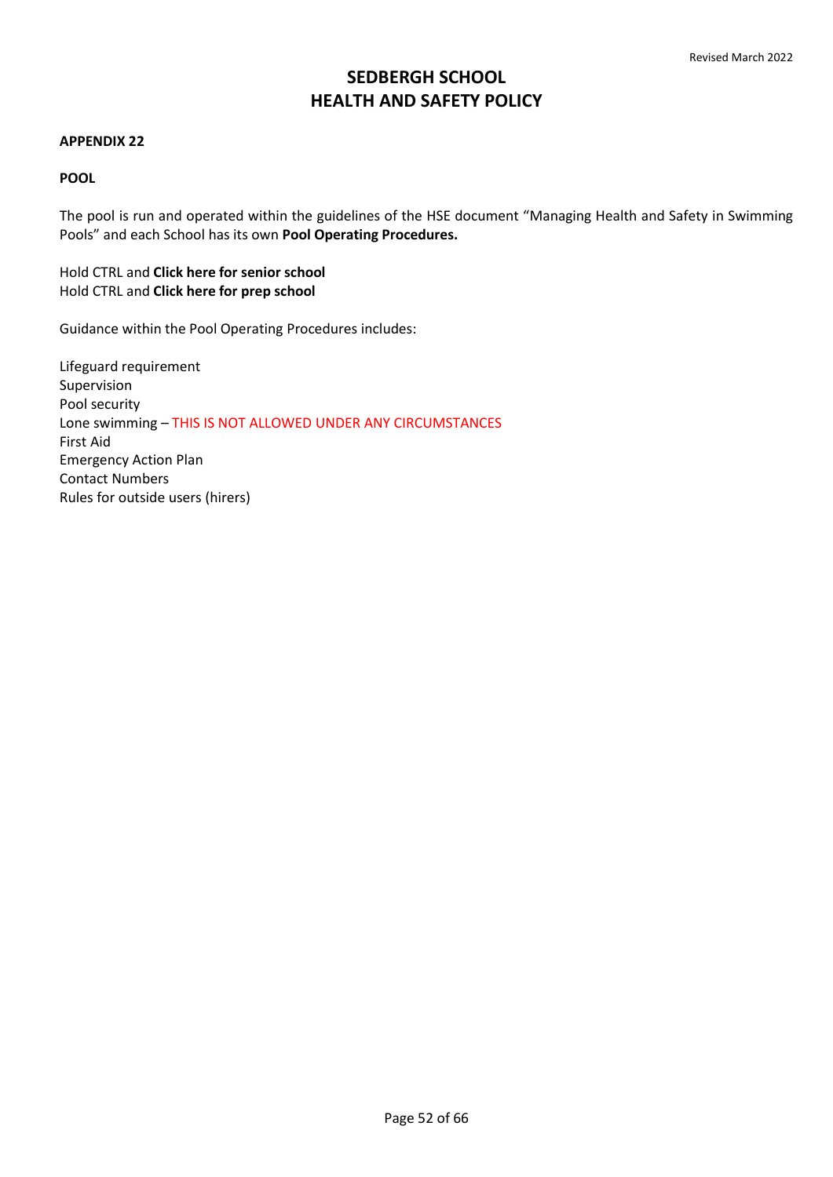# SEDBERGH SCHOOL
# HEALTH AND SAFETY POLICY

**APPENDIX 22**

**POOL**

The pool is run and operated within the guidelines of the HSE document "Managing Health and Safety in Swimming Pools" and each School has its own **Pool Operating Procedures.**

Hold CTRL and **Click here for senior school**
Hold CTRL and **Click here for prep school**

Guidance within the Pool Operating Procedures includes:

Lifeguard requirement
Supervision
Pool security
Lone swimming – THIS IS NOT ALLOWED UNDER ANY CIRCUMSTANCES
First Aid
Emergency Action Plan
Contact Numbers
Rules for outside users (hirers)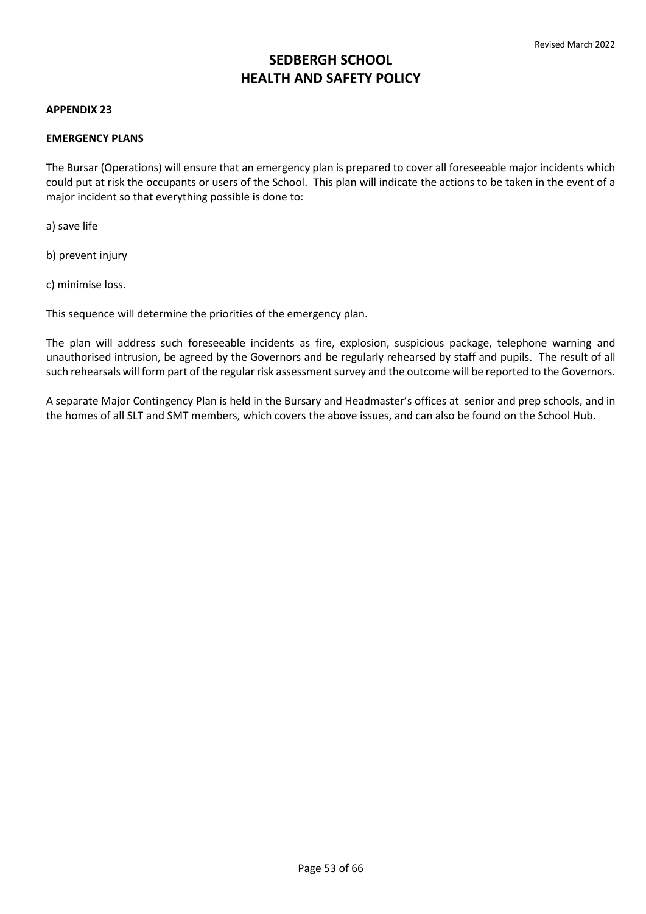# SEDBERGH SCHOOL
# HEALTH AND SAFETY POLICY

**APPENDIX 23**

**EMERGENCY PLANS**

The Bursar (Operations) will ensure that an emergency plan is prepared to cover all foreseeable major incidents which could put at risk the occupants or users of the School. This plan will indicate the actions to be taken in the event of a major incident so that everything possible is done to:

a) save life

b) prevent injury

c) minimise loss.

This sequence will determine the priorities of the emergency plan.

The plan will address such foreseeable incidents as fire, explosion, suspicious package, telephone warning and unauthorised intrusion, be agreed by the Governors and be regularly rehearsed by staff and pupils. The result of all such rehearsals will form part of the regular risk assessment survey and the outcome will be reported to the Governors.

A separate Major Contingency Plan is held in the Bursary and Headmaster's offices at senior and prep schools, and in the homes of all SLT and SMT members, which covers the above issues, and can also be found on the School Hub.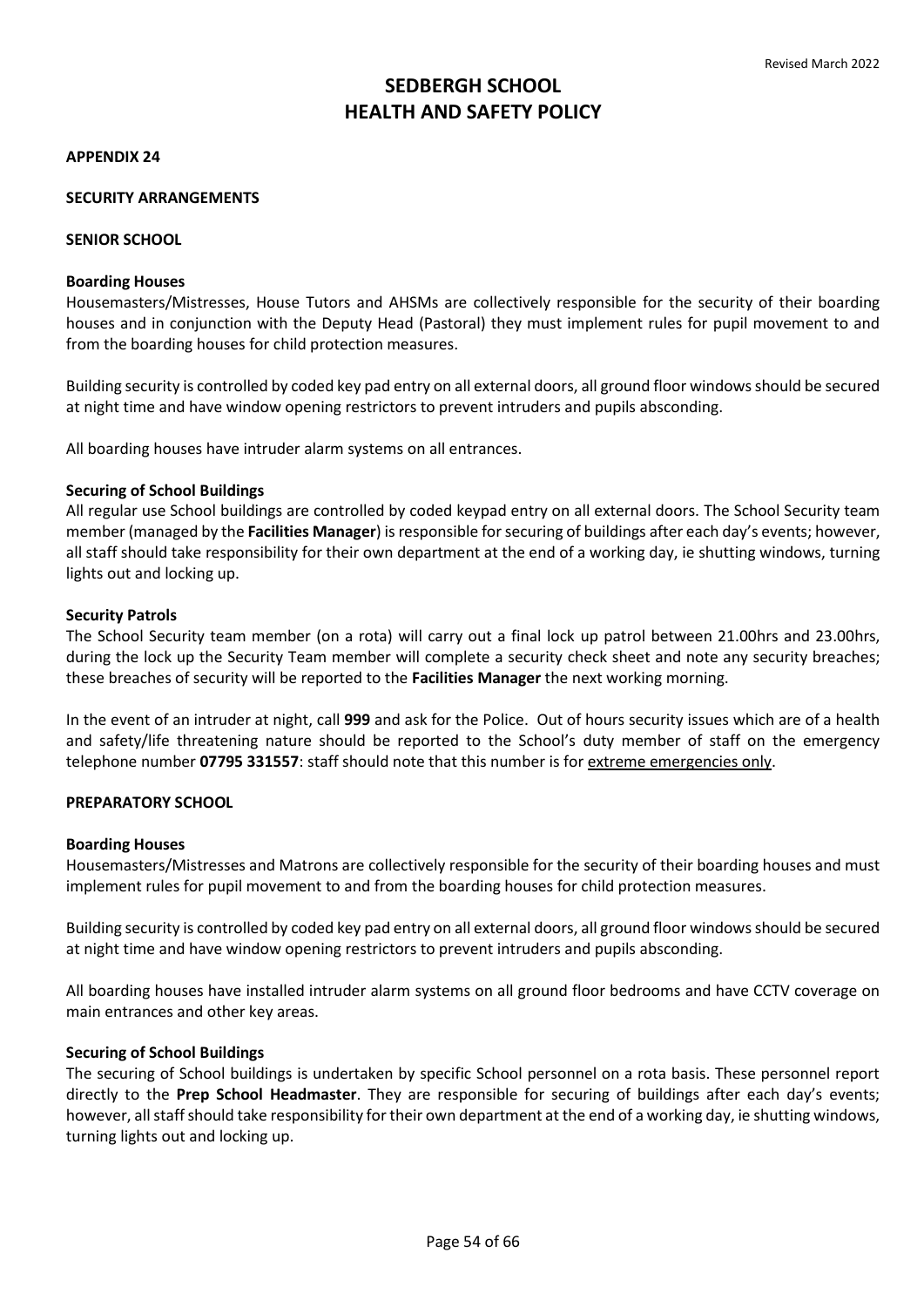# SEDBERGH SCHOOL
# HEALTH AND SAFETY POLICY

**APPENDIX 24**

**SECURITY ARRANGEMENTS**

**SENIOR SCHOOL**

**Boarding Houses**

Housemasters/Mistresses, House Tutors and AHSMs are collectively responsible for the security of their boarding houses and in conjunction with the Deputy Head (Pastoral) they must implement rules for pupil movement to and from the boarding houses for child protection measures.

Building security is controlled by coded key pad entry on all external doors, all ground floor windows should be secured at night time and have window opening restrictors to prevent intruders and pupils absconding.

All boarding houses have intruder alarm systems on all entrances.

**Securing of School Buildings**

All regular use School buildings are controlled by coded keypad entry on all external doors. The School Security team member (managed by the **Facilities Manager**) is responsible for securing of buildings after each day's events; however, all staff should take responsibility for their own department at the end of a working day, ie shutting windows, turning lights out and locking up.

**Security Patrols**

The School Security team member (on a rota) will carry out a final lock up patrol between 21.00hrs and 23.00hrs, during the lock up the Security Team member will complete a security check sheet and note any security breaches; these breaches of security will be reported to the **Facilities Manager** the next working morning.

In the event of an intruder at night, call **999** and ask for the Police. Out of hours security issues which are of a health and safety/life threatening nature should be reported to the School's duty member of staff on the emergency telephone number **07795 331557**: staff should note that this number is for extreme emergencies only.

**PREPARATORY SCHOOL**

**Boarding Houses**

Housemasters/Mistresses and Matrons are collectively responsible for the security of their boarding houses and must implement rules for pupil movement to and from the boarding houses for child protection measures.

Building security is controlled by coded key pad entry on all external doors, all ground floor windows should be secured at night time and have window opening restrictors to prevent intruders and pupils absconding.

All boarding houses have installed intruder alarm systems on all ground floor bedrooms and have CCTV coverage on main entrances and other key areas.

**Securing of School Buildings**

The securing of School buildings is undertaken by specific School personnel on a rota basis. These personnel report directly to the **Prep School Headmaster**. They are responsible for securing of buildings after each day's events; however, all staff should take responsibility for their own department at the end of a working day, ie shutting windows, turning lights out and locking up.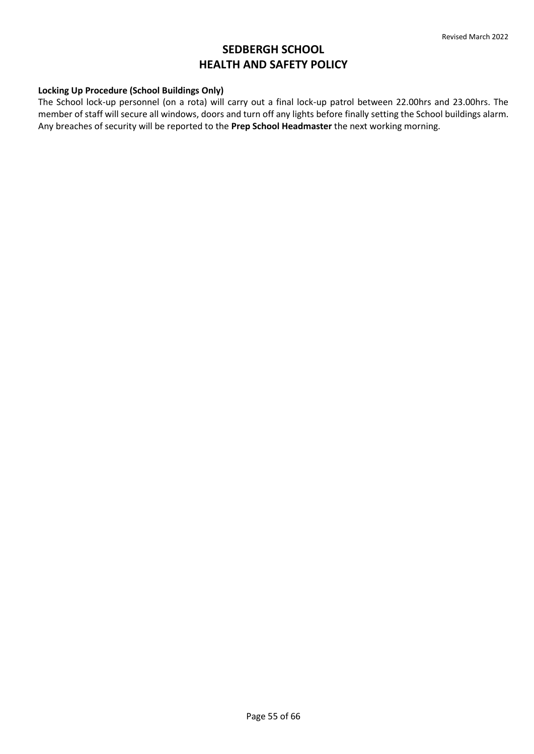# SEDBERGH SCHOOL
# HEALTH AND SAFETY POLICY

**Locking Up Procedure (School Buildings Only)**

The School lock-up personnel (on a rota) will carry out a final lock-up patrol between 22.00hrs and 23.00hrs. The member of staff will secure all windows, doors and turn off any lights before finally setting the School buildings alarm. Any breaches of security will be reported to the **Prep School Headmaster** the next working morning.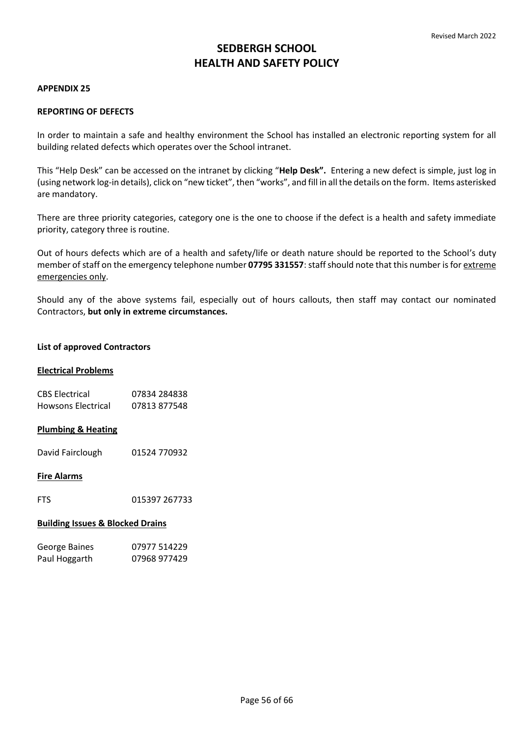# SEDBERGH SCHOOL
# HEALTH AND SAFETY POLICY

**APPENDIX 25**

**REPORTING OF DEFECTS**

In order to maintain a safe and healthy environment the School has installed an electronic reporting system for all building related defects which operates over the School intranet.

This "Help Desk" can be accessed on the intranet by clicking "**Help Desk".** Entering a new defect is simple, just log in (using network log-in details), click on "new ticket", then "works", and fill in all the details on the form. Items asterisked are mandatory.

There are three priority categories, category one is the one to choose if the defect is a health and safety immediate priority, category three is routine.

Out of hours defects which are of a health and safety/life or death nature should be reported to the School's duty member of staff on the emergency telephone number **07795 331557**: staff should note that this number is for <u>extreme emergencies only</u>.

Should any of the above systems fail, especially out of hours callouts, then staff may contact our nominated Contractors, **but only in extreme circumstances.**

**List of approved Contractors**

**<u>Electrical Problems</u>**

| | |
|---|---|
| CBS Electrical | 07834 284838 |
| Howsons Electrical | 07813 877548 |

**<u>Plumbing & Heating</u>**

| | |
|---|---|
| David Fairclough | 01524 770932 |

**<u>Fire Alarms</u>**

| | |
|---|---|
| FTS | 015397 267733 |

**<u>Building Issues & Blocked Drains</u>**

| | |
|---|---|
| George Baines | 07977 514229 |
| Paul Hoggarth | 07968 977429 |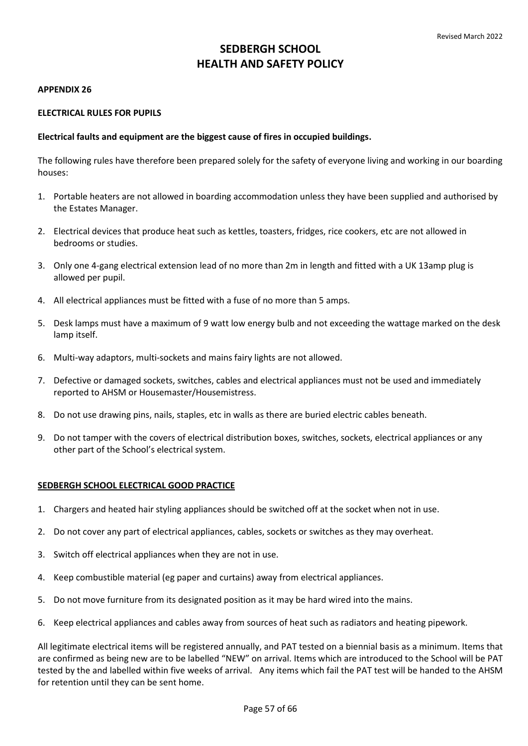# SEDBERGH SCHOOL
# HEALTH AND SAFETY POLICY

**APPENDIX 26**

**ELECTRICAL RULES FOR PUPILS**

**Electrical faults and equipment are the biggest cause of fires in occupied buildings.**

The following rules have therefore been prepared solely for the safety of everyone living and working in our boarding houses:

1. Portable heaters are not allowed in boarding accommodation unless they have been supplied and authorised by the Estates Manager.
2. Electrical devices that produce heat such as kettles, toasters, fridges, rice cookers, etc are not allowed in bedrooms or studies.
3. Only one 4-gang electrical extension lead of no more than 2m in length and fitted with a UK 13amp plug is allowed per pupil.
4. All electrical appliances must be fitted with a fuse of no more than 5 amps.
5. Desk lamps must have a maximum of 9 watt low energy bulb and not exceeding the wattage marked on the desk lamp itself.
6. Multi-way adaptors, multi-sockets and mains fairy lights are not allowed.
7. Defective or damaged sockets, switches, cables and electrical appliances must not be used and immediately reported to AHSM or Housemaster/Housemistress.
8. Do not use drawing pins, nails, staples, etc in walls as there are buried electric cables beneath.
9. Do not tamper with the covers of electrical distribution boxes, switches, sockets, electrical appliances or any other part of the School's electrical system.

**SEDBERGH SCHOOL ELECTRICAL GOOD PRACTICE**

1. Chargers and heated hair styling appliances should be switched off at the socket when not in use.
2. Do not cover any part of electrical appliances, cables, sockets or switches as they may overheat.
3. Switch off electrical appliances when they are not in use.
4. Keep combustible material (eg paper and curtains) away from electrical appliances.
5. Do not move furniture from its designated position as it may be hard wired into the mains.
6. Keep electrical appliances and cables away from sources of heat such as radiators and heating pipework.

All legitimate electrical items will be registered annually, and PAT tested on a biennial basis as a minimum. Items that are confirmed as being new are to be labelled "NEW" on arrival. Items which are introduced to the School will be PAT tested by the and labelled within five weeks of arrival. Any items which fail the PAT test will be handed to the AHSM for retention until they can be sent home.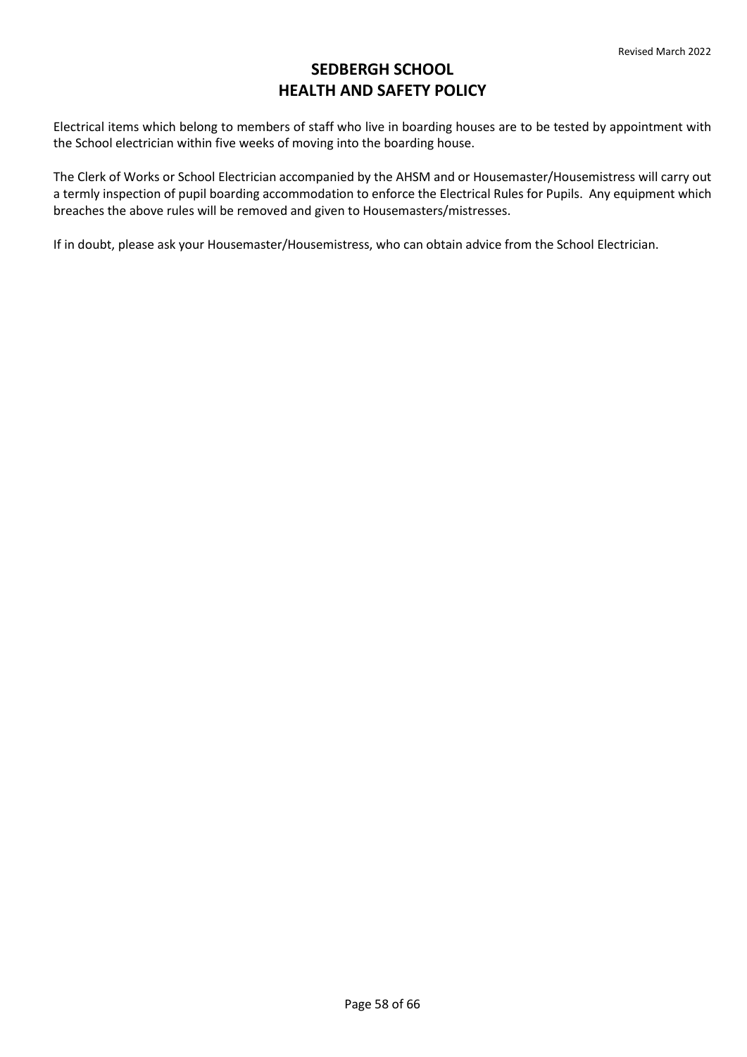Electrical items which belong to members of staff who live in boarding houses are to be tested by appointment with the School electrician within five weeks of moving into the boarding house.

The Clerk of Works or School Electrician accompanied by the AHSM and or Housemaster/Housemistress will carry out a termly inspection of pupil boarding accommodation to enforce the Electrical Rules for Pupils. Any equipment which breaches the above rules will be removed and given to Housemasters/mistresses.

If in doubt, please ask your Housemaster/Housemistress, who can obtain advice from the School Electrician.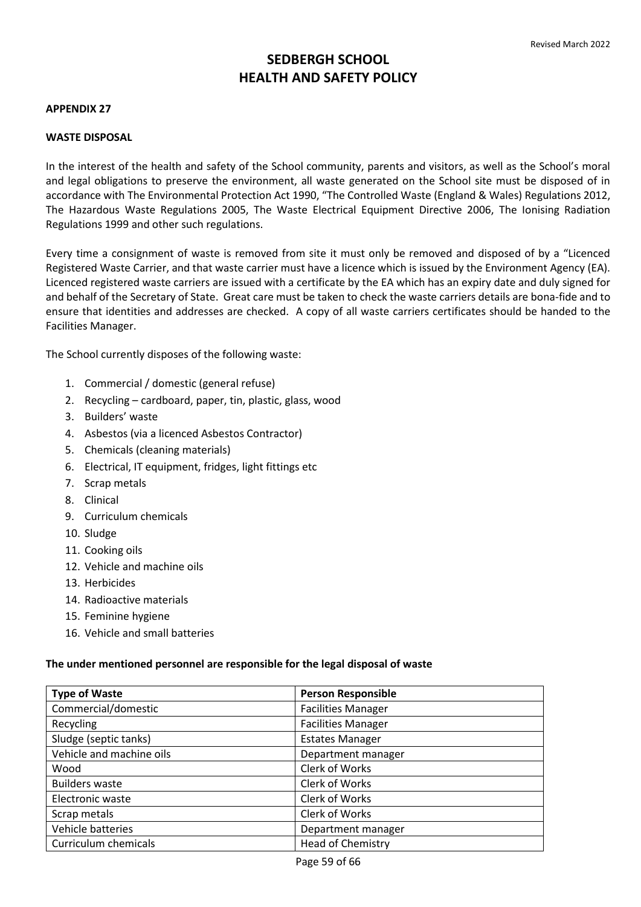# SEDBERGH SCHOOL
# HEALTH AND SAFETY POLICY

**APPENDIX 27**

**WASTE DISPOSAL**

In the interest of the health and safety of the School community, parents and visitors, as well as the School's moral and legal obligations to preserve the environment, all waste generated on the School site must be disposed of in accordance with The Environmental Protection Act 1990, "The Controlled Waste (England & Wales) Regulations 2012, The Hazardous Waste Regulations 2005, The Waste Electrical Equipment Directive 2006, The Ionising Radiation Regulations 1999 and other such regulations.

Every time a consignment of waste is removed from site it must only be removed and disposed of by a "Licenced Registered Waste Carrier, and that waste carrier must have a licence which is issued by the Environment Agency (EA). Licenced registered waste carriers are issued with a certificate by the EA which has an expiry date and duly signed for and behalf of the Secretary of State. Great care must be taken to check the waste carriers details are bona-fide and to ensure that identities and addresses are checked. A copy of all waste carriers certificates should be handed to the Facilities Manager.

The School currently disposes of the following waste:

1. Commercial / domestic (general refuse)
2. Recycling – cardboard, paper, tin, plastic, glass, wood
3. Builders' waste
4. Asbestos (via a licenced Asbestos Contractor)
5. Chemicals (cleaning materials)
6. Electrical, IT equipment, fridges, light fittings etc
7. Scrap metals
8. Clinical
9. Curriculum chemicals
10. Sludge
11. Cooking oils
12. Vehicle and machine oils
13. Herbicides
14. Radioactive materials
15. Feminine hygiene
16. Vehicle and small batteries

**The under mentioned personnel are responsible for the legal disposal of waste**

| Type of Waste | Person Responsible |
|---|---|
| Commercial/domestic | Facilities Manager |
| Recycling | Facilities Manager |
| Sludge (septic tanks) | Estates Manager |
| Vehicle and machine oils | Department manager |
| Wood | Clerk of Works |
| Builders waste | Clerk of Works |
| Electronic waste | Clerk of Works |
| Scrap metals | Clerk of Works |
| Vehicle batteries | Department manager |
| Curriculum chemicals | Head of Chemistry |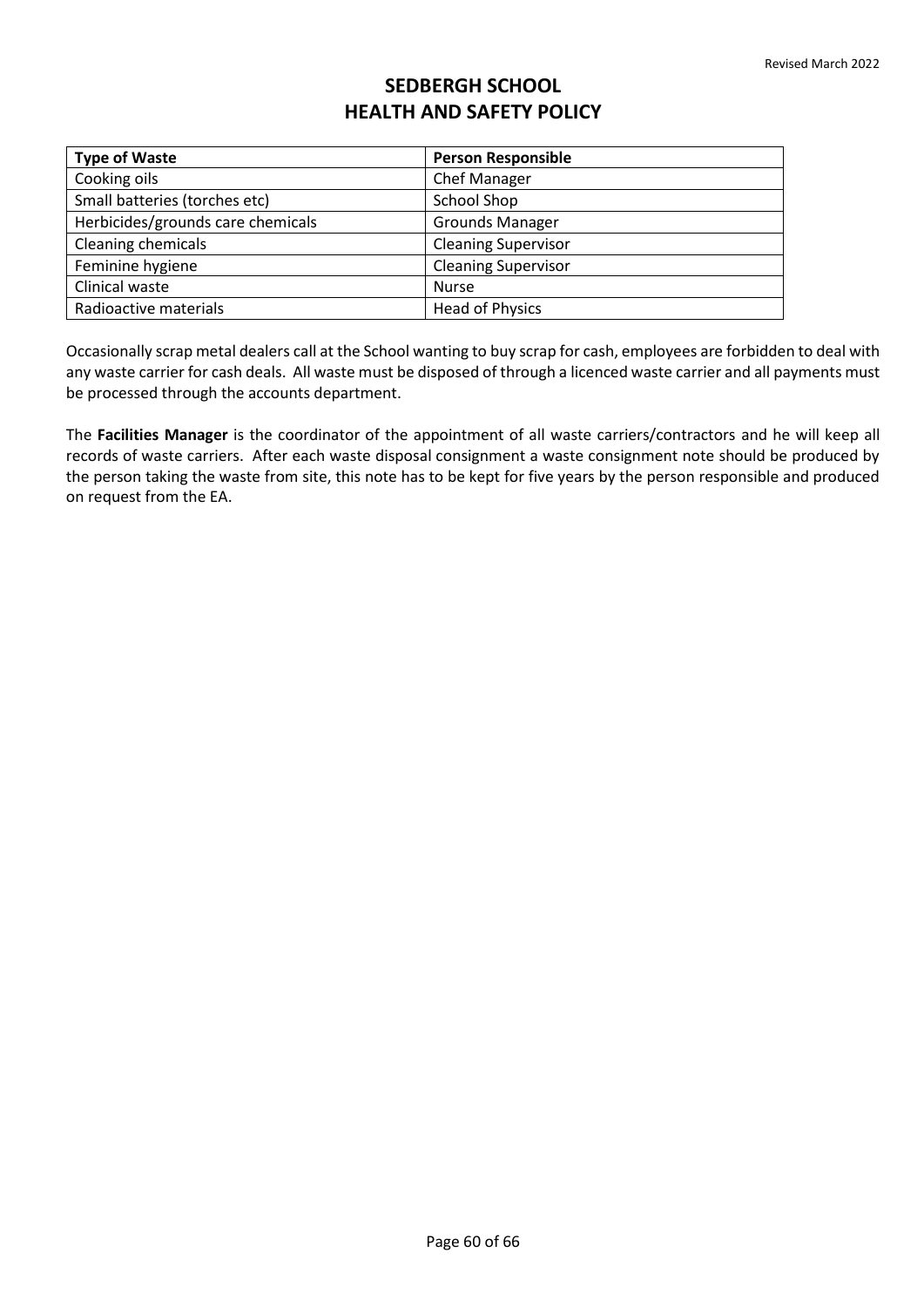| Type of Waste | Person Responsible |
|---|---|
| Cooking oils | Chef Manager |
| Small batteries (torches etc) | School Shop |
| Herbicides/grounds care chemicals | Grounds Manager |
| Cleaning chemicals | Cleaning Supervisor |
| Feminine hygiene | Cleaning Supervisor |
| Clinical waste | Nurse |
| Radioactive materials | Head of Physics |

Occasionally scrap metal dealers call at the School wanting to buy scrap for cash, employees are forbidden to deal with any waste carrier for cash deals. All waste must be disposed of through a licenced waste carrier and all payments must be processed through the accounts department.

The **Facilities Manager** is the coordinator of the appointment of all waste carriers/contractors and he will keep all records of waste carriers. After each waste disposal consignment a waste consignment note should be produced by the person taking the waste from site, this note has to be kept for five years by the person responsible and produced on request from the EA.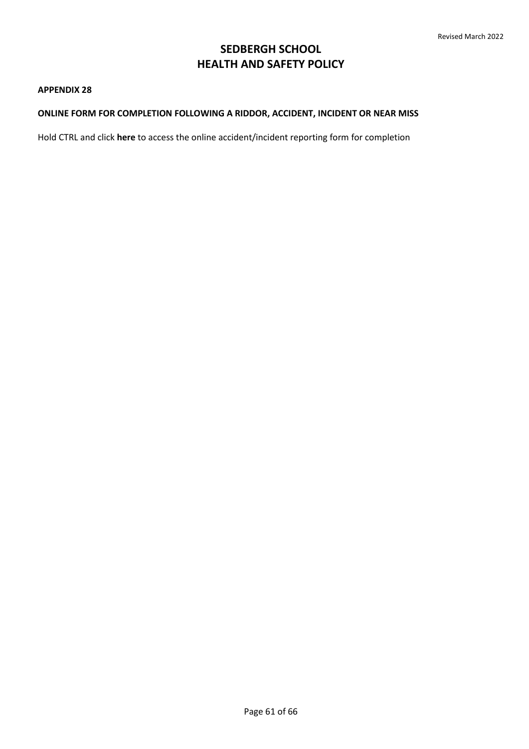**APPENDIX 28**

**ONLINE FORM FOR COMPLETION FOLLOWING A RIDDOR, ACCIDENT, INCIDENT OR NEAR MISS**

Hold CTRL and click **here** to access the online accident/incident reporting form for completion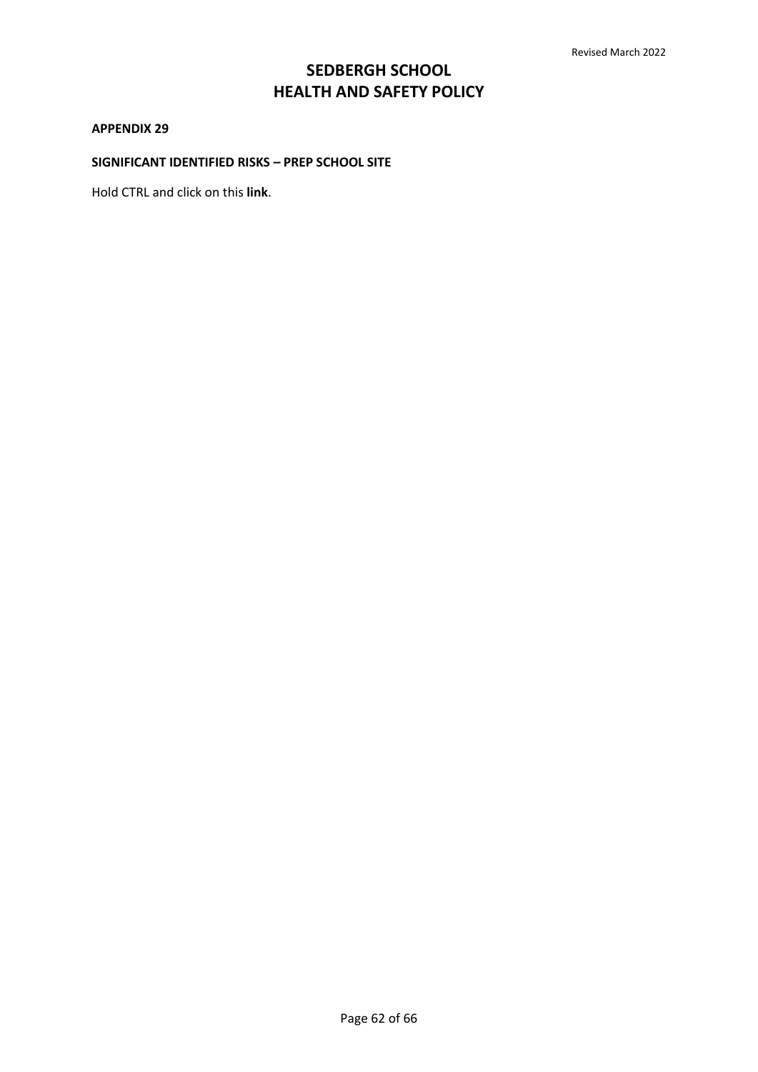# SEDBERGH SCHOOL
# HEALTH AND SAFETY POLICY

**APPENDIX 29**

**SIGNIFICANT IDENTIFIED RISKS – PREP SCHOOL SITE**

Hold CTRL and click on this **link**.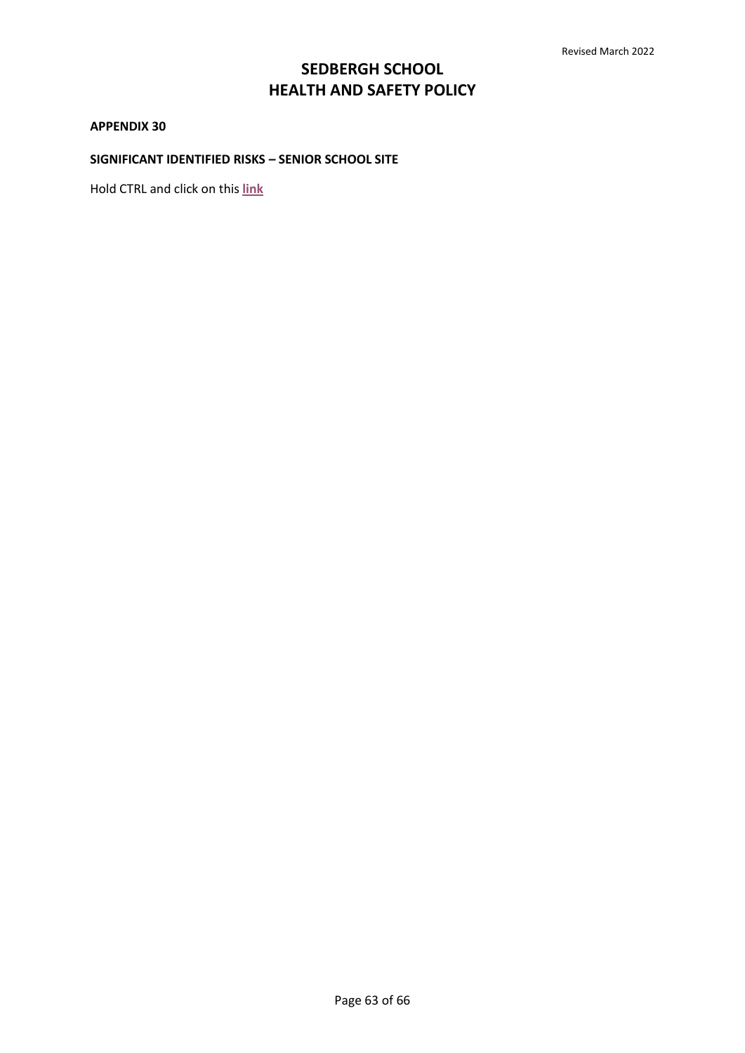# SEDBERGH SCHOOL
# HEALTH AND SAFETY POLICY

**APPENDIX 30**

**SIGNIFICANT IDENTIFIED RISKS – SENIOR SCHOOL SITE**

Hold CTRL and click on this **link**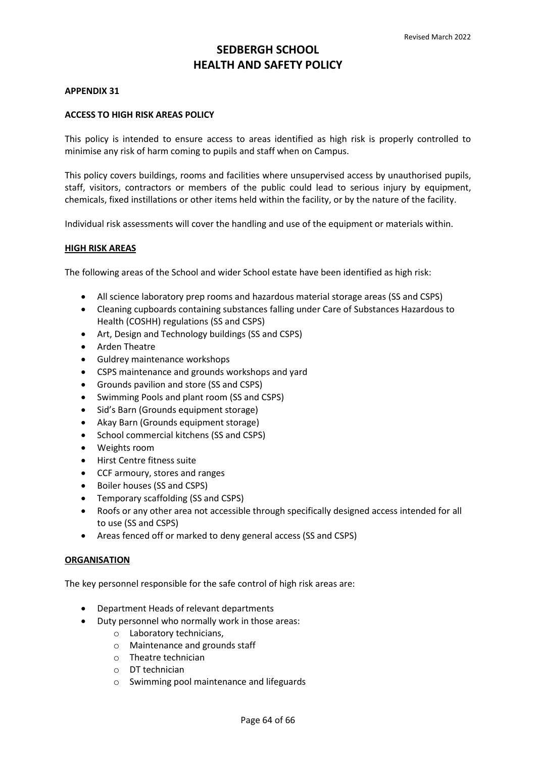# SEDBERGH SCHOOL
# HEALTH AND SAFETY POLICY

**APPENDIX 31**

**ACCESS TO HIGH RISK AREAS POLICY**

This policy is intended to ensure access to areas identified as high risk is properly controlled to minimise any risk of harm coming to pupils and staff when on Campus.

This policy covers buildings, rooms and facilities where unsupervised access by unauthorised pupils, staff, visitors, contractors or members of the public could lead to serious injury by equipment, chemicals, fixed instillations or other items held within the facility, or by the nature of the facility.

Individual risk assessments will cover the handling and use of the equipment or materials within.

## HIGH RISK AREAS

The following areas of the School and wider School estate have been identified as high risk:

- All science laboratory prep rooms and hazardous material storage areas (SS and CSPS)
- Cleaning cupboards containing substances falling under Care of Substances Hazardous to Health (COSHH) regulations (SS and CSPS)
- Art, Design and Technology buildings (SS and CSPS)
- Arden Theatre
- Guldrey maintenance workshops
- CSPS maintenance and grounds workshops and yard
- Grounds pavilion and store (SS and CSPS)
- Swimming Pools and plant room (SS and CSPS)
- Sid's Barn (Grounds equipment storage)
- Akay Barn (Grounds equipment storage)
- School commercial kitchens (SS and CSPS)
- Weights room
- Hirst Centre fitness suite
- CCF armoury, stores and ranges
- Boiler houses (SS and CSPS)
- Temporary scaffolding (SS and CSPS)
- Roofs or any other area not accessible through specifically designed access intended for all to use (SS and CSPS)
- Areas fenced off or marked to deny general access (SS and CSPS)

## ORGANISATION

The key personnel responsible for the safe control of high risk areas are:

- Department Heads of relevant departments
- Duty personnel who normally work in those areas:
  - Laboratory technicians,
  - Maintenance and grounds staff
  - Theatre technician
  - DT technician
  - Swimming pool maintenance and lifeguards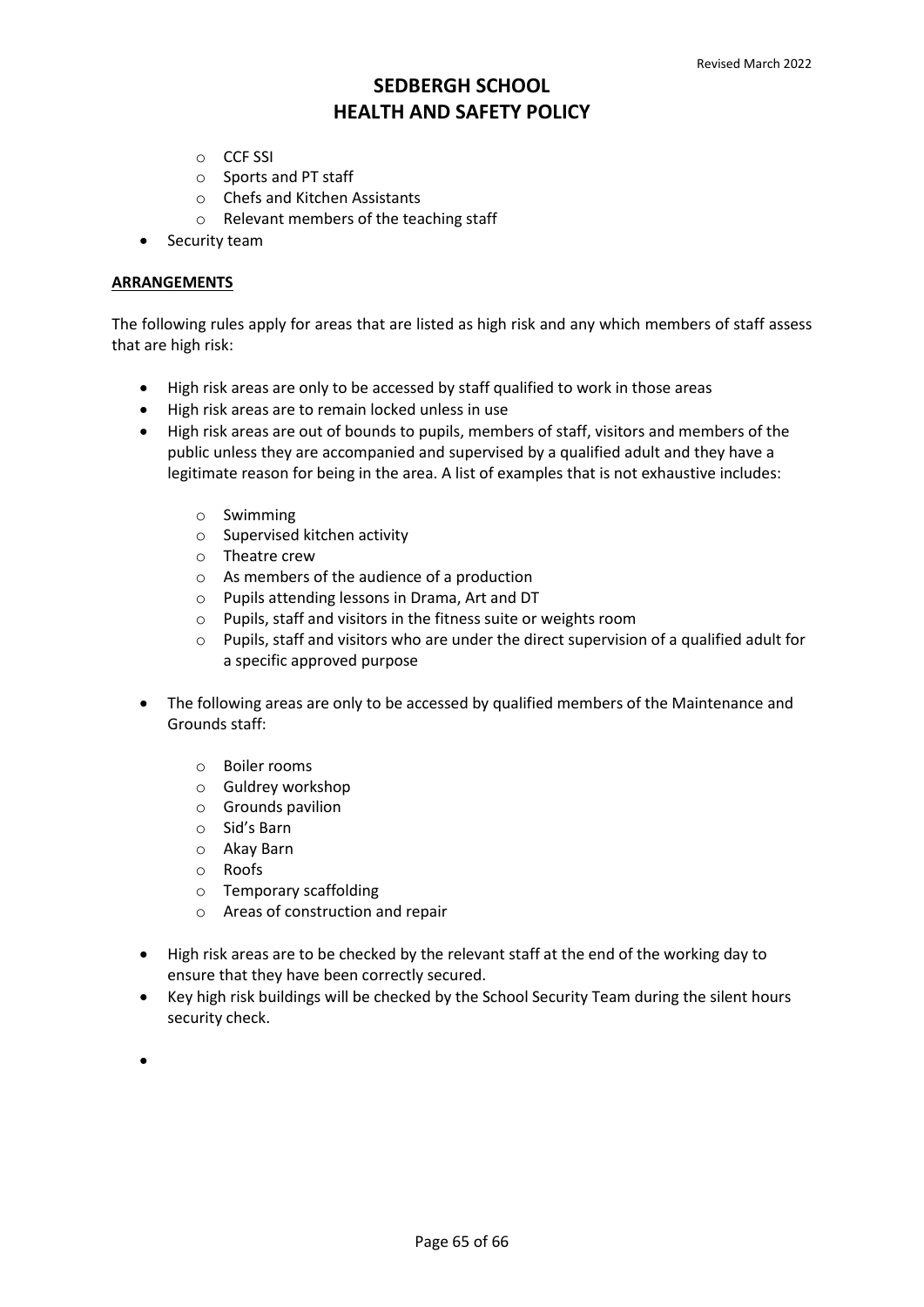- CCF SSI
  - Sports and PT staff
  - Chefs and Kitchen Assistants
  - Relevant members of the teaching staff
- Security team

**ARRANGEMENTS**

The following rules apply for areas that are listed as high risk and any which members of staff assess that are high risk:

- High risk areas are only to be accessed by staff qualified to work in those areas
- High risk areas are to remain locked unless in use
- High risk areas are out of bounds to pupils, members of staff, visitors and members of the public unless they are accompanied and supervised by a qualified adult and they have a legitimate reason for being in the area. A list of examples that is not exhaustive includes:
  - Swimming
  - Supervised kitchen activity
  - Theatre crew
  - As members of the audience of a production
  - Pupils attending lessons in Drama, Art and DT
  - Pupils, staff and visitors in the fitness suite or weights room
  - Pupils, staff and visitors who are under the direct supervision of a qualified adult for a specific approved purpose
- The following areas are only to be accessed by qualified members of the Maintenance and Grounds staff:
  - Boiler rooms
  - Guldrey workshop
  - Grounds pavilion
  - Sid's Barn
  - Akay Barn
  - Roofs
  - Temporary scaffolding
  - Areas of construction and repair
- High risk areas are to be checked by the relevant staff at the end of the working day to ensure that they have been correctly secured.
- Key high risk buildings will be checked by the School Security Team during the silent hours security check.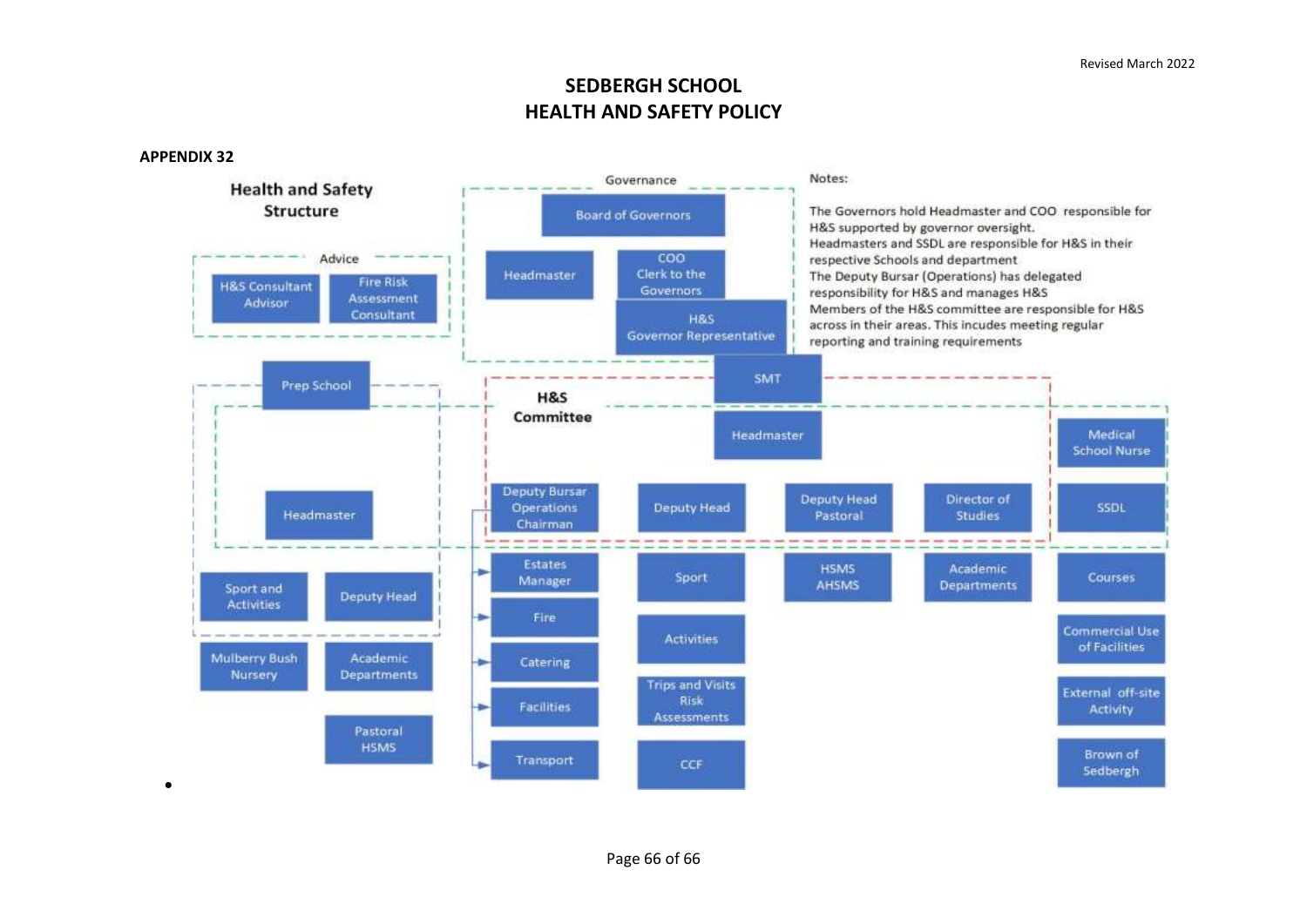Revised March 2022

# SEDBERGH SCHOOL
# HEALTH AND SAFETY POLICY

**APPENDIX 32**

**Health and Safety Structure**

Advice

H&S Consultant Advisor

Fire Risk Assessment Consultant

Governance

Board of Governors

Headmaster

COO Clerk to the Governors

H&S Governor Representative

Notes:

The Governors hold Headmaster and COO responsible for H&S supported by governor oversight.
Headmasters and SSDL are responsible for H&S in their respective Schools and department
The Deputy Bursar (Operations) has delegated responsibility for H&S and manages H&S
Members of the H&S committee are responsible for H&S across in their areas. This incudes meeting regular reporting and training requirements

Prep School

Headmaster

Sport and Activities

Deputy Head

Mulberry Bush Nursery

Academic Departments

Pastoral HSMS

SMT

**H&S Committee**

Headmaster

Deputy Bursar Operations Chairman

Deputy Head

Deputy Head Pastoral

Director of Studies

Medical School Nurse

SSDL

Estates Manager

Fire

Catering

Facilities

Transport

Sport

Activities

Trips and Visits Risk Assessments

CCF

HSMS AHSMS

Academic Departments

Courses

Commercial Use of Facilities

External off-site Activity

Brown of Sedbergh